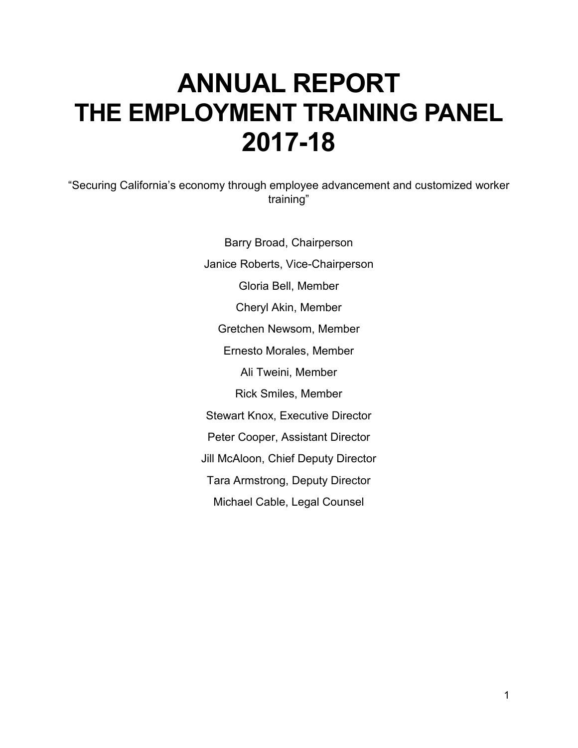# ANNUAL REPORT
# THE EMPLOYMENT TRAINING PANEL
# 2017-18

"Securing California's economy through employee advancement and customized worker training"

Barry Broad, Chairperson

Janice Roberts, Vice-Chairperson

Gloria Bell, Member

Cheryl Akin, Member

Gretchen Newsom, Member

Ernesto Morales, Member

Ali Tweini, Member

Rick Smiles, Member

Stewart Knox, Executive Director

Peter Cooper, Assistant Director

Jill McAloon, Chief Deputy Director

Tara Armstrong, Deputy Director

Michael Cable, Legal Counsel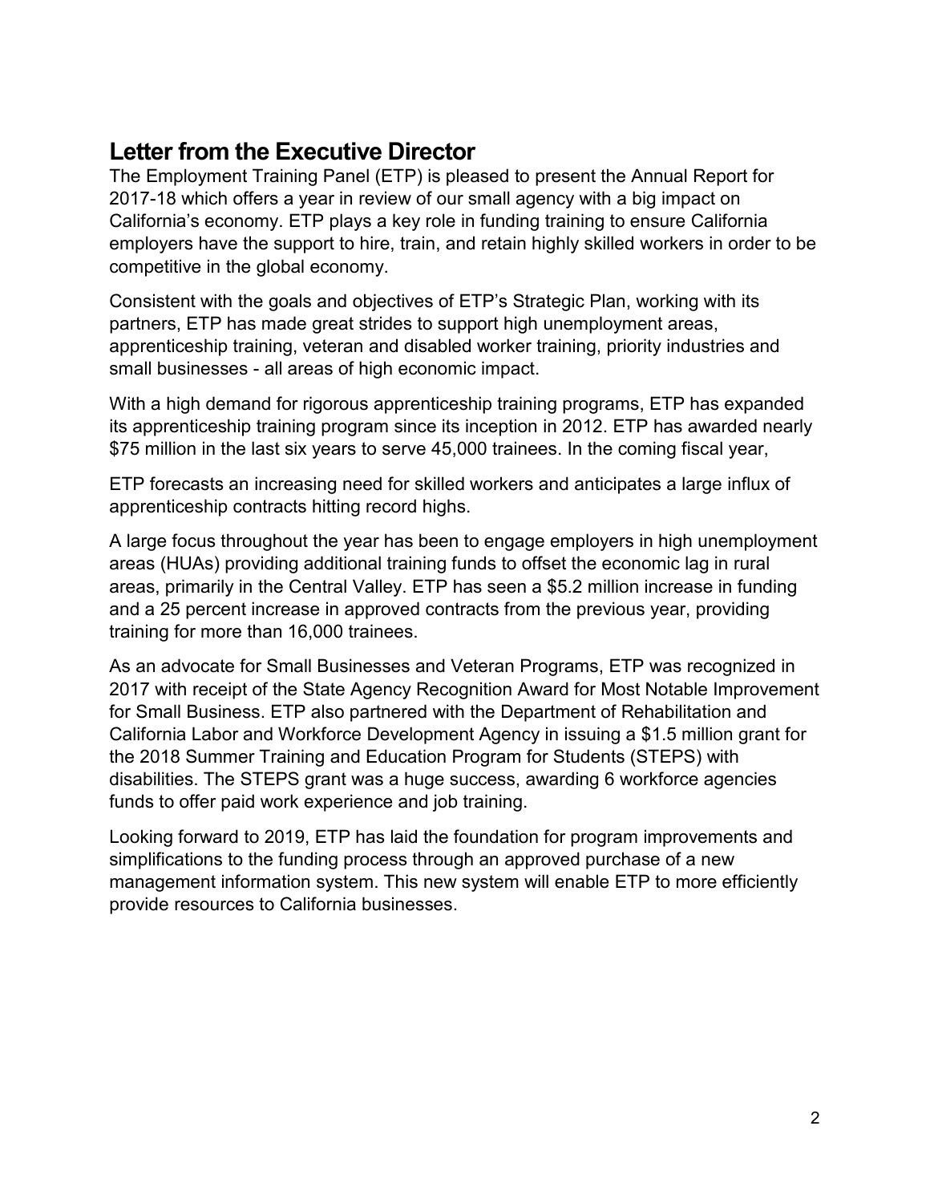## Letter from the Executive Director

The Employment Training Panel (ETP) is pleased to present the Annual Report for 2017-18 which offers a year in review of our small agency with a big impact on California's economy. ETP plays a key role in funding training to ensure California employers have the support to hire, train, and retain highly skilled workers in order to be competitive in the global economy.

Consistent with the goals and objectives of ETP's Strategic Plan, working with its partners, ETP has made great strides to support high unemployment areas, apprenticeship training, veteran and disabled worker training, priority industries and small businesses - all areas of high economic impact.

With a high demand for rigorous apprenticeship training programs, ETP has expanded its apprenticeship training program since its inception in 2012. ETP has awarded nearly $75 million in the last six years to serve 45,000 trainees. In the coming fiscal year,

ETP forecasts an increasing need for skilled workers and anticipates a large influx of apprenticeship contracts hitting record highs.

A large focus throughout the year has been to engage employers in high unemployment areas (HUAs) providing additional training funds to offset the economic lag in rural areas, primarily in the Central Valley. ETP has seen a $5.2 million increase in funding and a 25 percent increase in approved contracts from the previous year, providing training for more than 16,000 trainees.

As an advocate for Small Businesses and Veteran Programs, ETP was recognized in 2017 with receipt of the State Agency Recognition Award for Most Notable Improvement for Small Business. ETP also partnered with the Department of Rehabilitation and California Labor and Workforce Development Agency in issuing a $1.5 million grant for the 2018 Summer Training and Education Program for Students (STEPS) with disabilities. The STEPS grant was a huge success, awarding 6 workforce agencies funds to offer paid work experience and job training.

Looking forward to 2019, ETP has laid the foundation for program improvements and simplifications to the funding process through an approved purchase of a new management information system. This new system will enable ETP to more efficiently provide resources to California businesses.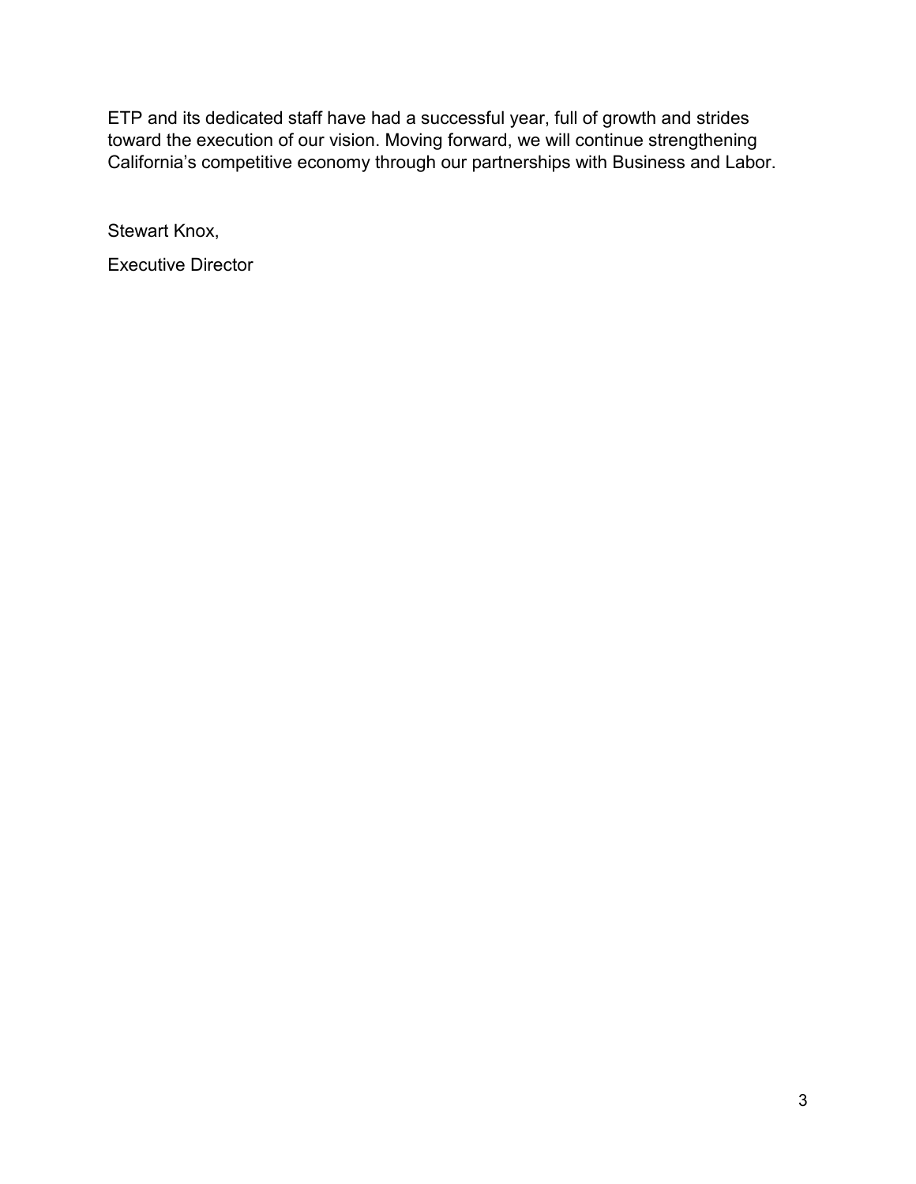ETP and its dedicated staff have had a successful year, full of growth and strides toward the execution of our vision. Moving forward, we will continue strengthening California's competitive economy through our partnerships with Business and Labor.

Stewart Knox,

Executive Director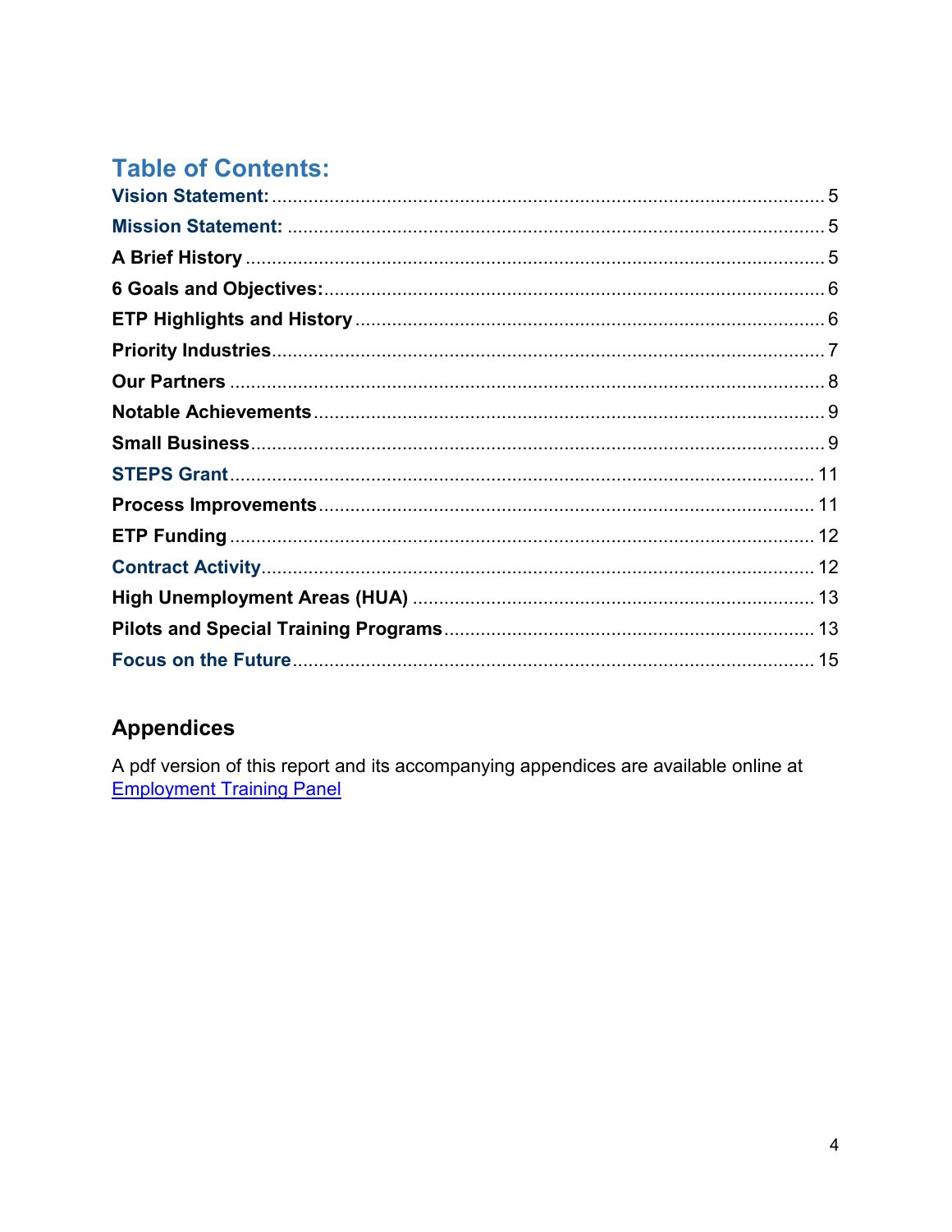## Table of Contents:

Vision Statement: ........ 5
Mission Statement: ........ 5
A Brief History ........ 5
6 Goals and Objectives: ........ 6
ETP Highlights and History ........ 6
Priority Industries ........ 7
Our Partners ........ 8
Notable Achievements ........ 9
Small Business ........ 9
STEPS Grant ........ 11
Process Improvements ........ 11
ETP Funding ........ 12
Contract Activity ........ 12
High Unemployment Areas (HUA) ........ 13
Pilots and Special Training Programs ........ 13
Focus on the Future ........ 15

## Appendices

A pdf version of this report and its accompanying appendices are available online at [Employment Training Panel]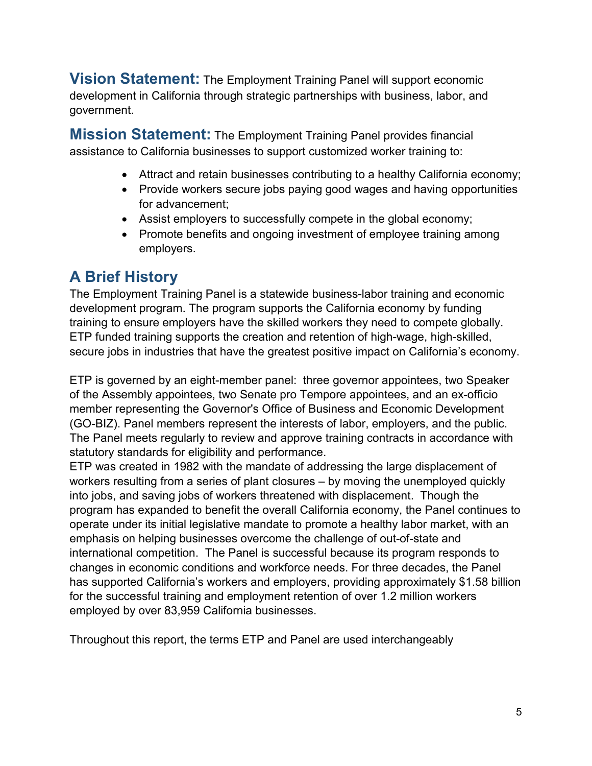**Vision Statement:** The Employment Training Panel will support economic development in California through strategic partnerships with business, labor, and government.

**Mission Statement:** The Employment Training Panel provides financial assistance to California businesses to support customized worker training to:

- Attract and retain businesses contributing to a healthy California economy;
- Provide workers secure jobs paying good wages and having opportunities for advancement;
- Assist employers to successfully compete in the global economy;
- Promote benefits and ongoing investment of employee training among employers.

## A Brief History

The Employment Training Panel is a statewide business-labor training and economic development program. The program supports the California economy by funding training to ensure employers have the skilled workers they need to compete globally. ETP funded training supports the creation and retention of high-wage, high-skilled, secure jobs in industries that have the greatest positive impact on California's economy.

ETP is governed by an eight-member panel: three governor appointees, two Speaker of the Assembly appointees, two Senate pro Tempore appointees, and an ex-officio member representing the Governor's Office of Business and Economic Development (GO-BIZ). Panel members represent the interests of labor, employers, and the public. The Panel meets regularly to review and approve training contracts in accordance with statutory standards for eligibility and performance.

ETP was created in 1982 with the mandate of addressing the large displacement of workers resulting from a series of plant closures – by moving the unemployed quickly into jobs, and saving jobs of workers threatened with displacement. Though the program has expanded to benefit the overall California economy, the Panel continues to operate under its initial legislative mandate to promote a healthy labor market, with an emphasis on helping businesses overcome the challenge of out-of-state and international competition. The Panel is successful because its program responds to changes in economic conditions and workforce needs. For three decades, the Panel has supported California's workers and employers, providing approximately $1.58 billion for the successful training and employment retention of over 1.2 million workers employed by over 83,959 California businesses.

Throughout this report, the terms ETP and Panel are used interchangeably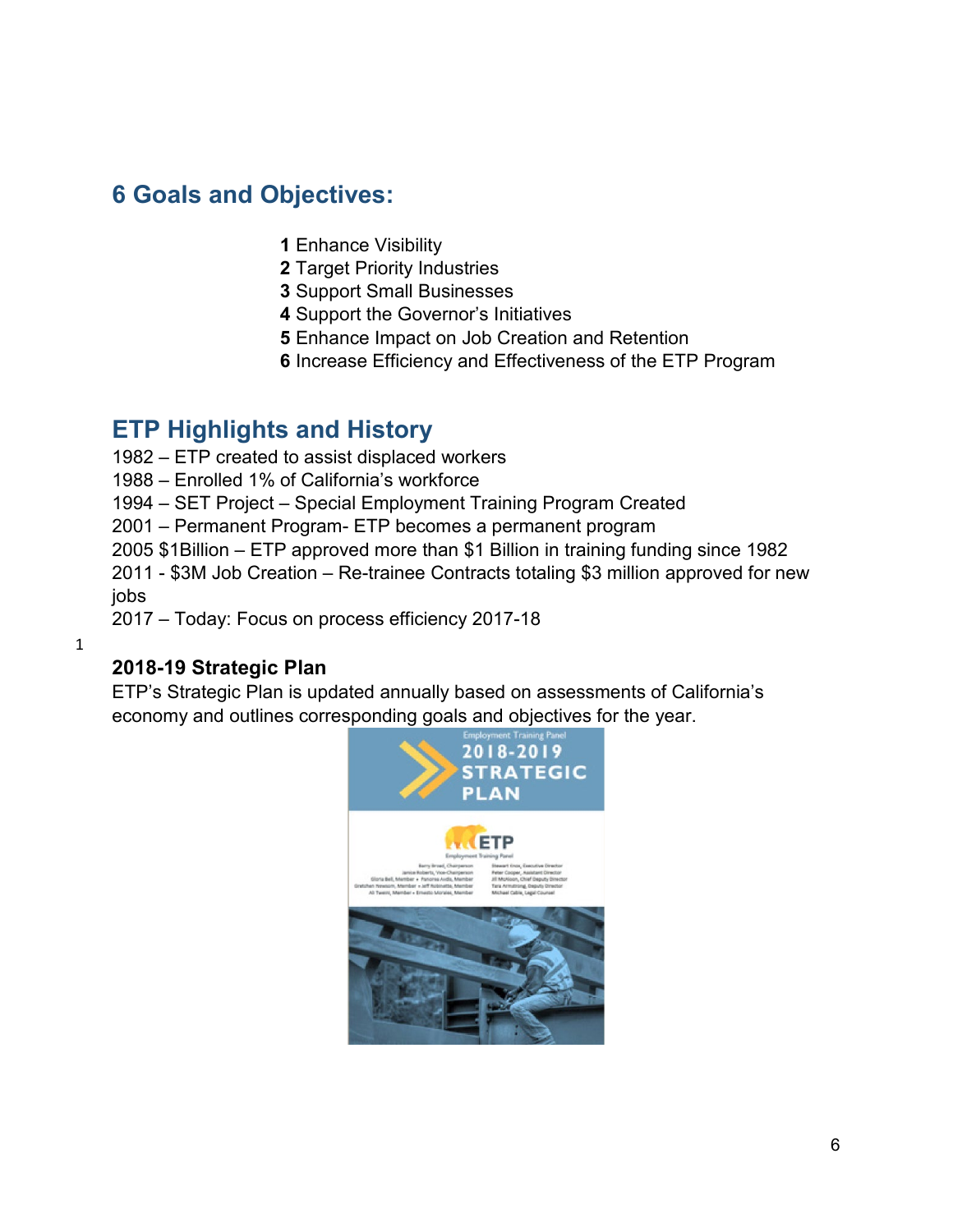## 6 Goals and Objectives:

**1** Enhance Visibility
**2** Target Priority Industries
**3** Support Small Businesses
**4** Support the Governor's Initiatives
**5** Enhance Impact on Job Creation and Retention
**6** Increase Efficiency and Effectiveness of the ETP Program

## ETP Highlights and History

1982 – ETP created to assist displaced workers
1988 – Enrolled 1% of California's workforce
1994 – SET Project – Special Employment Training Program Created
2001 – Permanent Program- ETP becomes a permanent program
2005 $1Billion – ETP approved more than $1 Billion in training funding since 1982
2011 - $3M Job Creation – Re-trainee Contracts totaling $3 million approved for new jobs
2017 – Today: Focus on process efficiency 2017-18

1

### 2018-19 Strategic Plan

ETP's Strategic Plan is updated annually based on assessments of California's economy and outlines corresponding goals and objectives for the year.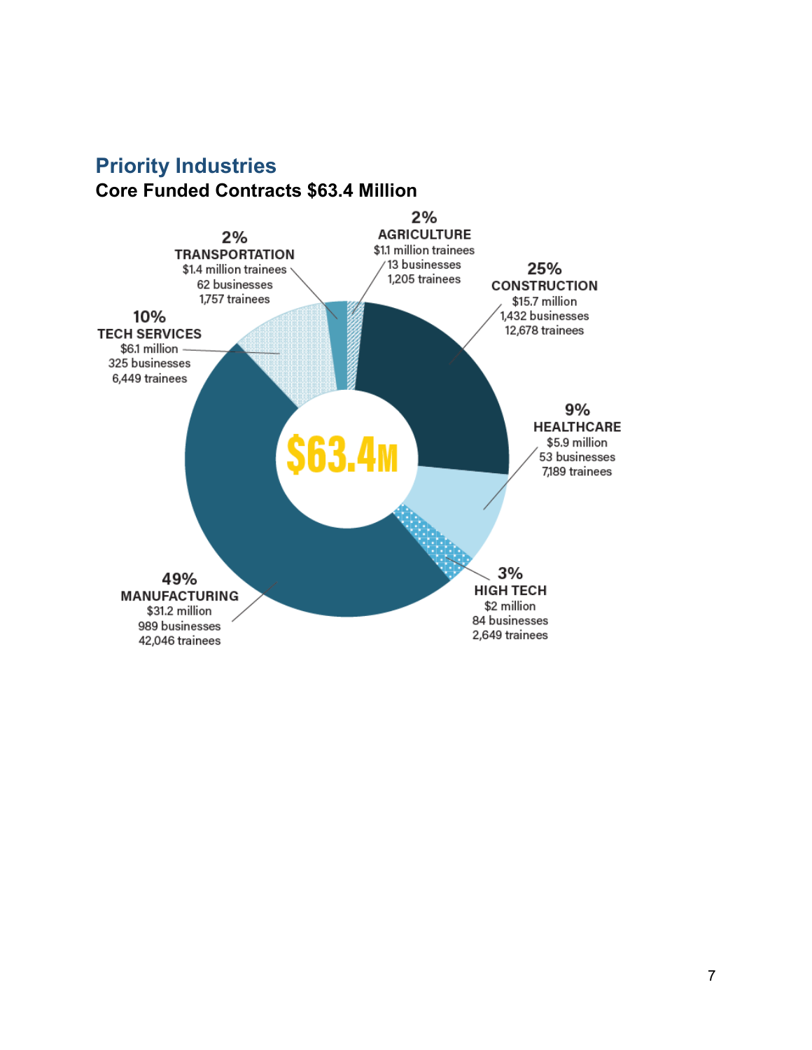## Priority Industries

**Core Funded Contracts $63.4 Million**

$63.4M

**2%**
**TRANSPORTATION**
$1.4 million trainees
62 businesses
1,757 trainees

**2%**
**AGRICULTURE**
$1.1 million trainees
13 businesses
1,205 trainees

**25%**
**CONSTRUCTION**
$15.7 million
1,432 businesses
12,678 trainees

**10%**
**TECH SERVICES**
$6.1 million
325 businesses
6,449 trainees

**9%**
**HEALTHCARE**
$5.9 million
53 businesses
7,189 trainees

**49%**
**MANUFACTURING**
$31.2 million
989 businesses
42,046 trainees

**3%**
**HIGH TECH**
$2 million
84 businesses
2,649 trainees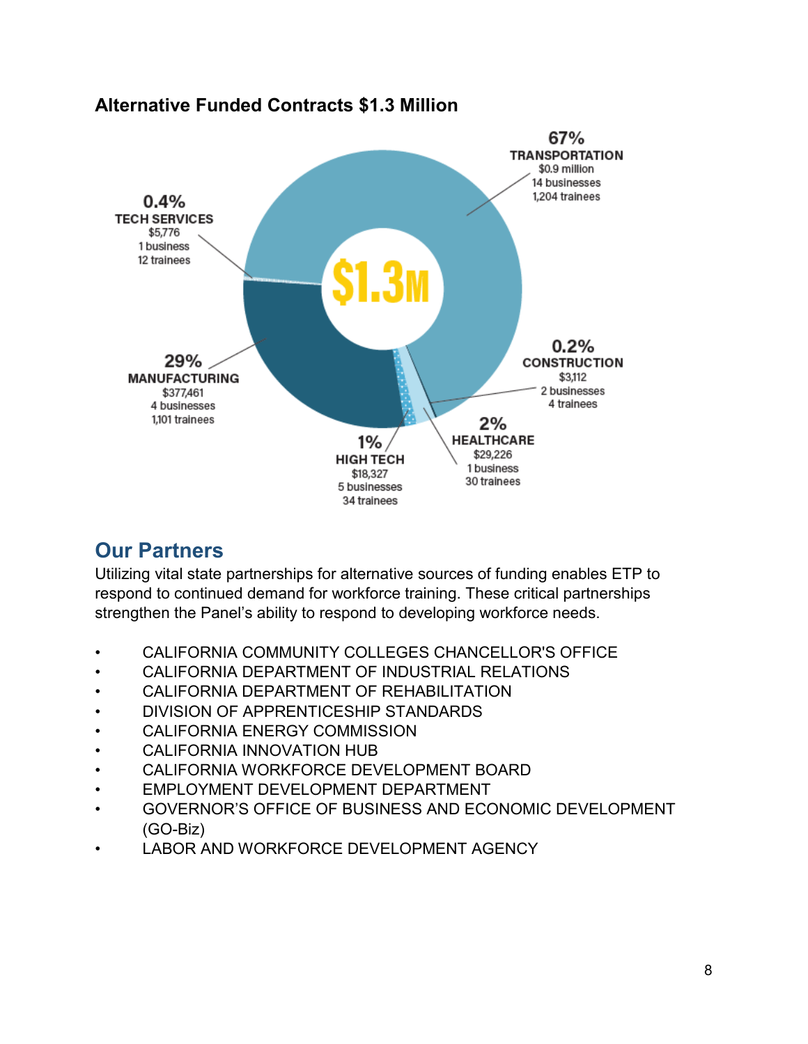**Alternative Funded Contracts $1.3 Million**

$1.3M

67%
TRANSPORTATION
$0.9 million
14 businesses
1,204 trainees

0.4%
TECH SERVICES
$5,776
1 business
12 trainees

29%
MANUFACTURING
$377,461
4 businesses
1,101 trainees

0.2%
CONSTRUCTION
$3,112
2 businesses
4 trainees

2%
HEALTHCARE
$29,226
1 business
30 trainees

1%
HIGH TECH
$18,327
5 businesses
34 trainees

## Our Partners

Utilizing vital state partnerships for alternative sources of funding enables ETP to respond to continued demand for workforce training. These critical partnerships strengthen the Panel's ability to respond to developing workforce needs.

- CALIFORNIA COMMUNITY COLLEGES CHANCELLOR'S OFFICE
- CALIFORNIA DEPARTMENT OF INDUSTRIAL RELATIONS
- CALIFORNIA DEPARTMENT OF REHABILITATION
- DIVISION OF APPRENTICESHIP STANDARDS
- CALIFORNIA ENERGY COMMISSION
- CALIFORNIA INNOVATION HUB
- CALIFORNIA WORKFORCE DEVELOPMENT BOARD
- EMPLOYMENT DEVELOPMENT DEPARTMENT
- GOVERNOR'S OFFICE OF BUSINESS AND ECONOMIC DEVELOPMENT (GO-Biz)
- LABOR AND WORKFORCE DEVELOPMENT AGENCY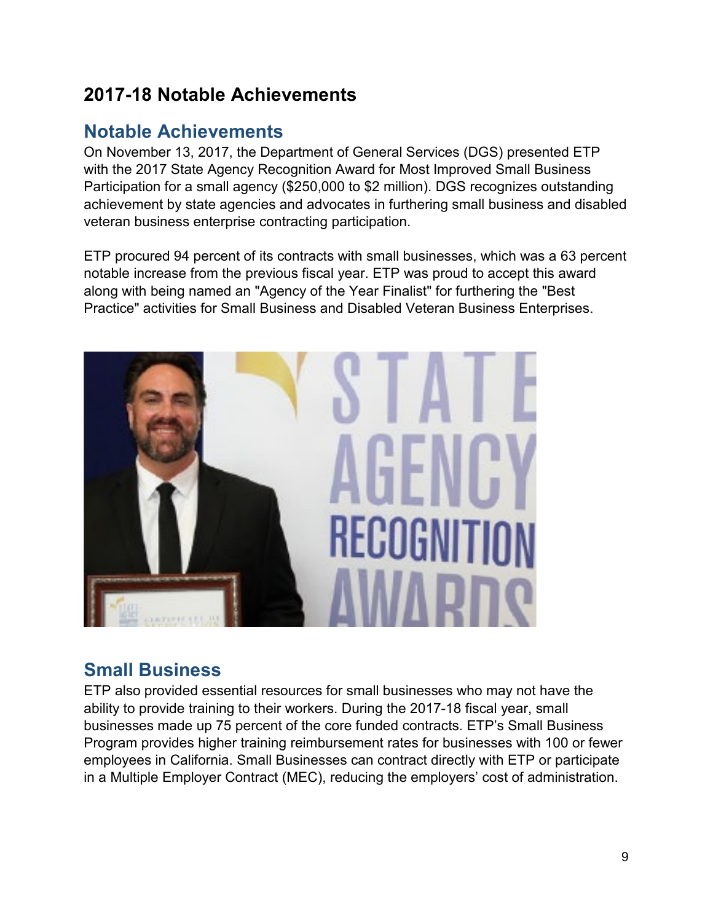## 2017-18 Notable Achievements

### Notable Achievements

On November 13, 2017, the Department of General Services (DGS) presented ETP with the 2017 State Agency Recognition Award for Most Improved Small Business Participation for a small agency ($250,000 to $2 million). DGS recognizes outstanding achievement by state agencies and advocates in furthering small business and disabled veteran business enterprise contracting participation.

ETP procured 94 percent of its contracts with small businesses, which was a 63 percent notable increase from the previous fiscal year. ETP was proud to accept this award along with being named an "Agency of the Year Finalist" for furthering the "Best Practice" activities for Small Business and Disabled Veteran Business Enterprises.

### Small Business

ETP also provided essential resources for small businesses who may not have the ability to provide training to their workers. During the 2017-18 fiscal year, small businesses made up 75 percent of the core funded contracts. ETP's Small Business Program provides higher training reimbursement rates for businesses with 100 or fewer employees in California. Small Businesses can contract directly with ETP or participate in a Multiple Employer Contract (MEC), reducing the employers' cost of administration.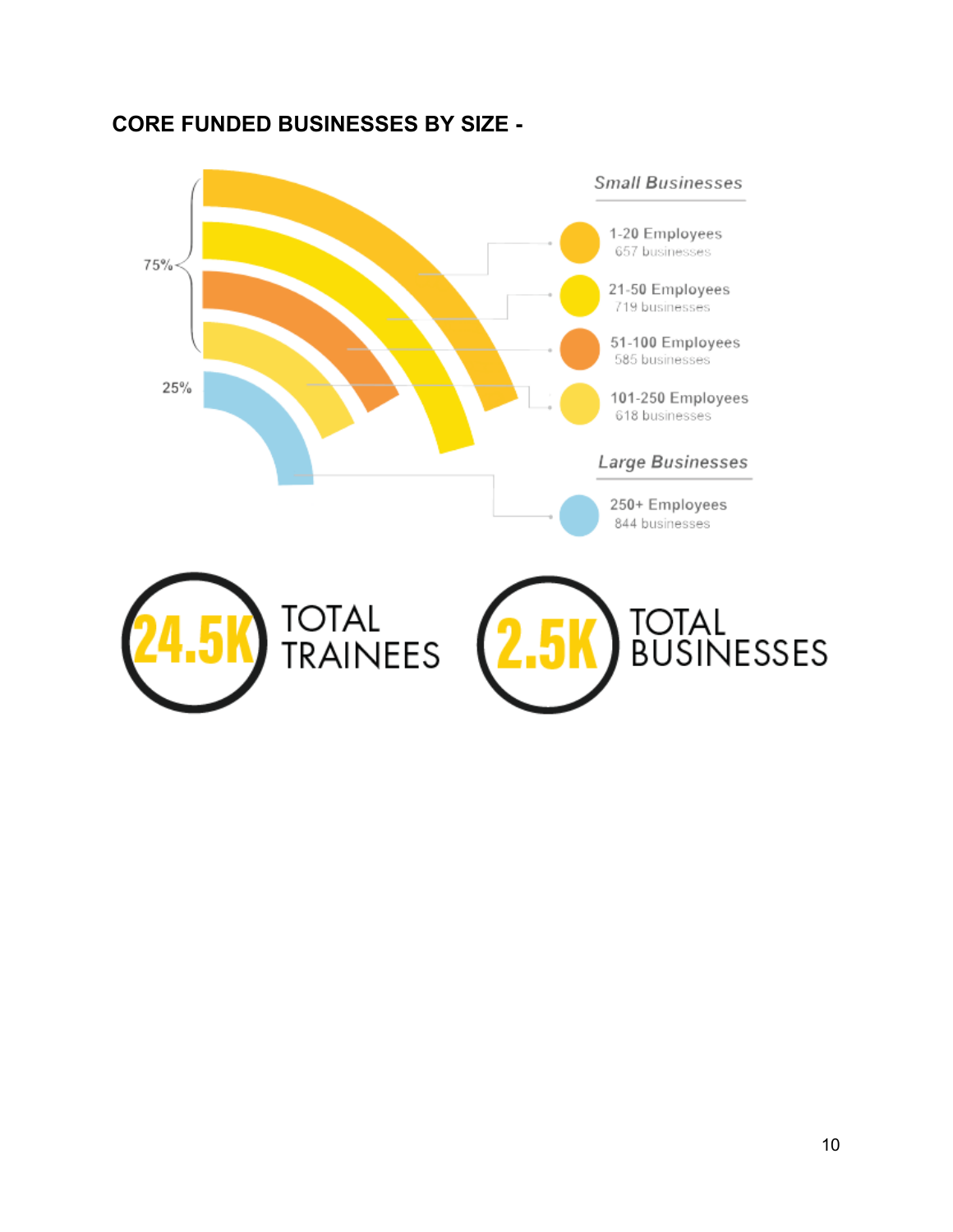**CORE FUNDED BUSINESSES BY SIZE -**

75%

25%

*Small Businesses*

1-20 Employees
657 businesses

21-50 Employees
719 businesses

51-100 Employees
585 businesses

101-250 Employees
618 businesses

*Large Businesses*

250+ Employees
844 businesses

24.5K TOTAL TRAINEES

2.5K TOTAL BUSINESSES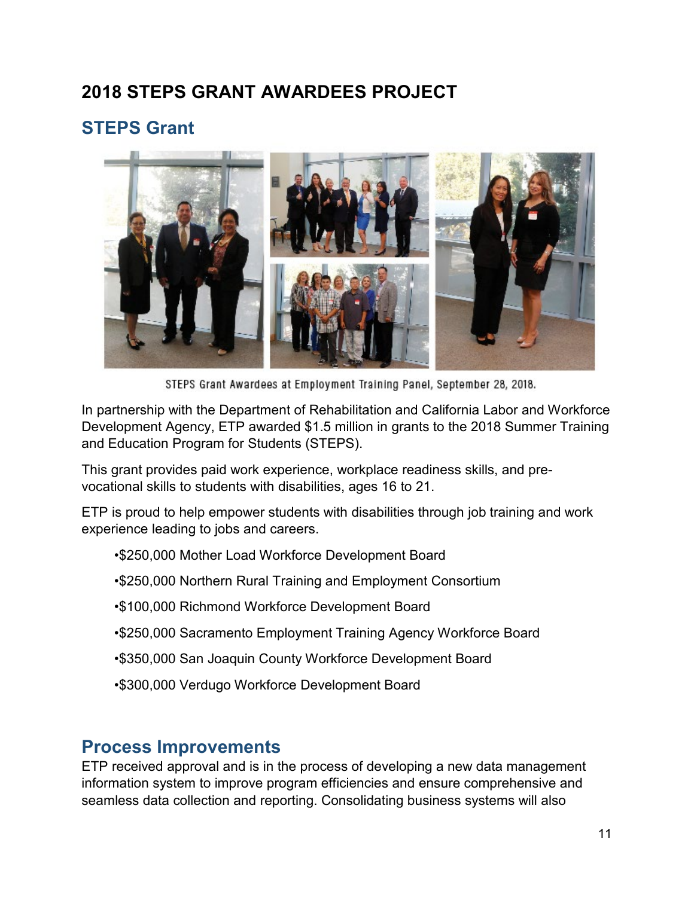# 2018 STEPS GRANT AWARDEES PROJECT

## STEPS Grant

STEPS Grant Awardees at Employment Training Panel, September 28, 2018.

In partnership with the Department of Rehabilitation and California Labor and Workforce Development Agency, ETP awarded $1.5 million in grants to the 2018 Summer Training and Education Program for Students (STEPS).

This grant provides paid work experience, workplace readiness skills, and pre-vocational skills to students with disabilities, ages 16 to 21.

ETP is proud to help empower students with disabilities through job training and work experience leading to jobs and careers.

- $250,000 Mother Load Workforce Development Board
- $250,000 Northern Rural Training and Employment Consortium
- $100,000 Richmond Workforce Development Board
- $250,000 Sacramento Employment Training Agency Workforce Board
- $350,000 San Joaquin County Workforce Development Board
- $300,000 Verdugo Workforce Development Board

## Process Improvements

ETP received approval and is in the process of developing a new data management information system to improve program efficiencies and ensure comprehensive and seamless data collection and reporting. Consolidating business systems will also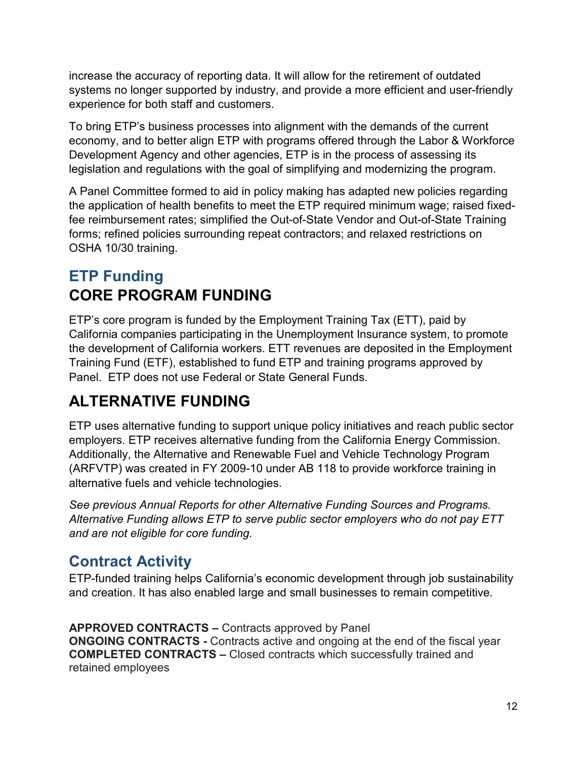increase the accuracy of reporting data. It will allow for the retirement of outdated systems no longer supported by industry, and provide a more efficient and user-friendly experience for both staff and customers.

To bring ETP's business processes into alignment with the demands of the current economy, and to better align ETP with programs offered through the Labor & Workforce Development Agency and other agencies, ETP is in the process of assessing its legislation and regulations with the goal of simplifying and modernizing the program.

A Panel Committee formed to aid in policy making has adapted new policies regarding the application of health benefits to meet the ETP required minimum wage; raised fixed-fee reimbursement rates; simplified the Out-of-State Vendor and Out-of-State Training forms; refined policies surrounding repeat contractors; and relaxed restrictions on OSHA 10/30 training.

## ETP Funding

### CORE PROGRAM FUNDING

ETP's core program is funded by the Employment Training Tax (ETT), paid by California companies participating in the Unemployment Insurance system, to promote the development of California workers. ETT revenues are deposited in the Employment Training Fund (ETF), established to fund ETP and training programs approved by Panel. ETP does not use Federal or State General Funds.

### ALTERNATIVE FUNDING

ETP uses alternative funding to support unique policy initiatives and reach public sector employers. ETP receives alternative funding from the California Energy Commission. Additionally, the Alternative and Renewable Fuel and Vehicle Technology Program (ARFVTP) was created in FY 2009-10 under AB 118 to provide workforce training in alternative fuels and vehicle technologies.

*See previous Annual Reports for other Alternative Funding Sources and Programs. Alternative Funding allows ETP to serve public sector employers who do not pay ETT and are not eligible for core funding.*

## Contract Activity

ETP-funded training helps California's economic development through job sustainability and creation. It has also enabled large and small businesses to remain competitive.

**APPROVED CONTRACTS –** Contracts approved by Panel
**ONGOING CONTRACTS -** Contracts active and ongoing at the end of the fiscal year
**COMPLETED CONTRACTS –** Closed contracts which successfully trained and retained employees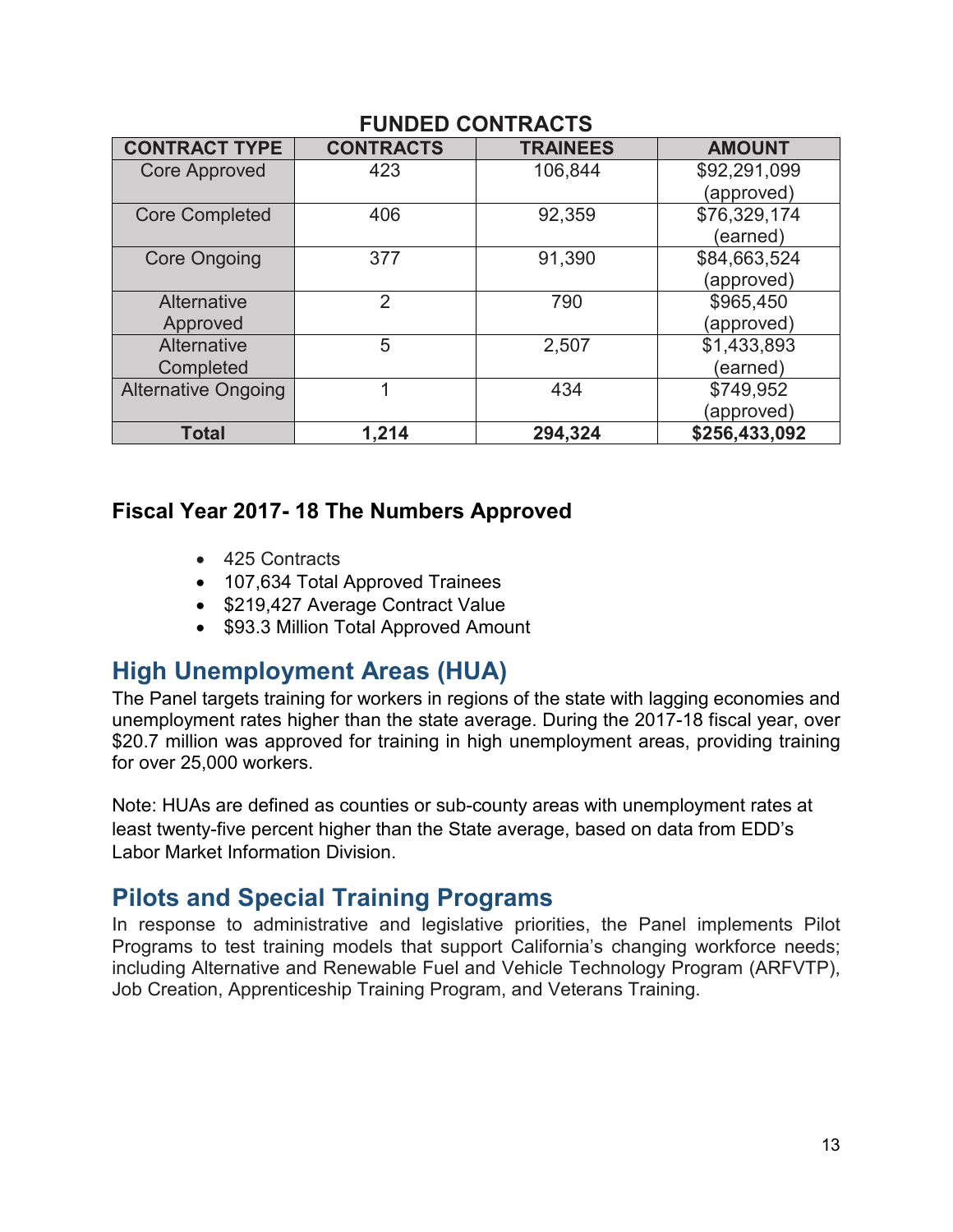**FUNDED CONTRACTS**

| CONTRACT TYPE | CONTRACTS | TRAINEES | AMOUNT |
|---|---|---|---|
| Core Approved | 423 | 106,844 | $92,291,099 (approved) |
| Core Completed | 406 | 92,359 | $76,329,174 (earned) |
| Core Ongoing | 377 | 91,390 | $84,663,524 (approved) |
| Alternative Approved | 2 | 790 | $965,450 (approved) |
| Alternative Completed | 5 | 2,507 | $1,433,893 (earned) |
| Alternative Ongoing | 1 | 434 | $749,952 (approved) |
| **Total** | **1,214** | **294,324** | **$256,433,092** |

### Fiscal Year 2017- 18 The Numbers Approved

- 425 Contracts
- 107,634 Total Approved Trainees
- $219,427 Average Contract Value
- $93.3 Million Total Approved Amount

## High Unemployment Areas (HUA)

The Panel targets training for workers in regions of the state with lagging economies and unemployment rates higher than the state average. During the 2017-18 fiscal year, over $20.7 million was approved for training in high unemployment areas, providing training for over 25,000 workers.

Note: HUAs are defined as counties or sub-county areas with unemployment rates at least twenty-five percent higher than the State average, based on data from EDD's Labor Market Information Division.

## Pilots and Special Training Programs

In response to administrative and legislative priorities, the Panel implements Pilot Programs to test training models that support California's changing workforce needs; including Alternative and Renewable Fuel and Vehicle Technology Program (ARFVTP), Job Creation, Apprenticeship Training Program, and Veterans Training.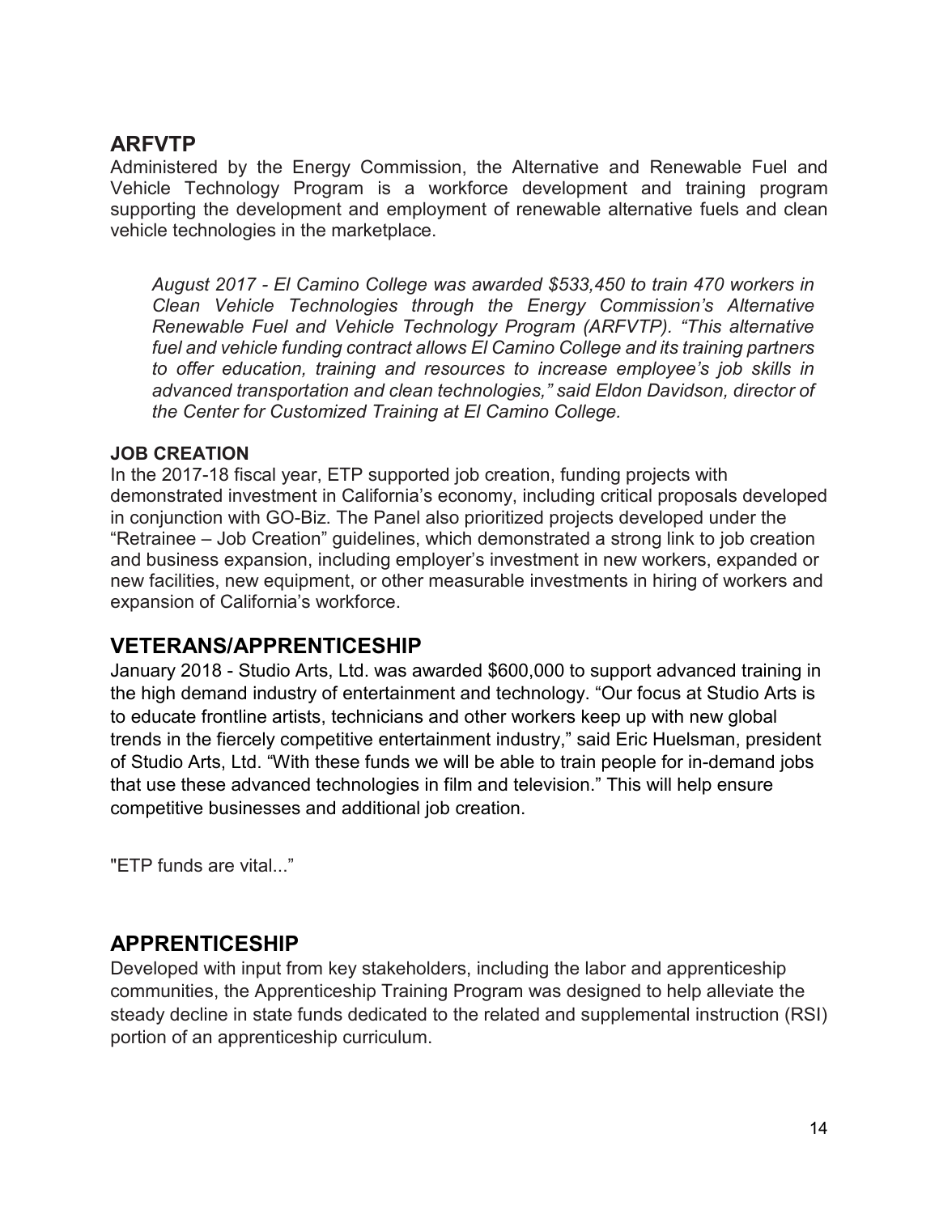## ARFVTP

Administered by the Energy Commission, the Alternative and Renewable Fuel and Vehicle Technology Program is a workforce development and training program supporting the development and employment of renewable alternative fuels and clean vehicle technologies in the marketplace.

> *August 2017 - El Camino College was awarded $533,450 to train 470 workers in Clean Vehicle Technologies through the Energy Commission's Alternative Renewable Fuel and Vehicle Technology Program (ARFVTP). "This alternative fuel and vehicle funding contract allows El Camino College and its training partners to offer education, training and resources to increase employee's job skills in advanced transportation and clean technologies," said Eldon Davidson, director of the Center for Customized Training at El Camino College.*

#### JOB CREATION

In the 2017-18 fiscal year, ETP supported job creation, funding projects with demonstrated investment in California's economy, including critical proposals developed in conjunction with GO-Biz. The Panel also prioritized projects developed under the "Retrainee – Job Creation" guidelines, which demonstrated a strong link to job creation and business expansion, including employer's investment in new workers, expanded or new facilities, new equipment, or other measurable investments in hiring of workers and expansion of California's workforce.

## VETERANS/APPRENTICESHIP

January 2018 - Studio Arts, Ltd. was awarded $600,000 to support advanced training in the high demand industry of entertainment and technology. "Our focus at Studio Arts is to educate frontline artists, technicians and other workers keep up with new global trends in the fiercely competitive entertainment industry," said Eric Huelsman, president of Studio Arts, Ltd. "With these funds we will be able to train people for in-demand jobs that use these advanced technologies in film and television." This will help ensure competitive businesses and additional job creation.

"ETP funds are vital..."

## APPRENTICESHIP

Developed with input from key stakeholders, including the labor and apprenticeship communities, the Apprenticeship Training Program was designed to help alleviate the steady decline in state funds dedicated to the related and supplemental instruction (RSI) portion of an apprenticeship curriculum.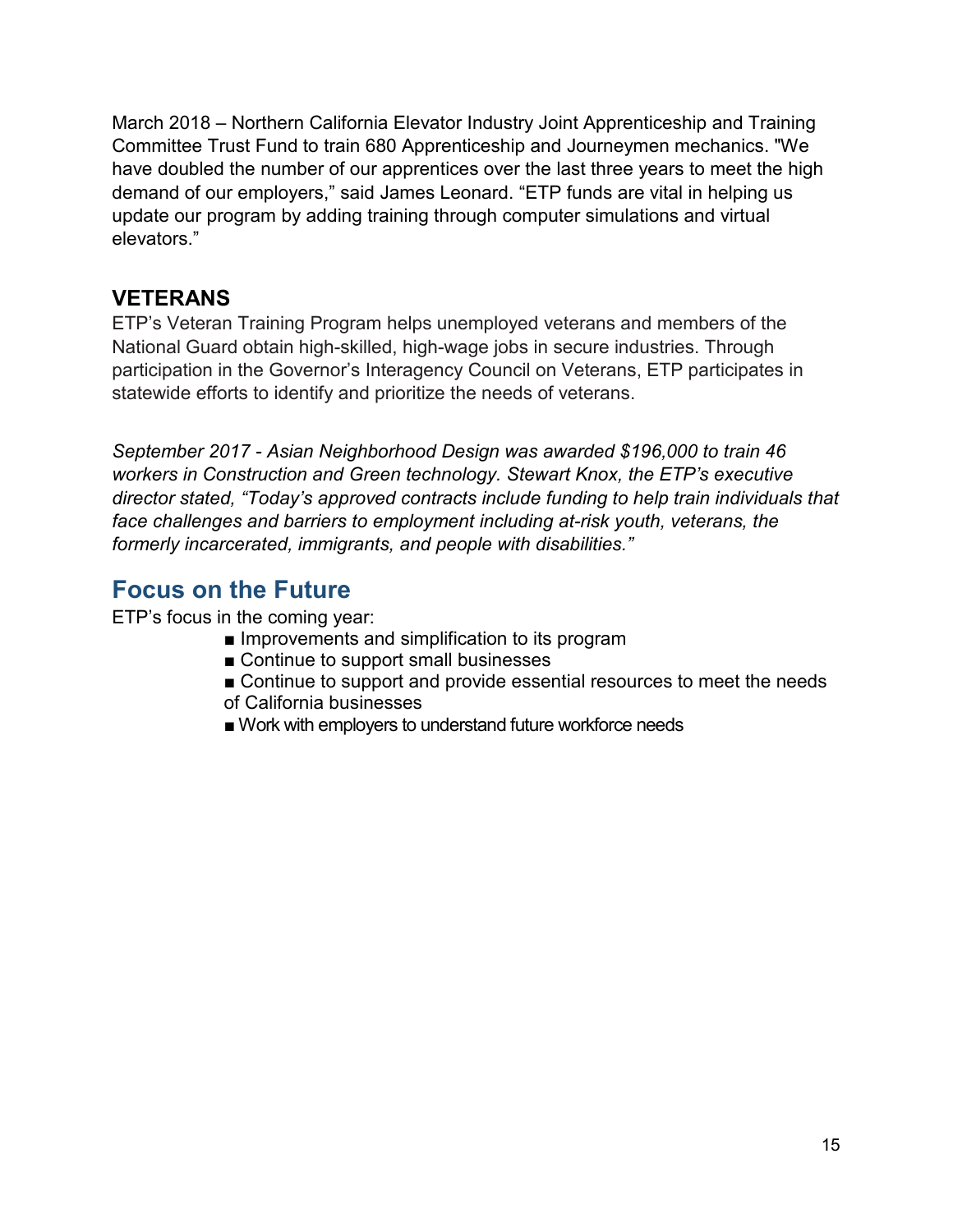March 2018 – Northern California Elevator Industry Joint Apprenticeship and Training Committee Trust Fund to train 680 Apprenticeship and Journeymen mechanics. "We have doubled the number of our apprentices over the last three years to meet the high demand of our employers," said James Leonard. "ETP funds are vital in helping us update our program by adding training through computer simulations and virtual elevators."

### VETERANS

ETP's Veteran Training Program helps unemployed veterans and members of the National Guard obtain high-skilled, high-wage jobs in secure industries. Through participation in the Governor's Interagency Council on Veterans, ETP participates in statewide efforts to identify and prioritize the needs of veterans.

*September 2017 - Asian Neighborhood Design was awarded $196,000 to train 46 workers in Construction and Green technology. Stewart Knox, the ETP's executive director stated, "Today's approved contracts include funding to help train individuals that face challenges and barriers to employment including at-risk youth, veterans, the formerly incarcerated, immigrants, and people with disabilities."*

## Focus on the Future

ETP's focus in the coming year:

- Improvements and simplification to its program
- Continue to support small businesses
- Continue to support and provide essential resources to meet the needs of California businesses
- Work with employers to understand future workforce needs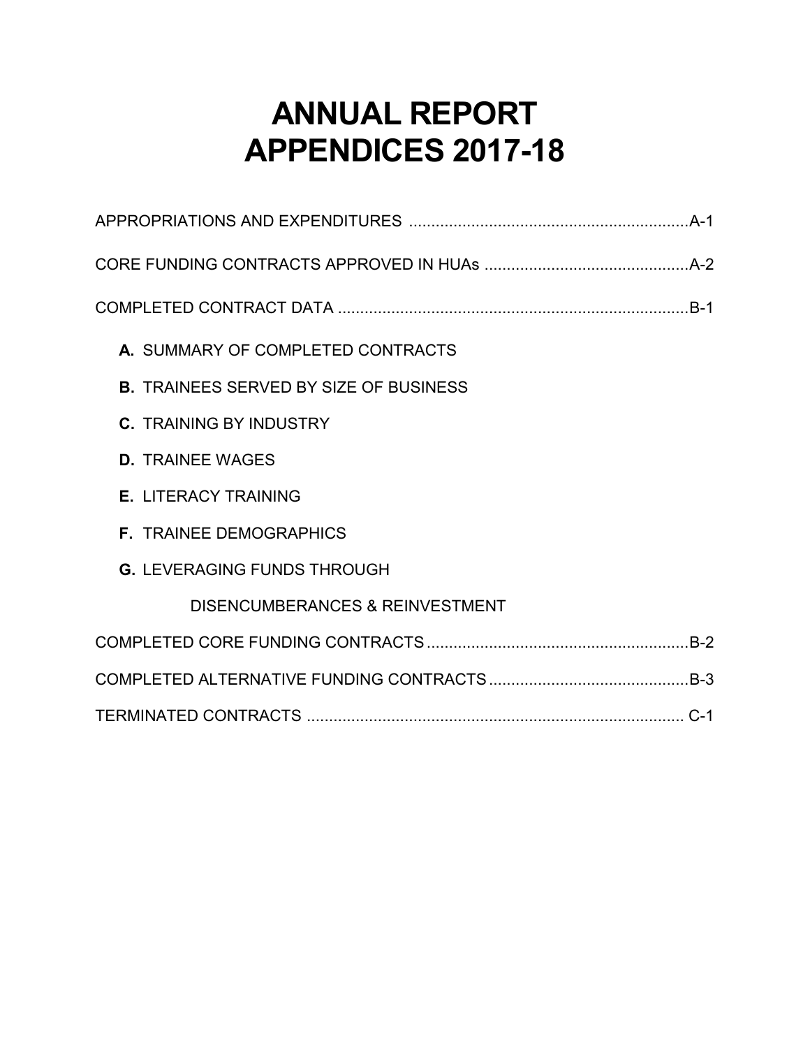# ANNUAL REPORT APPENDICES 2017-18

APPROPRIATIONS AND EXPENDITURES ..............................................................A-1

CORE FUNDING CONTRACTS APPROVED IN HUAs .............................................A-2

COMPLETED CONTRACT DATA ..............................................................................B-1

- **A.** SUMMARY OF COMPLETED CONTRACTS
- **B.** TRAINEES SERVED BY SIZE OF BUSINESS
- **C.** TRAINING BY INDUSTRY
- **D.** TRAINEE WAGES
- **E.** LITERACY TRAINING
- **F.** TRAINEE DEMOGRAPHICS
- **G.** LEVERAGING FUNDS THROUGH DISENCUMBERANCES & REINVESTMENT

COMPLETED CORE FUNDING CONTRACTS ..........................................................B-2

COMPLETED ALTERNATIVE FUNDING CONTRACTS ............................................B-3

TERMINATED CONTRACTS ..................................................................................... C-1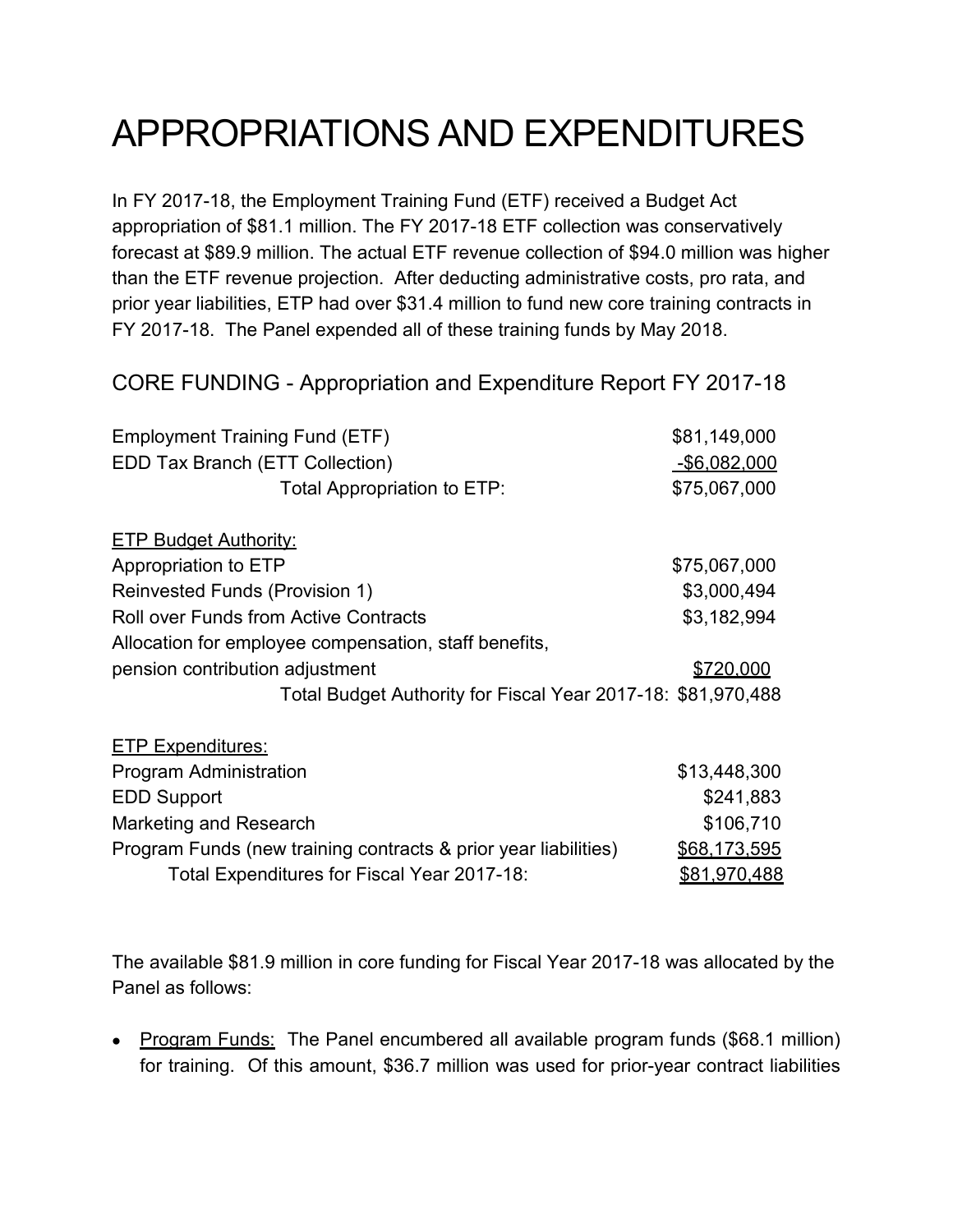# APPROPRIATIONS AND EXPENDITURES

In FY 2017-18, the Employment Training Fund (ETF) received a Budget Act appropriation of $81.1 million. The FY 2017-18 ETF collection was conservatively forecast at $89.9 million. The actual ETF revenue collection of $94.0 million was higher than the ETF revenue projection. After deducting administrative costs, pro rata, and prior year liabilities, ETP had over $31.4 million to fund new core training contracts in FY 2017-18. The Panel expended all of these training funds by May 2018.

## CORE FUNDING - Appropriation and Expenditure Report FY 2017-18

| | |
|---|---|
| Employment Training Fund (ETF) | $81,149,000 |
| EDD Tax Branch (ETT Collection) | -$6,082,000 |
| Total Appropriation to ETP: | $75,067,000 |
| | |
| **ETP Budget Authority:** | |
| Appropriation to ETP | $75,067,000 |
| Reinvested Funds (Provision 1) | $3,000,494 |
| Roll over Funds from Active Contracts | $3,182,994 |
| Allocation for employee compensation, staff benefits, pension contribution adjustment | $720,000 |
| Total Budget Authority for Fiscal Year 2017-18: | $81,970,488 |
| | |
| **ETP Expenditures:** | |
| Program Administration | $13,448,300 |
| EDD Support | $241,883 |
| Marketing and Research | $106,710 |
| Program Funds (new training contracts & prior year liabilities) | $68,173,595 |
| Total Expenditures for Fiscal Year 2017-18: | $81,970,488 |

The available $81.9 million in core funding for Fiscal Year 2017-18 was allocated by the Panel as follows:

- Program Funds: The Panel encumbered all available program funds ($68.1 million) for training. Of this amount, $36.7 million was used for prior-year contract liabilities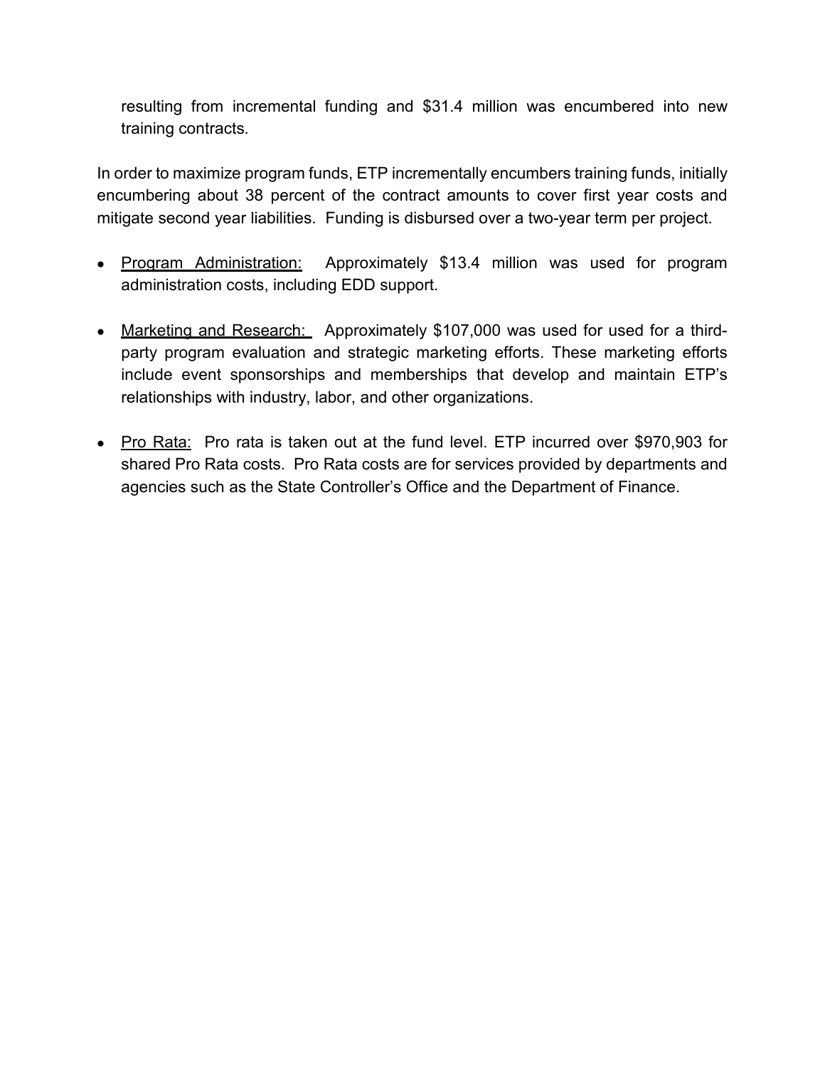resulting from incremental funding and $31.4 million was encumbered into new training contracts.

In order to maximize program funds, ETP incrementally encumbers training funds, initially encumbering about 38 percent of the contract amounts to cover first year costs and mitigate second year liabilities. Funding is disbursed over a two-year term per project.

- Program Administration: Approximately $13.4 million was used for program administration costs, including EDD support.

- Marketing and Research: Approximately $107,000 was used for used for a third-party program evaluation and strategic marketing efforts. These marketing efforts include event sponsorships and memberships that develop and maintain ETP's relationships with industry, labor, and other organizations.

- Pro Rata: Pro rata is taken out at the fund level. ETP incurred over $970,903 for shared Pro Rata costs. Pro Rata costs are for services provided by departments and agencies such as the State Controller's Office and the Department of Finance.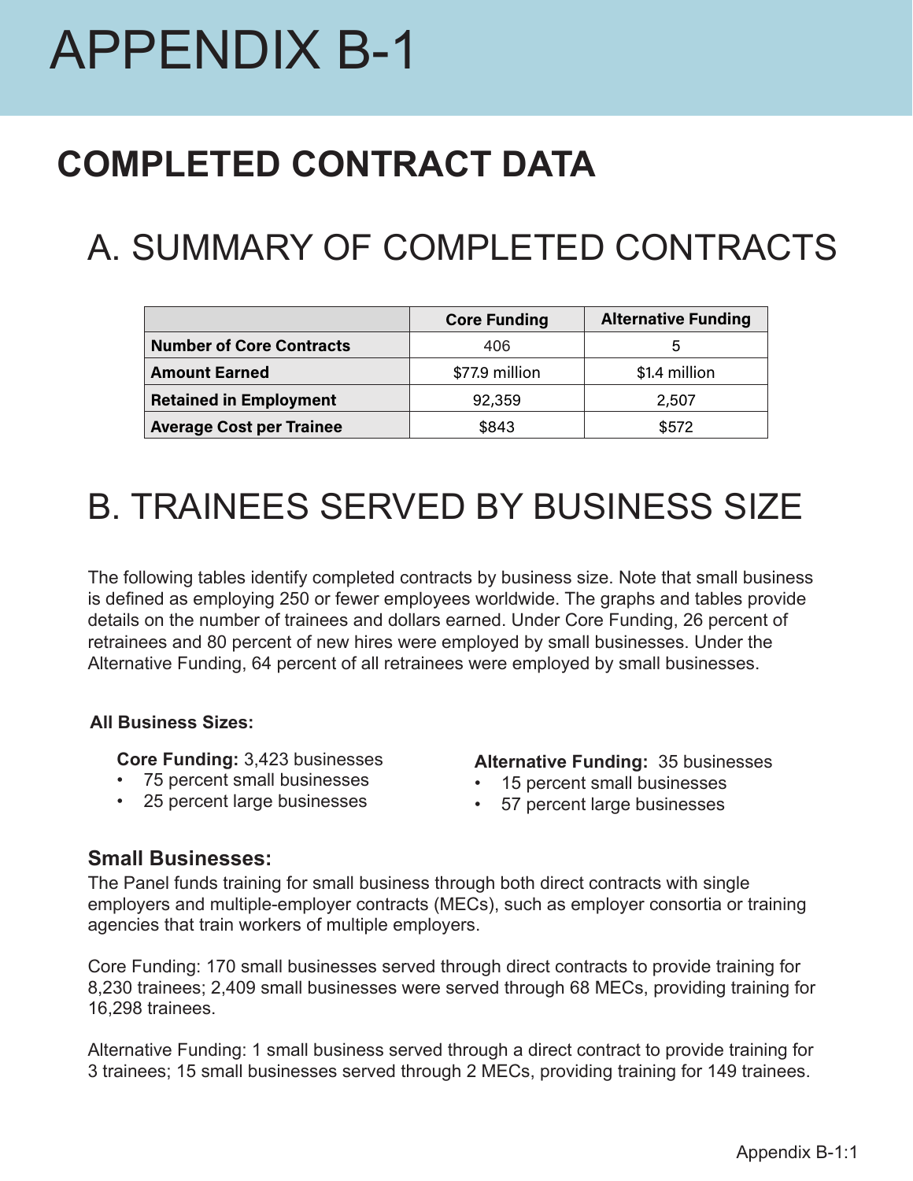# APPENDIX B-1

## COMPLETED CONTRACT DATA

## A. SUMMARY OF COMPLETED CONTRACTS

| | Core Funding | Alternative Funding |
|---|---|---|
| **Number of Core Contracts** | 406 | 5 |
| **Amount Earned** | $77.9 million | $1.4 million |
| **Retained in Employment** | 92,359 | 2,507 |
| **Average Cost per Trainee** | $843 | $572 |

## B. TRAINEES SERVED BY BUSINESS SIZE

The following tables identify completed contracts by business size. Note that small business is defined as employing 250 or fewer employees worldwide. The graphs and tables provide details on the number of trainees and dollars earned. Under Core Funding, 26 percent of retrainees and 80 percent of new hires were employed by small businesses. Under the Alternative Funding, 64 percent of all retrainees were employed by small businesses.

**All Business Sizes:**

**Core Funding:** 3,423 businesses
- 75 percent small businesses
- 25 percent large businesses

**Alternative Funding:** 35 businesses
- 15 percent small businesses
- 57 percent large businesses

### Small Businesses:

The Panel funds training for small business through both direct contracts with single employers and multiple-employer contracts (MECs), such as employer consortia or training agencies that train workers of multiple employers.

Core Funding: 170 small businesses served through direct contracts to provide training for 8,230 trainees; 2,409 small businesses were served through 68 MECs, providing training for 16,298 trainees.

Alternative Funding: 1 small business served through a direct contract to provide training for 3 trainees; 15 small businesses served through 2 MECs, providing training for 149 trainees.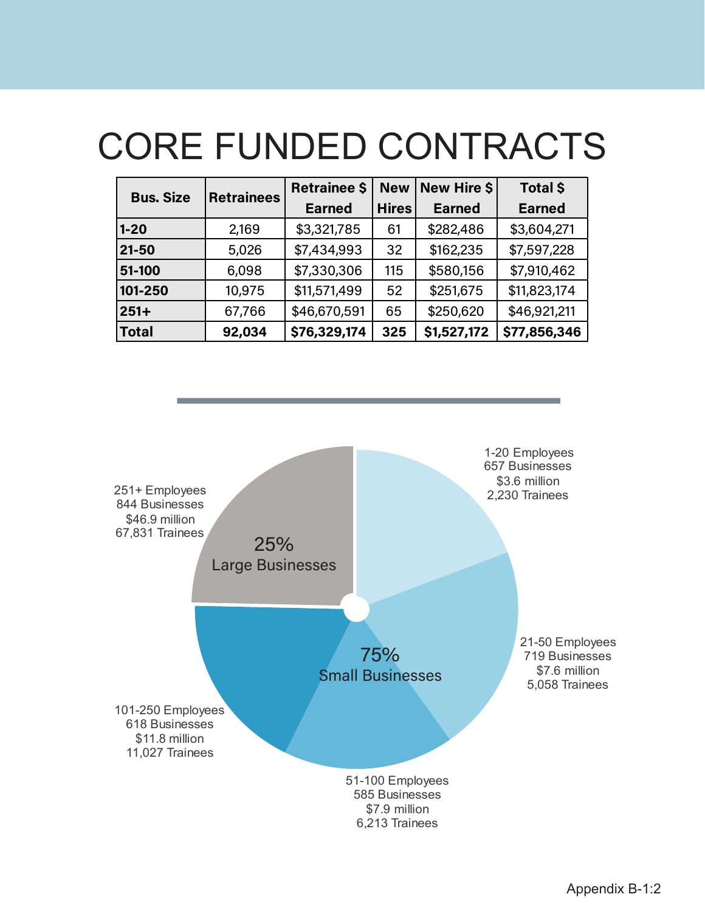# CORE FUNDED CONTRACTS

| Bus. Size | Retrainees | Retrainee $ Earned | New Hires | New Hire $ Earned | Total $ Earned |
|---|---|---|---|---|---|
| 1-20 | 2,169 | $3,321,785 | 61 | $282,486 | $3,604,271 |
| 21-50 | 5,026 | $7,434,993 | 32 | $162,235 | $7,597,228 |
| 51-100 | 6,098 | $7,330,306 | 115 | $580,156 | $7,910,462 |
| 101-250 | 10,975 | $11,571,499 | 52 | $251,675 | $11,823,174 |
| 251+ | 67,766 | $46,670,591 | 65 | $250,620 | $46,921,211 |
| **Total** | **92,034** | **$76,329,174** | **325** | **$1,527,172** | **$77,856,346** |

1-20 Employees
657 Businesses
$3.6 million
2,230 Trainees

21-50 Employees
719 Businesses
$7.6 million
5,058 Trainees

51-100 Employees
585 Businesses
$7.9 million
6,213 Trainees

101-250 Employees
618 Businesses
$11.8 million
11,027 Trainees

251+ Employees
844 Businesses
$46.9 million
67,831 Trainees

25%
Large Businesses

75%
Small Businesses

Appendix B-1:2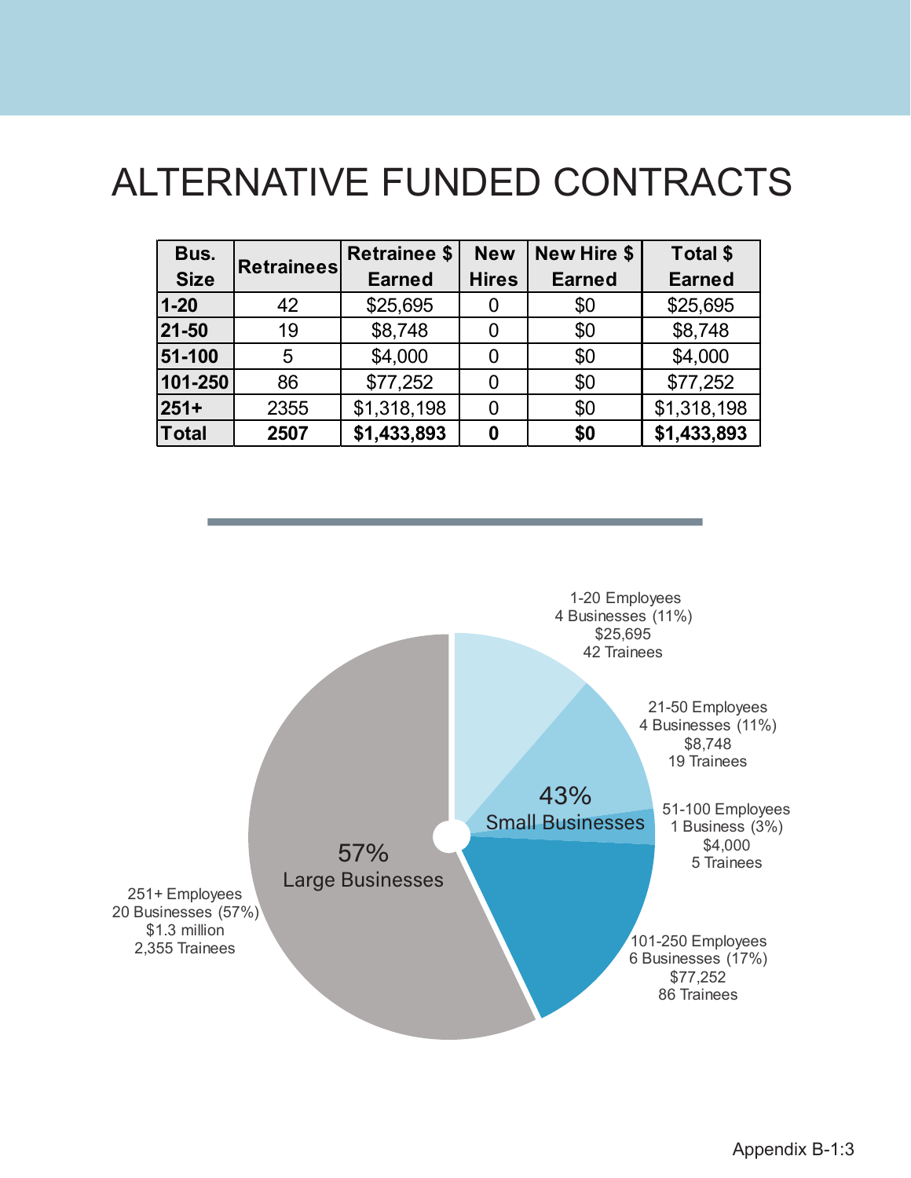# ALTERNATIVE FUNDED CONTRACTS

| Bus. Size | Retrainees | Retrainee $ Earned | New Hires | New Hire $ Earned | Total $ Earned |
|---|---|---|---|---|---|
| **1-20** | 42 | $25,695 | 0 | $0 | $25,695 |
| **21-50** | 19 | $8,748 | 0 | $0 | $8,748 |
| **51-100** | 5 | $4,000 | 0 | $0 | $4,000 |
| **101-250** | 86 | $77,252 | 0 | $0 | $77,252 |
| **251+** | 2355 | $1,318,198 | 0 | $0 | $1,318,198 |
| **Total** | **2507** | **$1,433,893** | **0** | **$0** | **$1,433,893** |

1-20 Employees
4 Businesses (11%)
$25,695
42 Trainees

21-50 Employees
4 Businesses (11%)
$8,748
19 Trainees

51-100 Employees
1 Business (3%)
$4,000
5 Trainees

101-250 Employees
6 Businesses (17%)
$77,252
86 Trainees

251+ Employees
20 Businesses (57%)
$1.3 million
2,355 Trainees

43%
Small Businesses

57%
Large Businesses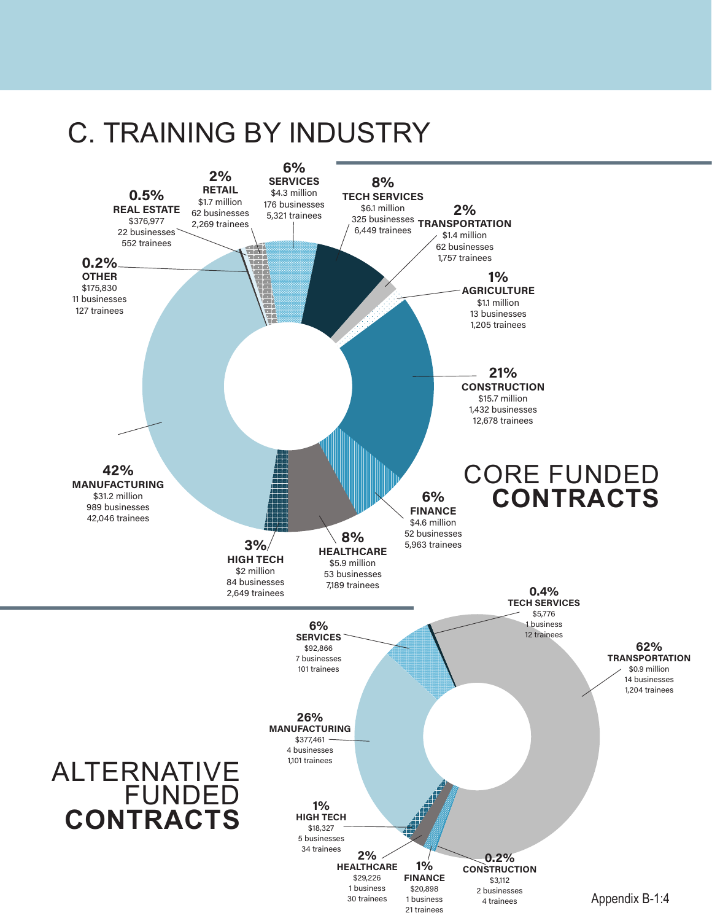# C. TRAINING BY INDUSTRY

## CORE FUNDED CONTRACTS

| Percent | Industry | Funding | Businesses | Trainees |
|---|---|---|---|---|
| 0.5% | REAL ESTATE | $376,977 | 22 businesses | 552 trainees |
| 2% | RETAIL | $1.7 million | 62 businesses | 2,269 trainees |
| 6% | SERVICES | $4.3 million | 176 businesses | 5,321 trainees |
| 8% | TECH SERVICES | $6.1 million | 325 businesses | 6,449 trainees |
| 2% | TRANSPORTATION | $1.4 million | 62 businesses | 1,757 trainees |
| 1% | AGRICULTURE | $1.1 million | 13 businesses | 1,205 trainees |
| 21% | CONSTRUCTION | $15.7 million | 1,432 businesses | 12,678 trainees |
| 6% | FINANCE | $4.6 million | 52 businesses | 5,963 trainees |
| 8% | HEALTHCARE | $5.9 million | 53 businesses | 7,189 trainees |
| 3% | HIGH TECH | $2 million | 84 businesses | 2,649 trainees |
| 42% | MANUFACTURING | $31.2 million | 989 businesses | 42,046 trainees |
| 0.2% | OTHER | $175,830 | 11 businesses | 127 trainees |

## ALTERNATIVE FUNDED CONTRACTS

| Percent | Industry | Funding | Businesses | Trainees |
|---|---|---|---|---|
| 0.4% | TECH SERVICES | $5,776 | 1 business | 12 trainees |
| 62% | TRANSPORTATION | $0.9 million | 14 businesses | 1,204 trainees |
| 6% | SERVICES | $92,866 | 7 businesses | 101 trainees |
| 26% | MANUFACTURING | $377,461 | 4 businesses | 1,101 trainees |
| 1% | HIGH TECH | $18,327 | 5 businesses | 34 trainees |
| 2% | HEALTHCARE | $29,226 | 1 business | 30 trainees |
| 1% | FINANCE | $20,898 | 1 business | 21 trainees |
| 0.2% | CONSTRUCTION | $3,112 | 2 businesses | 4 trainees |

Appendix B-1:4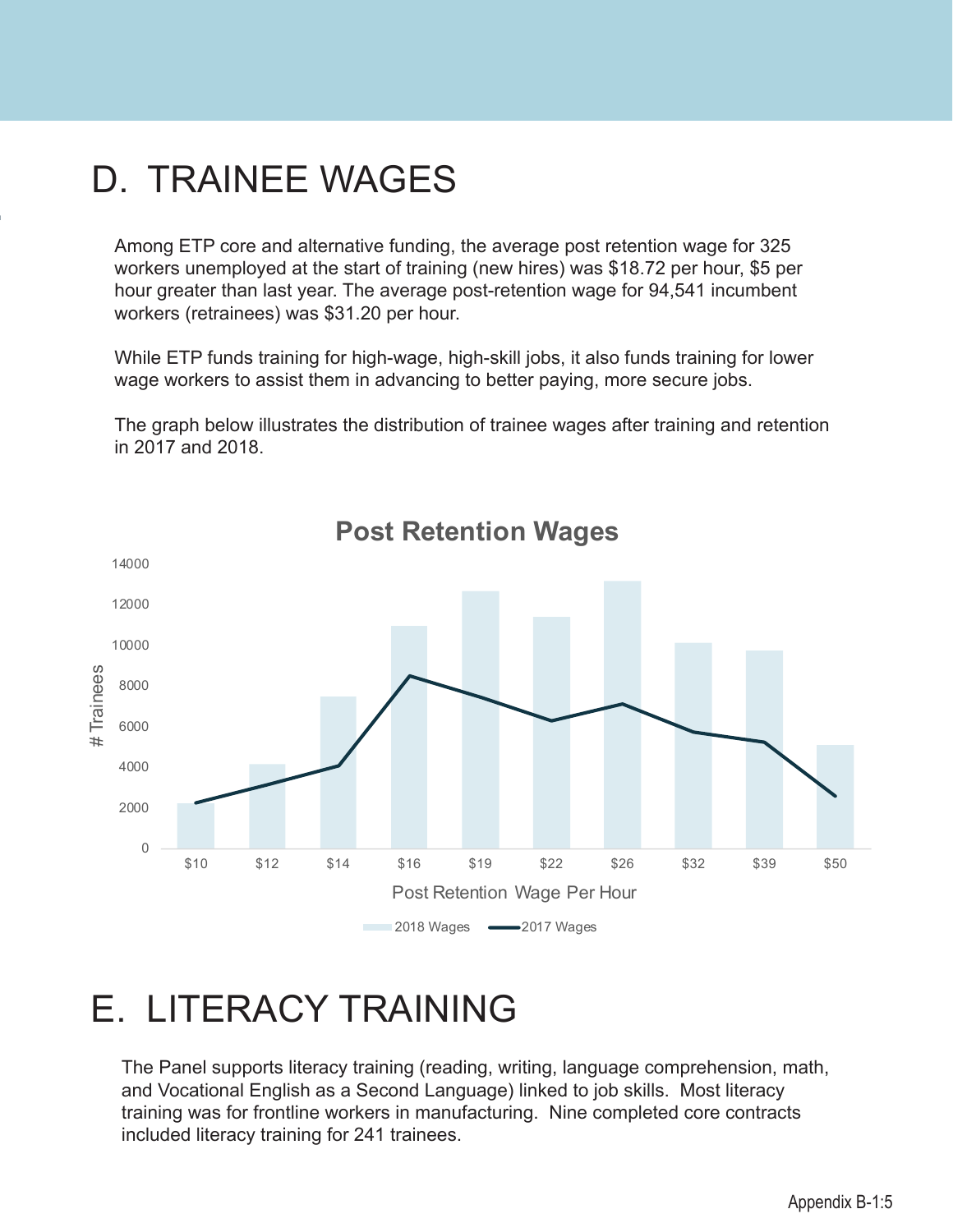# D. TRAINEE WAGES

Among ETP core and alternative funding, the average post retention wage for 325 workers unemployed at the start of training (new hires) was $18.72 per hour, $5 per hour greater than last year. The average post-retention wage for 94,541 incumbent workers (retrainees) was $31.20 per hour.

While ETP funds training for high-wage, high-skill jobs, it also funds training for lower wage workers to assist them in advancing to better paying, more secure jobs.

The graph below illustrates the distribution of trainee wages after training and retention in 2017 and 2018.

**Post Retention Wages**

# E. LITERACY TRAINING

The Panel supports literacy training (reading, writing, language comprehension, math, and Vocational English as a Second Language) linked to job skills. Most literacy training was for frontline workers in manufacturing. Nine completed core contracts included literacy training for 241 trainees.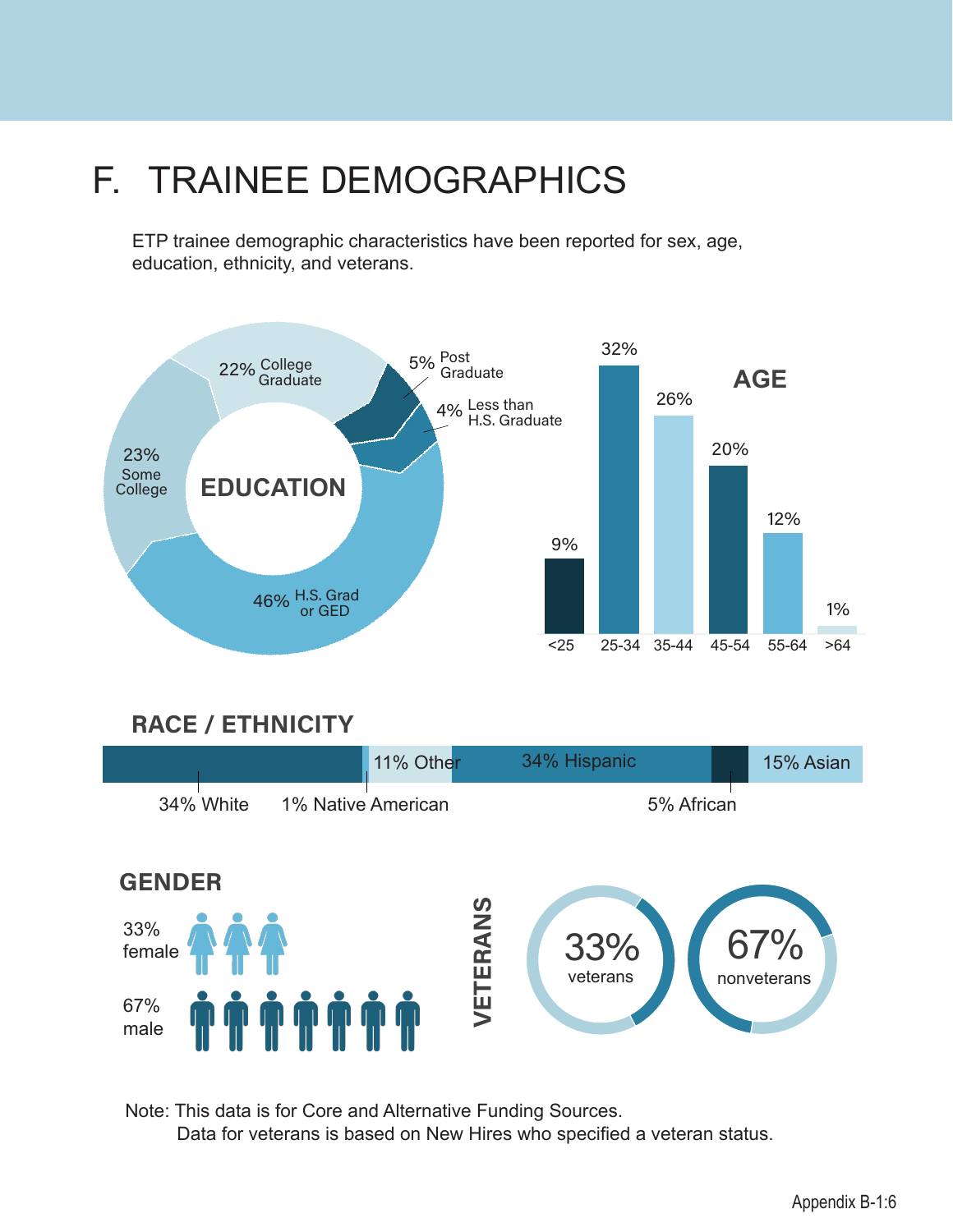# F. TRAINEE DEMOGRAPHICS

ETP trainee demographic characteristics have been reported for sex, age, education, ethnicity, and veterans.

**EDUCATION**

| Education | Percent |
|---|---|
| College Graduate | 22% |
| Post Graduate | 5% |
| Less than H.S. Graduate | 4% |
| H.S. Grad or GED | 46% |
| Some College | 23% |

**AGE**

| Age | Percent |
|---|---|
| <25 | 9% |
| 25-34 | 32% |
| 35-44 | 26% |
| 45-54 | 20% |
| 55-64 | 12% |
| >64 | 1% |

**RACE / ETHNICITY**

| Race / Ethnicity | Percent |
|---|---|
| White | 34% |
| Native American | 1% |
| Other | 11% |
| Hispanic | 34% |
| African | 5% |
| Asian | 15% |

**GENDER**

| Gender | Percent |
|---|---|
| female | 33% |
| male | 67% |

**VETERANS**

| Status | Percent |
|---|---|
| veterans | 33% |
| nonveterans | 67% |

Note: This data is for Core and Alternative Funding Sources.
Data for veterans is based on New Hires who specified a veteran status.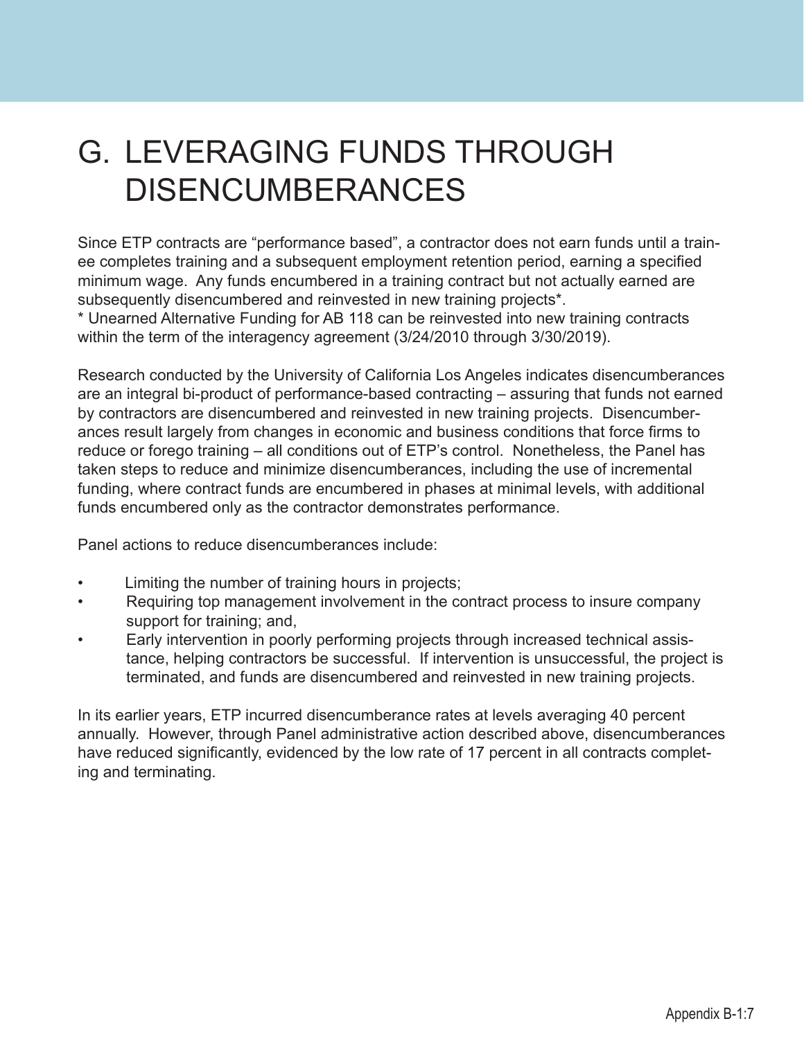# G. LEVERAGING FUNDS THROUGH DISENCUMBERANCES

Since ETP contracts are "performance based", a contractor does not earn funds until a trainee completes training and a subsequent employment retention period, earning a specified minimum wage. Any funds encumbered in a training contract but not actually earned are subsequently disencumbered and reinvested in new training projects*.
* Unearned Alternative Funding for AB 118 can be reinvested into new training contracts within the term of the interagency agreement (3/24/2010 through 3/30/2019).

Research conducted by the University of California Los Angeles indicates disencumberances are an integral bi-product of performance-based contracting – assuring that funds not earned by contractors are disencumbered and reinvested in new training projects. Disencumberances result largely from changes in economic and business conditions that force firms to reduce or forego training – all conditions out of ETP's control. Nonetheless, the Panel has taken steps to reduce and minimize disencumberances, including the use of incremental funding, where contract funds are encumbered in phases at minimal levels, with additional funds encumbered only as the contractor demonstrates performance.

Panel actions to reduce disencumberances include:

- Limiting the number of training hours in projects;
- Requiring top management involvement in the contract process to insure company support for training; and,
- Early intervention in poorly performing projects through increased technical assistance, helping contractors be successful. If intervention is unsuccessful, the project is terminated, and funds are disencumbered and reinvested in new training projects.

In its earlier years, ETP incurred disencumberance rates at levels averaging 40 percent annually. However, through Panel administrative action described above, disencumberances have reduced significantly, evidenced by the low rate of 17 percent in all contracts completing and terminating.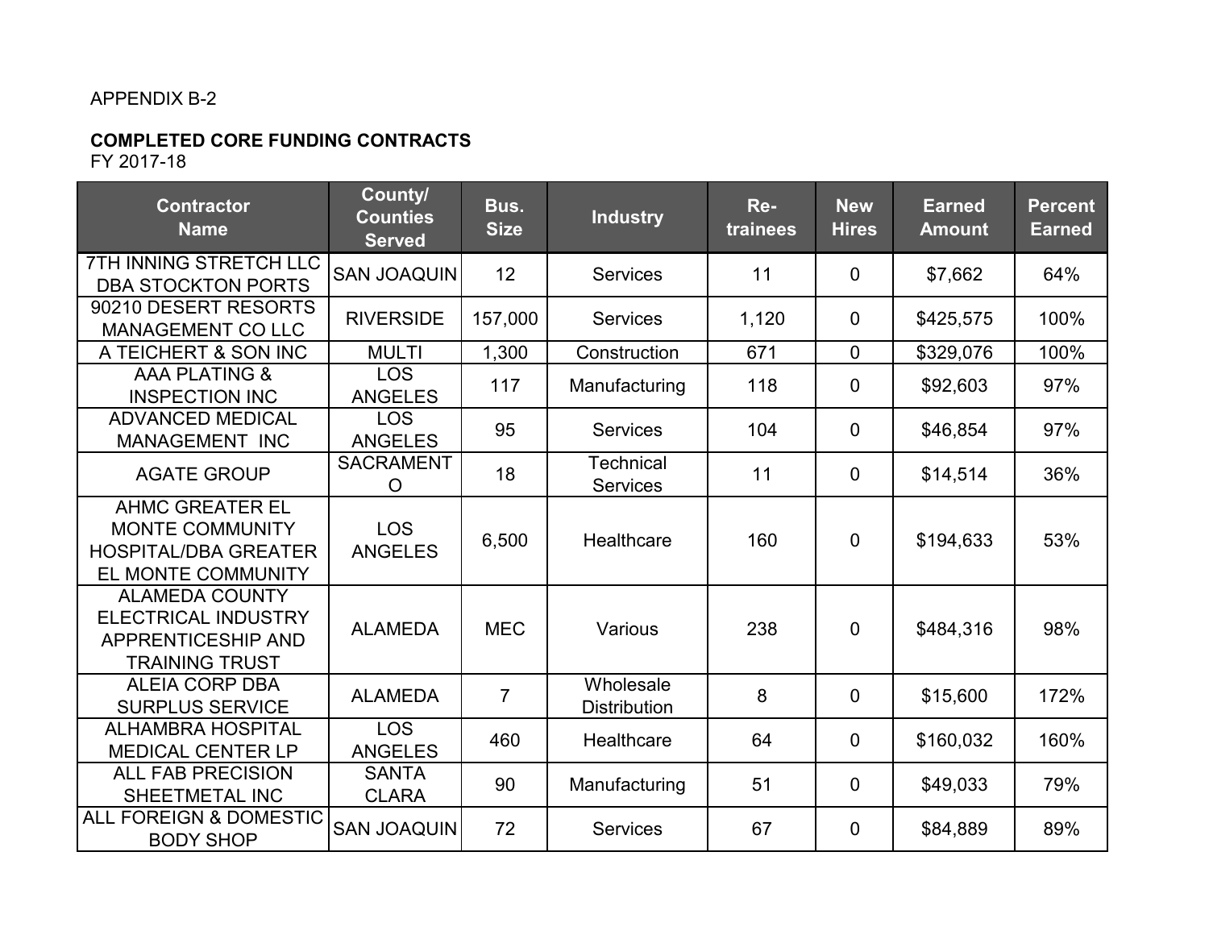APPENDIX B-2

**COMPLETED CORE FUNDING CONTRACTS**
FY 2017-18

| Contractor Name | County/ Counties Served | Bus. Size | Industry | Re-trainees | New Hires | Earned Amount | Percent Earned |
|---|---|---|---|---|---|---|---|
| 7TH INNING STRETCH LLC DBA STOCKTON PORTS | SAN JOAQUIN | 12 | Services | 11 | 0 | $7,662 | 64% |
| 90210 DESERT RESORTS MANAGEMENT CO LLC | RIVERSIDE | 157,000 | Services | 1,120 | 0 | $425,575 | 100% |
| A TEICHERT & SON INC | MULTI | 1,300 | Construction | 671 | 0 | $329,076 | 100% |
| AAA PLATING & INSPECTION INC | LOS ANGELES | 117 | Manufacturing | 118 | 0 | $92,603 | 97% |
| ADVANCED MEDICAL MANAGEMENT INC | LOS ANGELES | 95 | Services | 104 | 0 | $46,854 | 97% |
| AGATE GROUP | SACRAMENTO | 18 | Technical Services | 11 | 0 | $14,514 | 36% |
| AHMC GREATER EL MONTE COMMUNITY HOSPITAL/DBA GREATER EL MONTE COMMUNITY | LOS ANGELES | 6,500 | Healthcare | 160 | 0 | $194,633 | 53% |
| ALAMEDA COUNTY ELECTRICAL INDUSTRY APPRENTICESHIP AND TRAINING TRUST | ALAMEDA | MEC | Various | 238 | 0 | $484,316 | 98% |
| ALEIA CORP DBA SURPLUS SERVICE | ALAMEDA | 7 | Wholesale Distribution | 8 | 0 | $15,600 | 172% |
| ALHAMBRA HOSPITAL MEDICAL CENTER LP | LOS ANGELES | 460 | Healthcare | 64 | 0 | $160,032 | 160% |
| ALL FAB PRECISION SHEETMETAL INC | SANTA CLARA | 90 | Manufacturing | 51 | 0 | $49,033 | 79% |
| ALL FOREIGN & DOMESTIC BODY SHOP | SAN JOAQUIN | 72 | Services | 67 | 0 | $84,889 | 89% |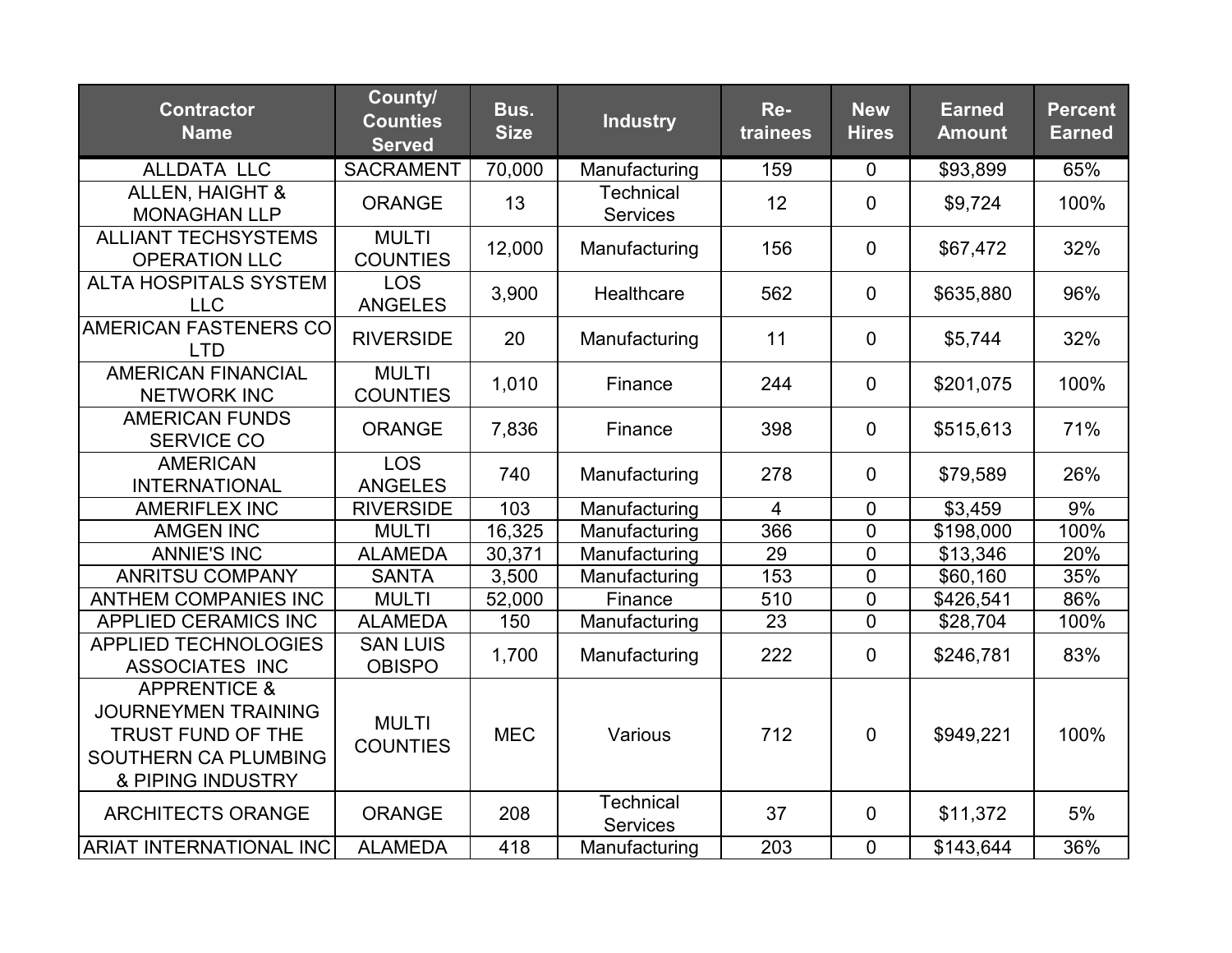| Contractor Name | County/ Counties Served | Bus. Size | Industry | Re-trainees | New Hires | Earned Amount | Percent Earned |
|---|---|---|---|---|---|---|---|
| ALLDATA LLC | SACRAMENT | 70,000 | Manufacturing | 159 | 0 | $93,899 | 65% |
| ALLEN, HAIGHT & MONAGHAN LLP | ORANGE | 13 | Technical Services | 12 | 0 | $9,724 | 100% |
| ALLIANT TECHSYSTEMS OPERATION LLC | MULTI COUNTIES | 12,000 | Manufacturing | 156 | 0 | $67,472 | 32% |
| ALTA HOSPITALS SYSTEM LLC | LOS ANGELES | 3,900 | Healthcare | 562 | 0 | $635,880 | 96% |
| AMERICAN FASTENERS CO LTD | RIVERSIDE | 20 | Manufacturing | 11 | 0 | $5,744 | 32% |
| AMERICAN FINANCIAL NETWORK INC | MULTI COUNTIES | 1,010 | Finance | 244 | 0 | $201,075 | 100% |
| AMERICAN FUNDS SERVICE CO | ORANGE | 7,836 | Finance | 398 | 0 | $515,613 | 71% |
| AMERICAN INTERNATIONAL | LOS ANGELES | 740 | Manufacturing | 278 | 0 | $79,589 | 26% |
| AMERIFLEX INC | RIVERSIDE | 103 | Manufacturing | 4 | 0 | $3,459 | 9% |
| AMGEN INC | MULTI | 16,325 | Manufacturing | 366 | 0 | $198,000 | 100% |
| ANNIE'S INC | ALAMEDA | 30,371 | Manufacturing | 29 | 0 | $13,346 | 20% |
| ANRITSU COMPANY | SANTA | 3,500 | Manufacturing | 153 | 0 | $60,160 | 35% |
| ANTHEM COMPANIES INC | MULTI | 52,000 | Finance | 510 | 0 | $426,541 | 86% |
| APPLIED CERAMICS INC | ALAMEDA | 150 | Manufacturing | 23 | 0 | $28,704 | 100% |
| APPLIED TECHNOLOGIES ASSOCIATES INC | SAN LUIS OBISPO | 1,700 | Manufacturing | 222 | 0 | $246,781 | 83% |
| APPRENTICE & JOURNEYMEN TRAINING TRUST FUND OF THE SOUTHERN CA PLUMBING & PIPING INDUSTRY | MULTI COUNTIES | MEC | Various | 712 | 0 | $949,221 | 100% |
| ARCHITECTS ORANGE | ORANGE | 208 | Technical Services | 37 | 0 | $11,372 | 5% |
| ARIAT INTERNATIONAL INC | ALAMEDA | 418 | Manufacturing | 203 | 0 | $143,644 | 36% |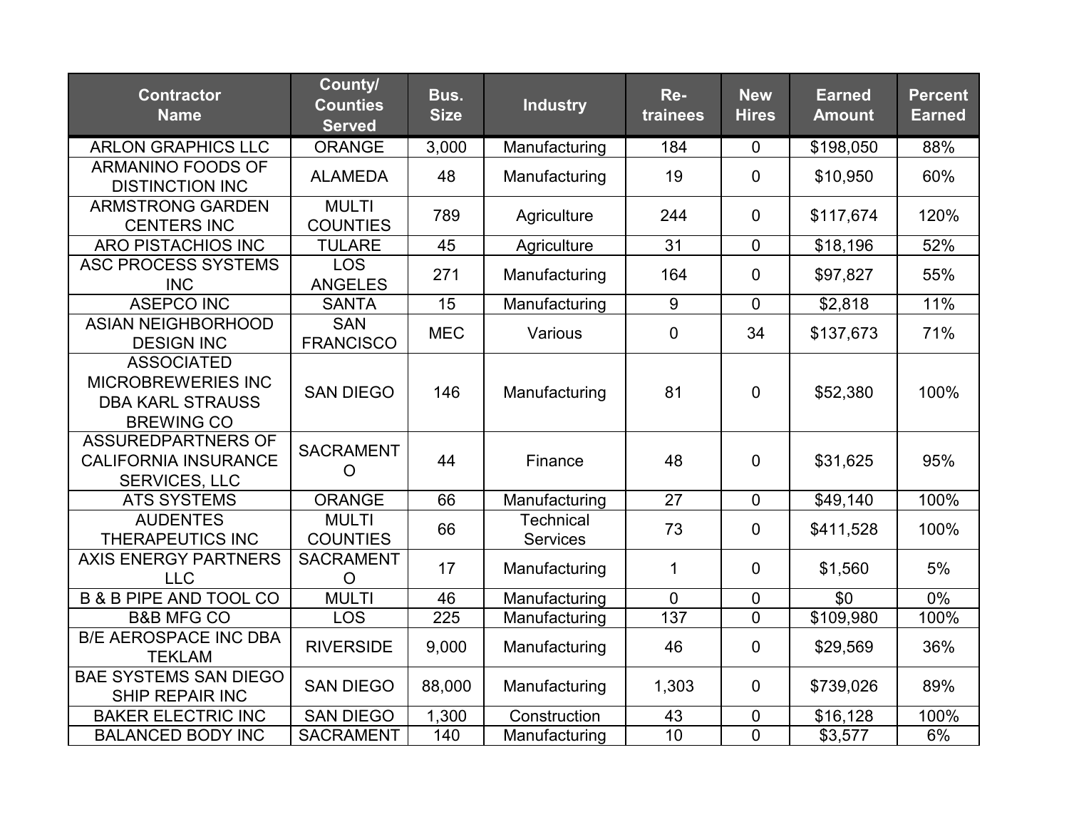| Contractor Name | County/ Counties Served | Bus. Size | Industry | Re-trainees | New Hires | Earned Amount | Percent Earned |
|---|---|---|---|---|---|---|---|
| ARLON GRAPHICS LLC | ORANGE | 3,000 | Manufacturing | 184 | 0 | $198,050 | 88% |
| ARMANINO FOODS OF DISTINCTION INC | ALAMEDA | 48 | Manufacturing | 19 | 0 | $10,950 | 60% |
| ARMSTRONG GARDEN CENTERS INC | MULTI COUNTIES | 789 | Agriculture | 244 | 0 | $117,674 | 120% |
| ARO PISTACHIOS INC | TULARE | 45 | Agriculture | 31 | 0 | $18,196 | 52% |
| ASC PROCESS SYSTEMS INC | LOS ANGELES | 271 | Manufacturing | 164 | 0 | $97,827 | 55% |
| ASEPCO INC | SANTA | 15 | Manufacturing | 9 | 0 | $2,818 | 11% |
| ASIAN NEIGHBORHOOD DESIGN INC | SAN FRANCISCO | MEC | Various | 0 | 34 | $137,673 | 71% |
| ASSOCIATED MICROBREWERIES INC DBA KARL STRAUSS BREWING CO | SAN DIEGO | 146 | Manufacturing | 81 | 0 | $52,380 | 100% |
| ASSUREDPARTNERS OF CALIFORNIA INSURANCE SERVICES, LLC | SACRAMENTO | 44 | Finance | 48 | 0 | $31,625 | 95% |
| ATS SYSTEMS | ORANGE | 66 | Manufacturing | 27 | 0 | $49,140 | 100% |
| AUDENTES THERAPEUTICS INC | MULTI COUNTIES | 66 | Technical Services | 73 | 0 | $411,528 | 100% |
| AXIS ENERGY PARTNERS LLC | SACRAMENTO | 17 | Manufacturing | 1 | 0 | $1,560 | 5% |
| B & B PIPE AND TOOL CO | MULTI | 46 | Manufacturing | 0 | 0 | $0 | 0% |
| B&B MFG CO | LOS | 225 | Manufacturing | 137 | 0 | $109,980 | 100% |
| B/E AEROSPACE INC DBA TEKLAM | RIVERSIDE | 9,000 | Manufacturing | 46 | 0 | $29,569 | 36% |
| BAE SYSTEMS SAN DIEGO SHIP REPAIR INC | SAN DIEGO | 88,000 | Manufacturing | 1,303 | 0 | $739,026 | 89% |
| BAKER ELECTRIC INC | SAN DIEGO | 1,300 | Construction | 43 | 0 | $16,128 | 100% |
| BALANCED BODY INC | SACRAMENT | 140 | Manufacturing | 10 | 0 | $3,577 | 6% |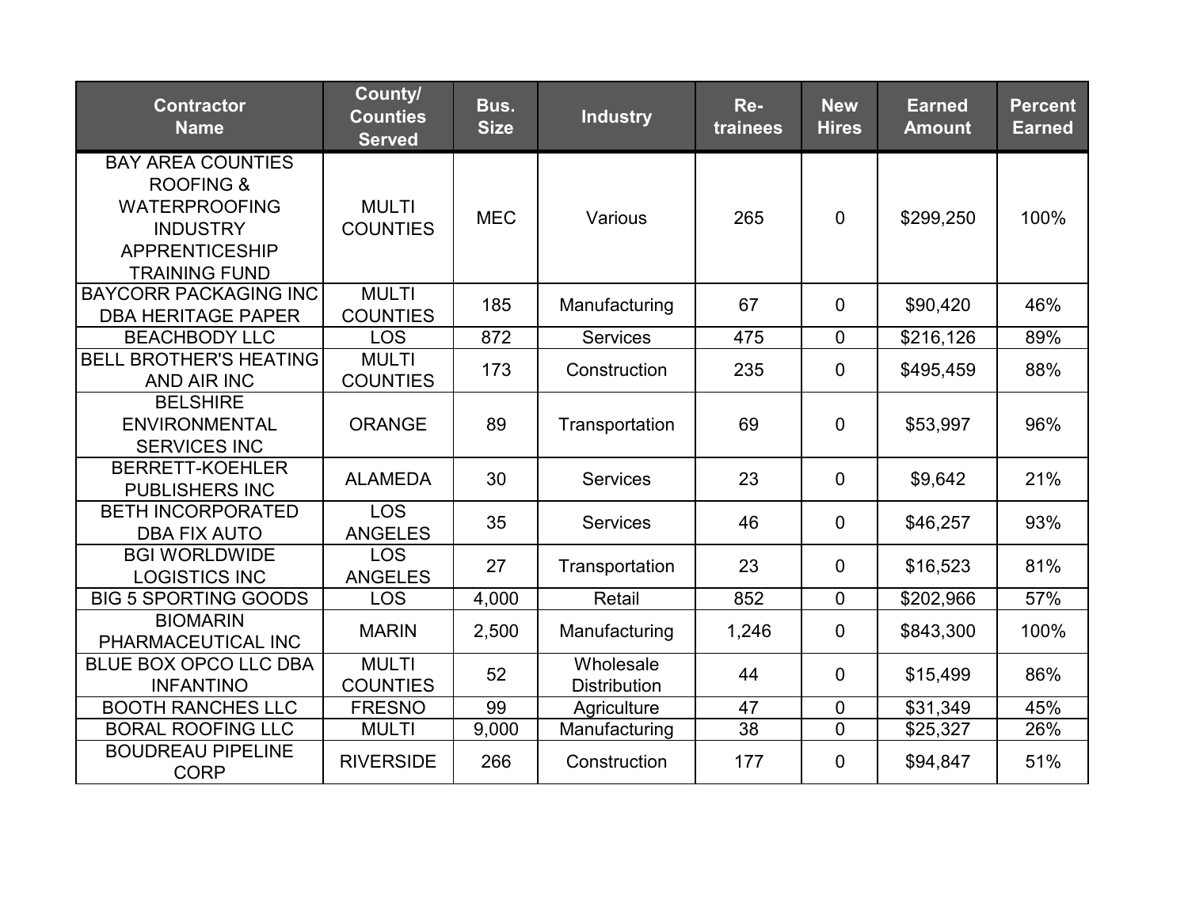| Contractor Name | County/ Counties Served | Bus. Size | Industry | Re-trainees | New Hires | Earned Amount | Percent Earned |
|---|---|---|---|---|---|---|---|
| BAY AREA COUNTIES ROOFING & WATERPROOFING INDUSTRY APPRENTICESHIP TRAINING FUND | MULTI COUNTIES | MEC | Various | 265 | 0 | $299,250 | 100% |
| BAYCORR PACKAGING INC DBA HERITAGE PAPER | MULTI COUNTIES | 185 | Manufacturing | 67 | 0 | $90,420 | 46% |
| BEACHBODY LLC | LOS | 872 | Services | 475 | 0 | $216,126 | 89% |
| BELL BROTHER'S HEATING AND AIR INC | MULTI COUNTIES | 173 | Construction | 235 | 0 | $495,459 | 88% |
| BELSHIRE ENVIRONMENTAL SERVICES INC | ORANGE | 89 | Transportation | 69 | 0 | $53,997 | 96% |
| BERRETT-KOEHLER PUBLISHERS INC | ALAMEDA | 30 | Services | 23 | 0 | $9,642 | 21% |
| BETH INCORPORATED DBA FIX AUTO | LOS ANGELES | 35 | Services | 46 | 0 | $46,257 | 93% |
| BGI WORLDWIDE LOGISTICS INC | LOS ANGELES | 27 | Transportation | 23 | 0 | $16,523 | 81% |
| BIG 5 SPORTING GOODS | LOS | 4,000 | Retail | 852 | 0 | $202,966 | 57% |
| BIOMARIN PHARMACEUTICAL INC | MARIN | 2,500 | Manufacturing | 1,246 | 0 | $843,300 | 100% |
| BLUE BOX OPCO LLC DBA INFANTINO | MULTI COUNTIES | 52 | Wholesale Distribution | 44 | 0 | $15,499 | 86% |
| BOOTH RANCHES LLC | FRESNO | 99 | Agriculture | 47 | 0 | $31,349 | 45% |
| BORAL ROOFING LLC | MULTI | 9,000 | Manufacturing | 38 | 0 | $25,327 | 26% |
| BOUDREAU PIPELINE CORP | RIVERSIDE | 266 | Construction | 177 | 0 | $94,847 | 51% |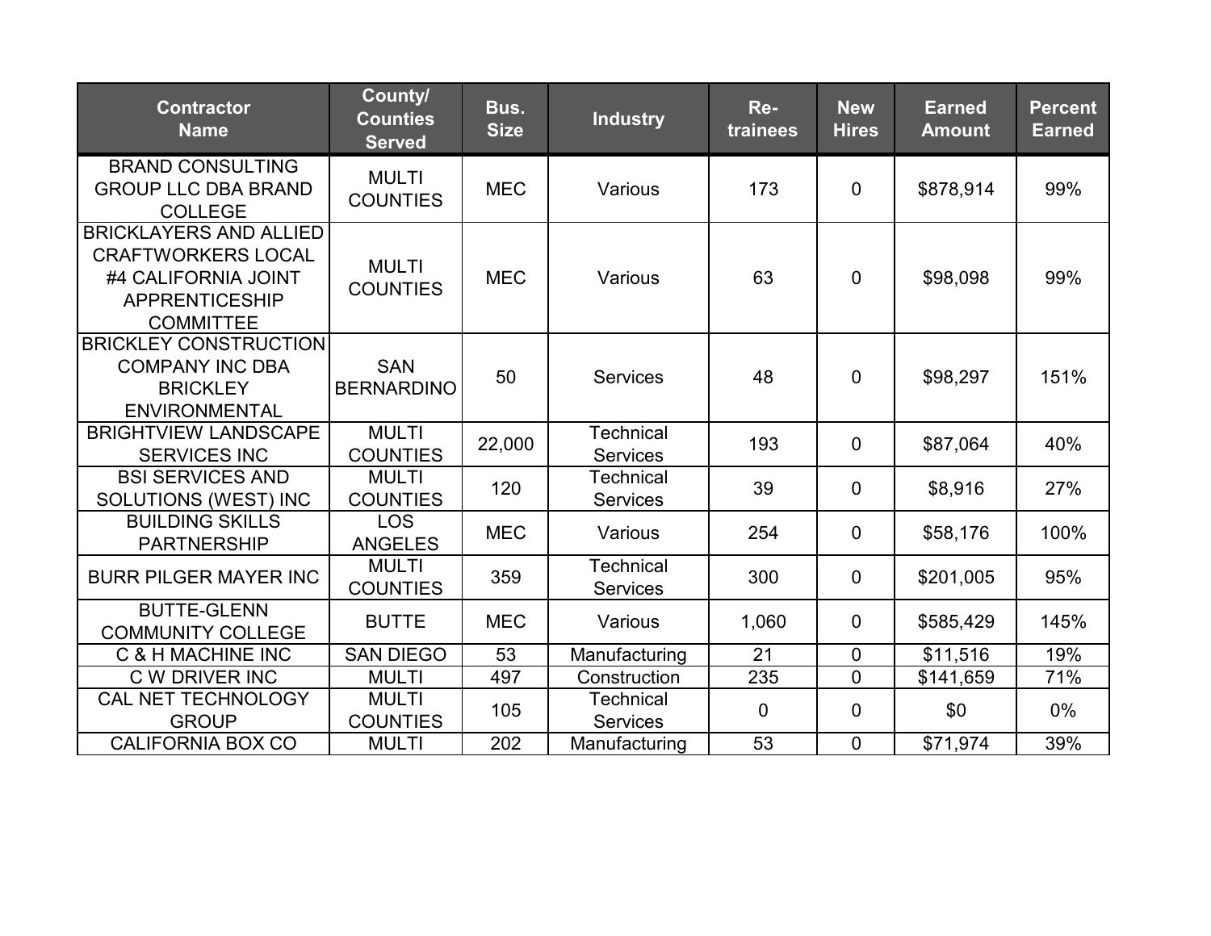| Contractor Name | County/ Counties Served | Bus. Size | Industry | Re-trainees | New Hires | Earned Amount | Percent Earned |
|---|---|---|---|---|---|---|---|
| BRAND CONSULTING GROUP LLC DBA BRAND COLLEGE | MULTI COUNTIES | MEC | Various | 173 | 0 | $878,914 | 99% |
| BRICKLAYERS AND ALLIED CRAFTWORKERS LOCAL #4 CALIFORNIA JOINT APPRENTICESHIP COMMITTEE | MULTI COUNTIES | MEC | Various | 63 | 0 | $98,098 | 99% |
| BRICKLEY CONSTRUCTION COMPANY INC DBA BRICKLEY ENVIRONMENTAL | SAN BERNARDINO | 50 | Services | 48 | 0 | $98,297 | 151% |
| BRIGHTVIEW LANDSCAPE SERVICES INC | MULTI COUNTIES | 22,000 | Technical Services | 193 | 0 | $87,064 | 40% |
| BSI SERVICES AND SOLUTIONS (WEST) INC | MULTI COUNTIES | 120 | Technical Services | 39 | 0 | $8,916 | 27% |
| BUILDING SKILLS PARTNERSHIP | LOS ANGELES | MEC | Various | 254 | 0 | $58,176 | 100% |
| BURR PILGER MAYER INC | MULTI COUNTIES | 359 | Technical Services | 300 | 0 | $201,005 | 95% |
| BUTTE-GLENN COMMUNITY COLLEGE | BUTTE | MEC | Various | 1,060 | 0 | $585,429 | 145% |
| C & H MACHINE INC | SAN DIEGO | 53 | Manufacturing | 21 | 0 | $11,516 | 19% |
| C W DRIVER INC | MULTI | 497 | Construction | 235 | 0 | $141,659 | 71% |
| CAL NET TECHNOLOGY GROUP | MULTI COUNTIES | 105 | Technical Services | 0 | 0 | $0 | 0% |
| CALIFORNIA BOX CO | MULTI | 202 | Manufacturing | 53 | 0 | $71,974 | 39% |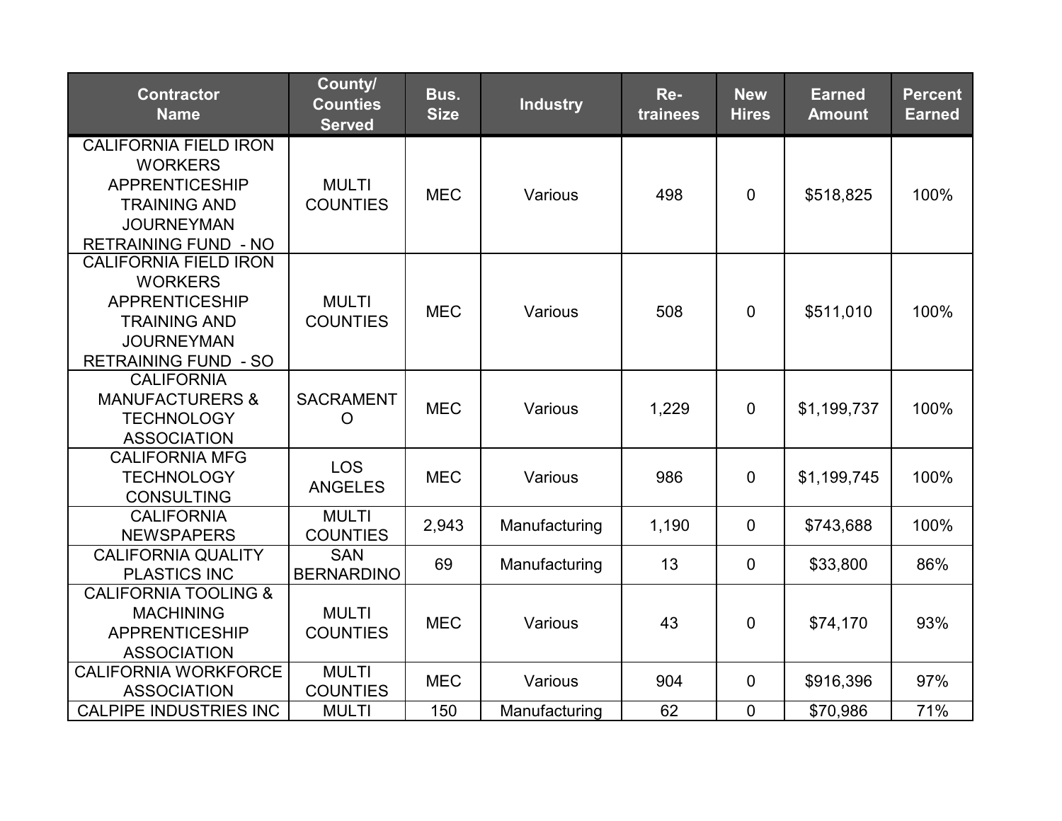| Contractor Name | County/ Counties Served | Bus. Size | Industry | Re-trainees | New Hires | Earned Amount | Percent Earned |
|---|---|---|---|---|---|---|---|
| CALIFORNIA FIELD IRON WORKERS APPRENTICESHIP TRAINING AND JOURNEYMAN RETRAINING FUND - NO | MULTI COUNTIES | MEC | Various | 498 | 0 | $518,825 | 100% |
| CALIFORNIA FIELD IRON WORKERS APPRENTICESHIP TRAINING AND JOURNEYMAN RETRAINING FUND - SO | MULTI COUNTIES | MEC | Various | 508 | 0 | $511,010 | 100% |
| CALIFORNIA MANUFACTURERS & TECHNOLOGY ASSOCIATION | SACRAMENTO | MEC | Various | 1,229 | 0 | $1,199,737 | 100% |
| CALIFORNIA MFG TECHNOLOGY CONSULTING | LOS ANGELES | MEC | Various | 986 | 0 | $1,199,745 | 100% |
| CALIFORNIA NEWSPAPERS | MULTI COUNTIES | 2,943 | Manufacturing | 1,190 | 0 | $743,688 | 100% |
| CALIFORNIA QUALITY PLASTICS INC | SAN BERNARDINO | 69 | Manufacturing | 13 | 0 | $33,800 | 86% |
| CALIFORNIA TOOLING & MACHINING APPRENTICESHIP ASSOCIATION | MULTI COUNTIES | MEC | Various | 43 | 0 | $74,170 | 93% |
| CALIFORNIA WORKFORCE ASSOCIATION | MULTI COUNTIES | MEC | Various | 904 | 0 | $916,396 | 97% |
| CALPIPE INDUSTRIES INC | MULTI | 150 | Manufacturing | 62 | 0 | $70,986 | 71% |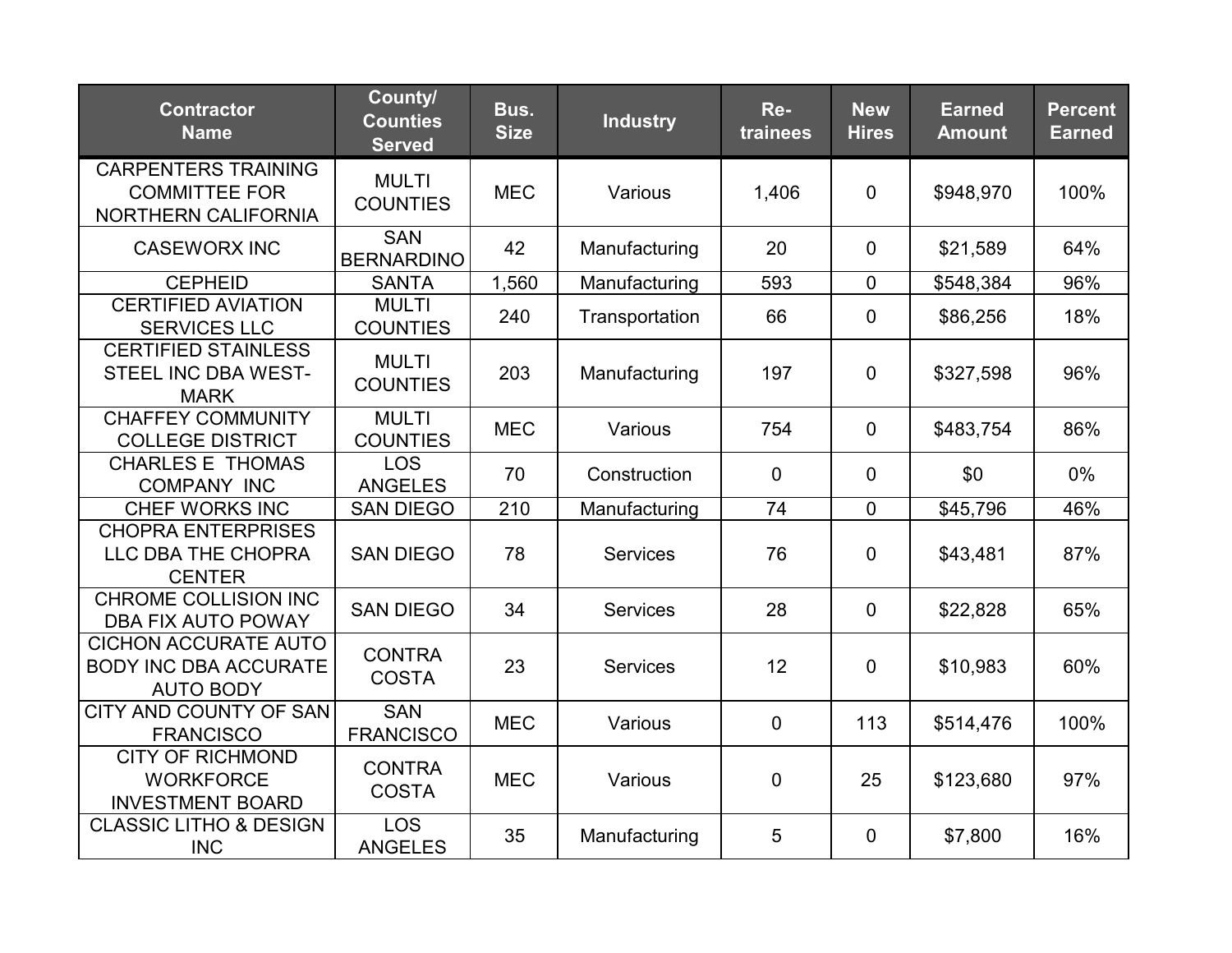| Contractor Name | County/ Counties Served | Bus. Size | Industry | Re-trainees | New Hires | Earned Amount | Percent Earned |
|---|---|---|---|---|---|---|---|
| CARPENTERS TRAINING COMMITTEE FOR NORTHERN CALIFORNIA | MULTI COUNTIES | MEC | Various | 1,406 | 0 | $948,970 | 100% |
| CASEWORX INC | SAN BERNARDINO | 42 | Manufacturing | 20 | 0 | $21,589 | 64% |
| CEPHEID | SANTA | 1,560 | Manufacturing | 593 | 0 | $548,384 | 96% |
| CERTIFIED AVIATION SERVICES LLC | MULTI COUNTIES | 240 | Transportation | 66 | 0 | $86,256 | 18% |
| CERTIFIED STAINLESS STEEL INC DBA WEST-MARK | MULTI COUNTIES | 203 | Manufacturing | 197 | 0 | $327,598 | 96% |
| CHAFFEY COMMUNITY COLLEGE DISTRICT | MULTI COUNTIES | MEC | Various | 754 | 0 | $483,754 | 86% |
| CHARLES E THOMAS COMPANY INC | LOS ANGELES | 70 | Construction | 0 | 0 | $0 | 0% |
| CHEF WORKS INC | SAN DIEGO | 210 | Manufacturing | 74 | 0 | $45,796 | 46% |
| CHOPRA ENTERPRISES LLC DBA THE CHOPRA CENTER | SAN DIEGO | 78 | Services | 76 | 0 | $43,481 | 87% |
| CHROME COLLISION INC DBA FIX AUTO POWAY | SAN DIEGO | 34 | Services | 28 | 0 | $22,828 | 65% |
| CICHON ACCURATE AUTO BODY INC DBA ACCURATE AUTO BODY | CONTRA COSTA | 23 | Services | 12 | 0 | $10,983 | 60% |
| CITY AND COUNTY OF SAN FRANCISCO | SAN FRANCISCO | MEC | Various | 0 | 113 | $514,476 | 100% |
| CITY OF RICHMOND WORKFORCE INVESTMENT BOARD | CONTRA COSTA | MEC | Various | 0 | 25 | $123,680 | 97% |
| CLASSIC LITHO & DESIGN INC | LOS ANGELES | 35 | Manufacturing | 5 | 0 | $7,800 | 16% |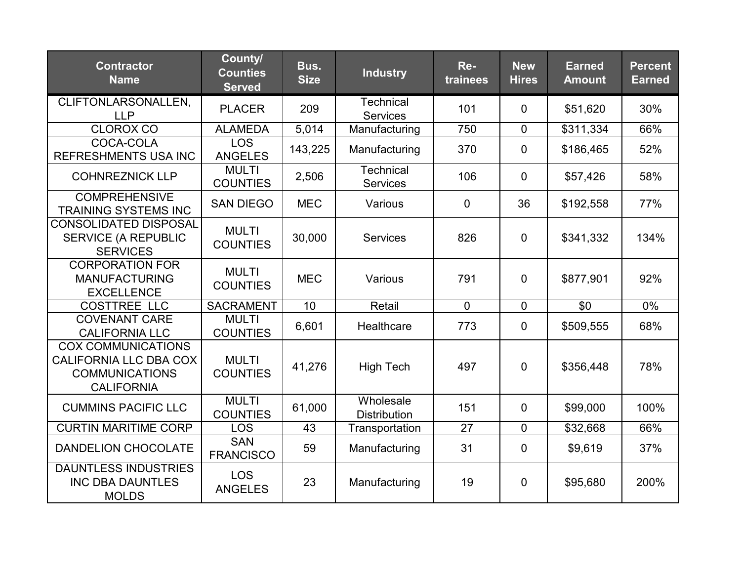| Contractor Name | County/ Counties Served | Bus. Size | Industry | Re-trainees | New Hires | Earned Amount | Percent Earned |
|---|---|---|---|---|---|---|---|
| CLIFTONLARSONALLEN, LLP | PLACER | 209 | Technical Services | 101 | 0 | $51,620 | 30% |
| CLOROX CO | ALAMEDA | 5,014 | Manufacturing | 750 | 0 | $311,334 | 66% |
| COCA-COLA REFRESHMENTS USA INC | LOS ANGELES | 143,225 | Manufacturing | 370 | 0 | $186,465 | 52% |
| COHNREZNICK LLP | MULTI COUNTIES | 2,506 | Technical Services | 106 | 0 | $57,426 | 58% |
| COMPREHENSIVE TRAINING SYSTEMS INC | SAN DIEGO | MEC | Various | 0 | 36 | $192,558 | 77% |
| CONSOLIDATED DISPOSAL SERVICE (A REPUBLIC SERVICES | MULTI COUNTIES | 30,000 | Services | 826 | 0 | $341,332 | 134% |
| CORPORATION FOR MANUFACTURING EXCELLENCE | MULTI COUNTIES | MEC | Various | 791 | 0 | $877,901 | 92% |
| COSTTREE LLC | SACRAMENT | 10 | Retail | 0 | 0 | $0 | 0% |
| COVENANT CARE CALIFORNIA LLC | MULTI COUNTIES | 6,601 | Healthcare | 773 | 0 | $509,555 | 68% |
| COX COMMUNICATIONS CALIFORNIA LLC DBA COX COMMUNICATIONS CALIFORNIA | MULTI COUNTIES | 41,276 | High Tech | 497 | 0 | $356,448 | 78% |
| CUMMINS PACIFIC LLC | MULTI COUNTIES | 61,000 | Wholesale Distribution | 151 | 0 | $99,000 | 100% |
| CURTIN MARITIME CORP | LOS | 43 | Transportation | 27 | 0 | $32,668 | 66% |
| DANDELION CHOCOLATE | SAN FRANCISCO | 59 | Manufacturing | 31 | 0 | $9,619 | 37% |
| DAUNTLESS INDUSTRIES INC DBA DAUNTLES MOLDS | LOS ANGELES | 23 | Manufacturing | 19 | 0 | $95,680 | 200% |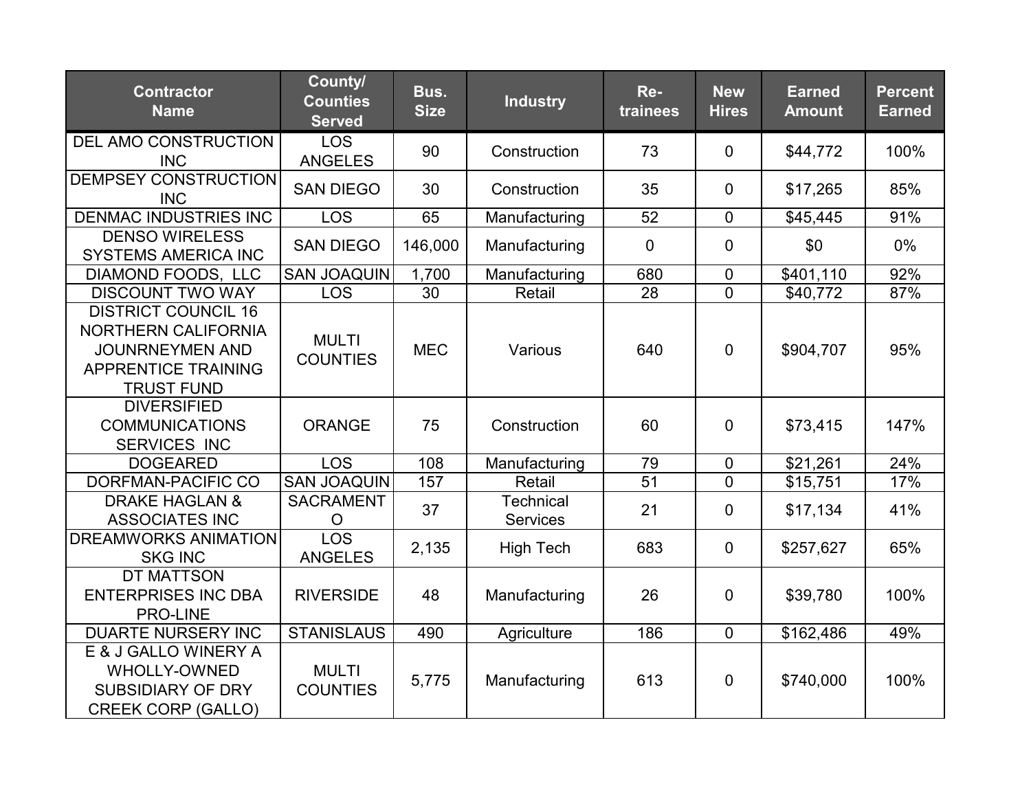| Contractor Name | County/ Counties Served | Bus. Size | Industry | Re-trainees | New Hires | Earned Amount | Percent Earned |
|---|---|---|---|---|---|---|---|
| DEL AMO CONSTRUCTION INC | LOS ANGELES | 90 | Construction | 73 | 0 | $44,772 | 100% |
| DEMPSEY CONSTRUCTION INC | SAN DIEGO | 30 | Construction | 35 | 0 | $17,265 | 85% |
| DENMAC INDUSTRIES INC | LOS | 65 | Manufacturing | 52 | 0 | $45,445 | 91% |
| DENSO WIRELESS SYSTEMS AMERICA INC | SAN DIEGO | 146,000 | Manufacturing | 0 | 0 | $0 | 0% |
| DIAMOND FOODS, LLC | SAN JOAQUIN | 1,700 | Manufacturing | 680 | 0 | $401,110 | 92% |
| DISCOUNT TWO WAY | LOS | 30 | Retail | 28 | 0 | $40,772 | 87% |
| DISTRICT COUNCIL 16 NORTHERN CALIFORNIA JOUNRNEYMEN AND APPRENTICE TRAINING TRUST FUND | MULTI COUNTIES | MEC | Various | 640 | 0 | $904,707 | 95% |
| DIVERSIFIED COMMUNICATIONS SERVICES INC | ORANGE | 75 | Construction | 60 | 0 | $73,415 | 147% |
| DOGEARED | LOS | 108 | Manufacturing | 79 | 0 | $21,261 | 24% |
| DORFMAN-PACIFIC CO | SAN JOAQUIN | 157 | Retail | 51 | 0 | $15,751 | 17% |
| DRAKE HAGLAN & ASSOCIATES INC | SACRAMENTO | 37 | Technical Services | 21 | 0 | $17,134 | 41% |
| DREAMWORKS ANIMATION SKG INC | LOS ANGELES | 2,135 | High Tech | 683 | 0 | $257,627 | 65% |
| DT MATTSON ENTERPRISES INC DBA PRO-LINE | RIVERSIDE | 48 | Manufacturing | 26 | 0 | $39,780 | 100% |
| DUARTE NURSERY INC | STANISLAUS | 490 | Agriculture | 186 | 0 | $162,486 | 49% |
| E & J GALLO WINERY A WHOLLY-OWNED SUBSIDIARY OF DRY CREEK CORP (GALLO) | MULTI COUNTIES | 5,775 | Manufacturing | 613 | 0 | $740,000 | 100% |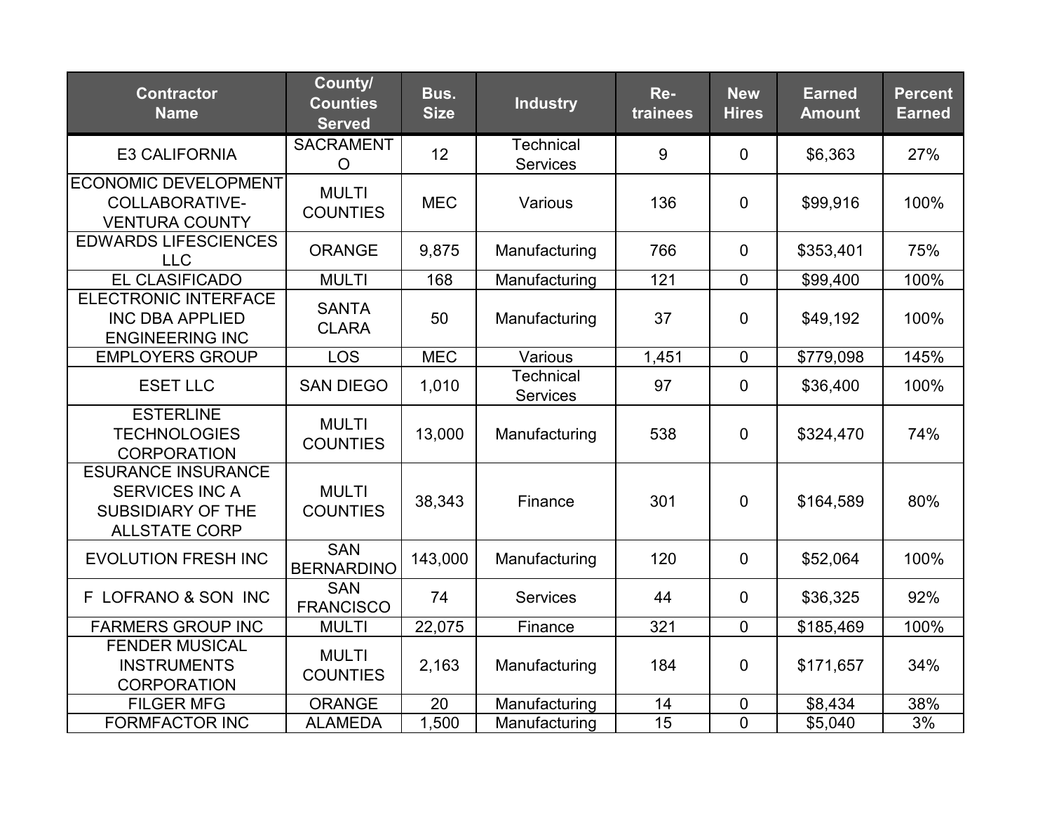| Contractor Name | County/ Counties Served | Bus. Size | Industry | Re-trainees | New Hires | Earned Amount | Percent Earned |
|---|---|---|---|---|---|---|---|
| E3 CALIFORNIA | SACRAMENTO | 12 | Technical Services | 9 | 0 | $6,363 | 27% |
| ECONOMIC DEVELOPMENT COLLABORATIVE-VENTURA COUNTY | MULTI COUNTIES | MEC | Various | 136 | 0 | $99,916 | 100% |
| EDWARDS LIFESCIENCES LLC | ORANGE | 9,875 | Manufacturing | 766 | 0 | $353,401 | 75% |
| EL CLASIFICADO | MULTI | 168 | Manufacturing | 121 | 0 | $99,400 | 100% |
| ELECTRONIC INTERFACE INC DBA APPLIED ENGINEERING INC | SANTA CLARA | 50 | Manufacturing | 37 | 0 | $49,192 | 100% |
| EMPLOYERS GROUP | LOS | MEC | Various | 1,451 | 0 | $779,098 | 145% |
| ESET LLC | SAN DIEGO | 1,010 | Technical Services | 97 | 0 | $36,400 | 100% |
| ESTERLINE TECHNOLOGIES CORPORATION | MULTI COUNTIES | 13,000 | Manufacturing | 538 | 0 | $324,470 | 74% |
| ESURANCE INSURANCE SERVICES INC A SUBSIDIARY OF THE ALLSTATE CORP | MULTI COUNTIES | 38,343 | Finance | 301 | 0 | $164,589 | 80% |
| EVOLUTION FRESH INC | SAN BERNARDINO | 143,000 | Manufacturing | 120 | 0 | $52,064 | 100% |
| F LOFRANO & SON INC | SAN FRANCISCO | 74 | Services | 44 | 0 | $36,325 | 92% |
| FARMERS GROUP INC | MULTI | 22,075 | Finance | 321 | 0 | $185,469 | 100% |
| FENDER MUSICAL INSTRUMENTS CORPORATION | MULTI COUNTIES | 2,163 | Manufacturing | 184 | 0 | $171,657 | 34% |
| FILGER MFG | ORANGE | 20 | Manufacturing | 14 | 0 | $8,434 | 38% |
| FORMFACTOR INC | ALAMEDA | 1,500 | Manufacturing | 15 | 0 | $5,040 | 3% |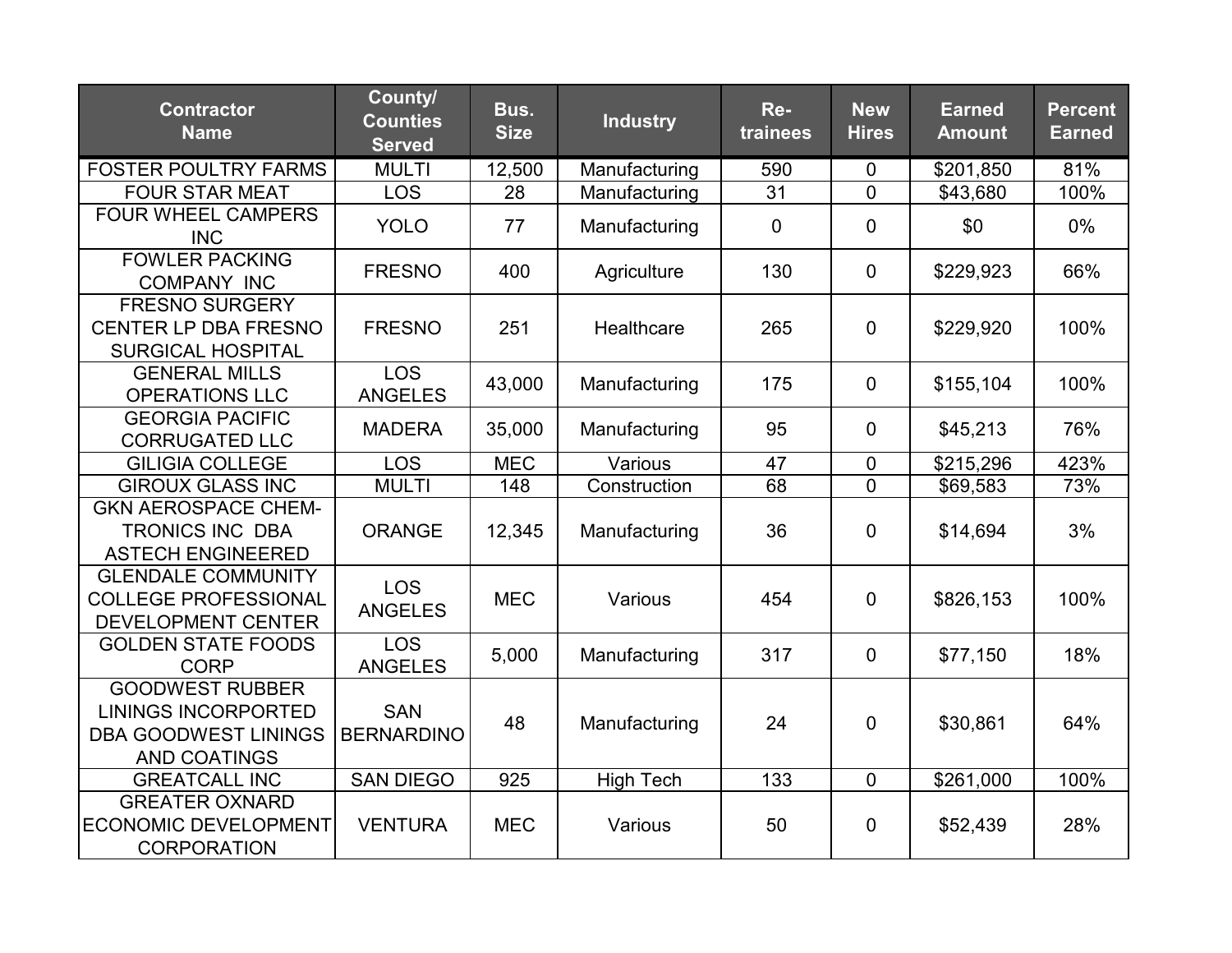| Contractor Name | County/ Counties Served | Bus. Size | Industry | Re-trainees | New Hires | Earned Amount | Percent Earned |
|---|---|---|---|---|---|---|---|
| FOSTER POULTRY FARMS | MULTI | 12,500 | Manufacturing | 590 | 0 | $201,850 | 81% |
| FOUR STAR MEAT | LOS | 28 | Manufacturing | 31 | 0 | $43,680 | 100% |
| FOUR WHEEL CAMPERS INC | YOLO | 77 | Manufacturing | 0 | 0 | $0 | 0% |
| FOWLER PACKING COMPANY INC | FRESNO | 400 | Agriculture | 130 | 0 | $229,923 | 66% |
| FRESNO SURGERY CENTER LP DBA FRESNO SURGICAL HOSPITAL | FRESNO | 251 | Healthcare | 265 | 0 | $229,920 | 100% |
| GENERAL MILLS OPERATIONS LLC | LOS ANGELES | 43,000 | Manufacturing | 175 | 0 | $155,104 | 100% |
| GEORGIA PACIFIC CORRUGATED LLC | MADERA | 35,000 | Manufacturing | 95 | 0 | $45,213 | 76% |
| GILIGIA COLLEGE | LOS | MEC | Various | 47 | 0 | $215,296 | 423% |
| GIROUX GLASS INC | MULTI | 148 | Construction | 68 | 0 | $69,583 | 73% |
| GKN AEROSPACE CHEM-TRONICS INC DBA ASTECH ENGINEERED | ORANGE | 12,345 | Manufacturing | 36 | 0 | $14,694 | 3% |
| GLENDALE COMMUNITY COLLEGE PROFESSIONAL DEVELOPMENT CENTER | LOS ANGELES | MEC | Various | 454 | 0 | $826,153 | 100% |
| GOLDEN STATE FOODS CORP | LOS ANGELES | 5,000 | Manufacturing | 317 | 0 | $77,150 | 18% |
| GOODWEST RUBBER LININGS INCORPORTED DBA GOODWEST LININGS AND COATINGS | SAN BERNARDINO | 48 | Manufacturing | 24 | 0 | $30,861 | 64% |
| GREATCALL INC | SAN DIEGO | 925 | High Tech | 133 | 0 | $261,000 | 100% |
| GREATER OXNARD ECONOMIC DEVELOPMENT CORPORATION | VENTURA | MEC | Various | 50 | 0 | $52,439 | 28% |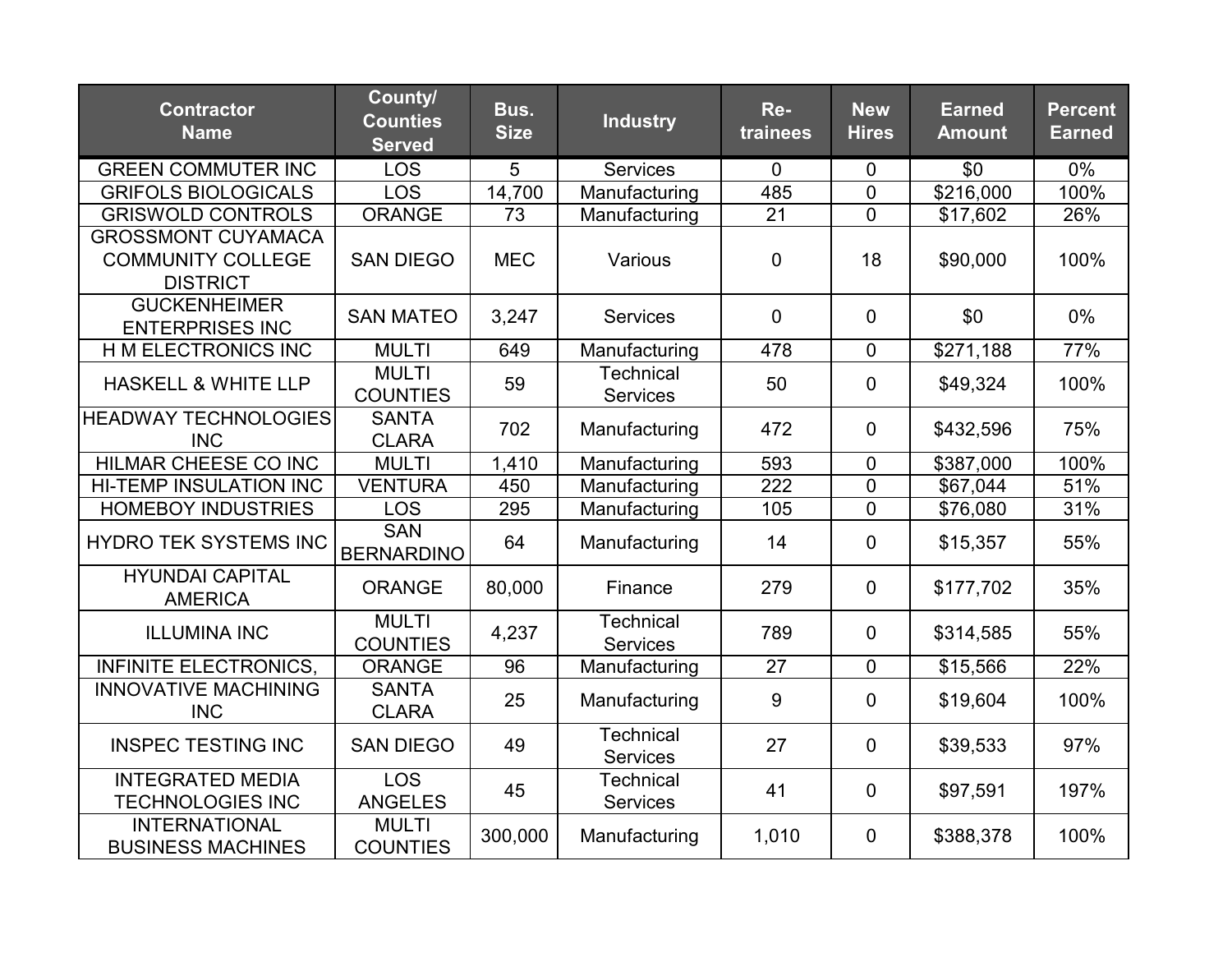| Contractor Name | County/ Counties Served | Bus. Size | Industry | Re-trainees | New Hires | Earned Amount | Percent Earned |
|---|---|---|---|---|---|---|---|
| GREEN COMMUTER INC | LOS | 5 | Services | 0 | 0 | $0 | 0% |
| GRIFOLS BIOLOGICALS | LOS | 14,700 | Manufacturing | 485 | 0 | $216,000 | 100% |
| GRISWOLD CONTROLS | ORANGE | 73 | Manufacturing | 21 | 0 | $17,602 | 26% |
| GROSSMONT CUYAMACA COMMUNITY COLLEGE DISTRICT | SAN DIEGO | MEC | Various | 0 | 18 | $90,000 | 100% |
| GUCKENHEIMER ENTERPRISES INC | SAN MATEO | 3,247 | Services | 0 | 0 | $0 | 0% |
| H M ELECTRONICS INC | MULTI | 649 | Manufacturing | 478 | 0 | $271,188 | 77% |
| HASKELL & WHITE LLP | MULTI COUNTIES | 59 | Technical Services | 50 | 0 | $49,324 | 100% |
| HEADWAY TECHNOLOGIES INC | SANTA CLARA | 702 | Manufacturing | 472 | 0 | $432,596 | 75% |
| HILMAR CHEESE CO INC | MULTI | 1,410 | Manufacturing | 593 | 0 | $387,000 | 100% |
| HI-TEMP INSULATION INC | VENTURA | 450 | Manufacturing | 222 | 0 | $67,044 | 51% |
| HOMEBOY INDUSTRIES | LOS | 295 | Manufacturing | 105 | 0 | $76,080 | 31% |
| HYDRO TEK SYSTEMS INC | SAN BERNARDINO | 64 | Manufacturing | 14 | 0 | $15,357 | 55% |
| HYUNDAI CAPITAL AMERICA | ORANGE | 80,000 | Finance | 279 | 0 | $177,702 | 35% |
| ILLUMINA INC | MULTI COUNTIES | 4,237 | Technical Services | 789 | 0 | $314,585 | 55% |
| INFINITE ELECTRONICS, | ORANGE | 96 | Manufacturing | 27 | 0 | $15,566 | 22% |
| INNOVATIVE MACHINING INC | SANTA CLARA | 25 | Manufacturing | 9 | 0 | $19,604 | 100% |
| INSPEC TESTING INC | SAN DIEGO | 49 | Technical Services | 27 | 0 | $39,533 | 97% |
| INTEGRATED MEDIA TECHNOLOGIES INC | LOS ANGELES | 45 | Technical Services | 41 | 0 | $97,591 | 197% |
| INTERNATIONAL BUSINESS MACHINES | MULTI COUNTIES | 300,000 | Manufacturing | 1,010 | 0 | $388,378 | 100% |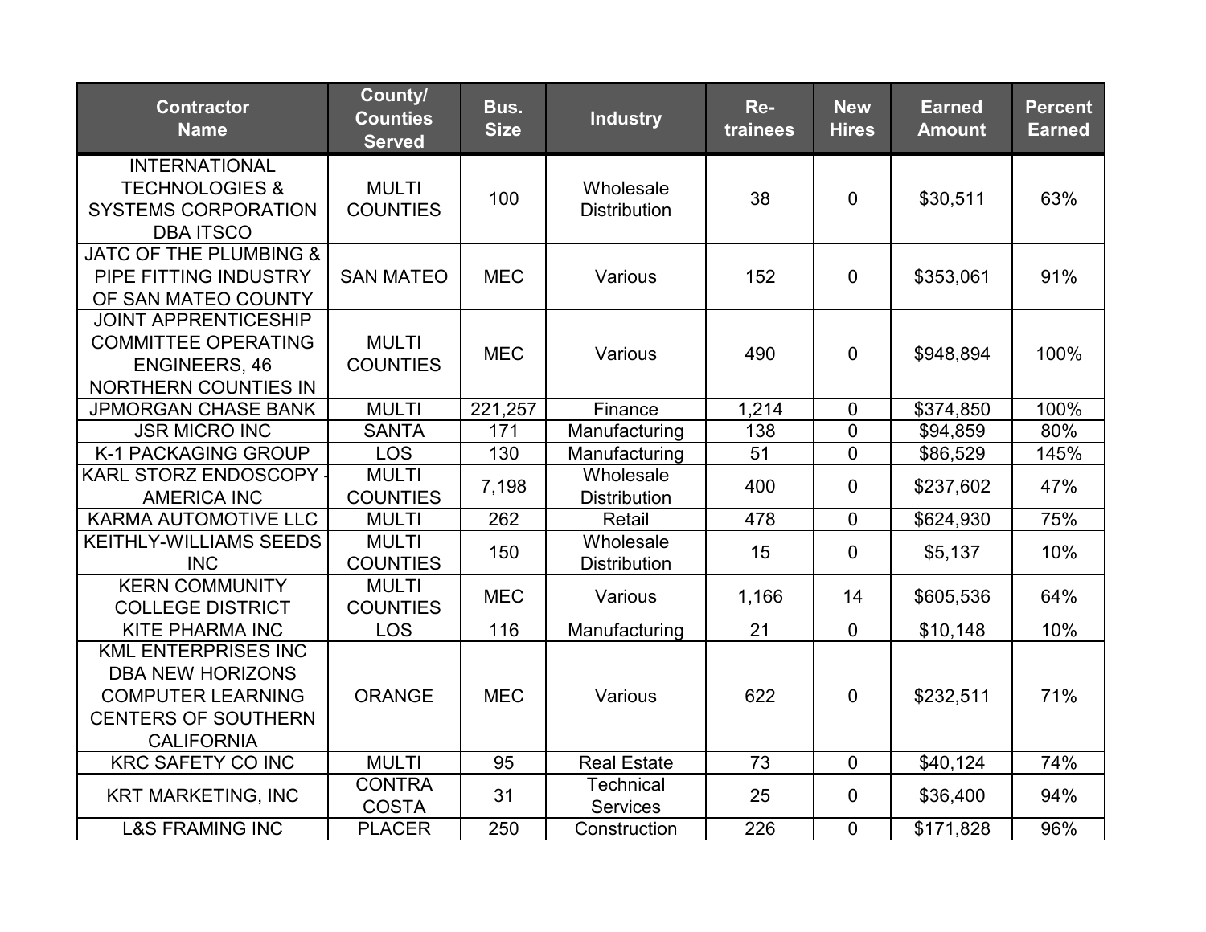| Contractor Name | County/ Counties Served | Bus. Size | Industry | Re-trainees | New Hires | Earned Amount | Percent Earned |
| --- | --- | --- | --- | --- | --- | --- | --- |
| INTERNATIONAL TECHNOLOGIES & SYSTEMS CORPORATION DBA ITSCO | MULTI COUNTIES | 100 | Wholesale Distribution | 38 | 0 | $30,511 | 63% |
| JATC OF THE PLUMBING & PIPE FITTING INDUSTRY OF SAN MATEO COUNTY | SAN MATEO | MEC | Various | 152 | 0 | $353,061 | 91% |
| JOINT APPRENTICESHIP COMMITTEE OPERATING ENGINEERS, 46 NORTHERN COUNTIES IN | MULTI COUNTIES | MEC | Various | 490 | 0 | $948,894 | 100% |
| JPMORGAN CHASE BANK | MULTI | 221,257 | Finance | 1,214 | 0 | $374,850 | 100% |
| JSR MICRO INC | SANTA | 171 | Manufacturing | 138 | 0 | $94,859 | 80% |
| K-1 PACKAGING GROUP | LOS | 130 | Manufacturing | 51 | 0 | $86,529 | 145% |
| KARL STORZ ENDOSCOPY - AMERICA INC | MULTI COUNTIES | 7,198 | Wholesale Distribution | 400 | 0 | $237,602 | 47% |
| KARMA AUTOMOTIVE LLC | MULTI | 262 | Retail | 478 | 0 | $624,930 | 75% |
| KEITHLY-WILLIAMS SEEDS INC | MULTI COUNTIES | 150 | Wholesale Distribution | 15 | 0 | $5,137 | 10% |
| KERN COMMUNITY COLLEGE DISTRICT | MULTI COUNTIES | MEC | Various | 1,166 | 14 | $605,536 | 64% |
| KITE PHARMA INC | LOS | 116 | Manufacturing | 21 | 0 | $10,148 | 10% |
| KML ENTERPRISES INC DBA NEW HORIZONS COMPUTER LEARNING CENTERS OF SOUTHERN CALIFORNIA | ORANGE | MEC | Various | 622 | 0 | $232,511 | 71% |
| KRC SAFETY CO INC | MULTI | 95 | Real Estate | 73 | 0 | $40,124 | 74% |
| KRT MARKETING, INC | CONTRA COSTA | 31 | Technical Services | 25 | 0 | $36,400 | 94% |
| L&S FRAMING INC | PLACER | 250 | Construction | 226 | 0 | $171,828 | 96% |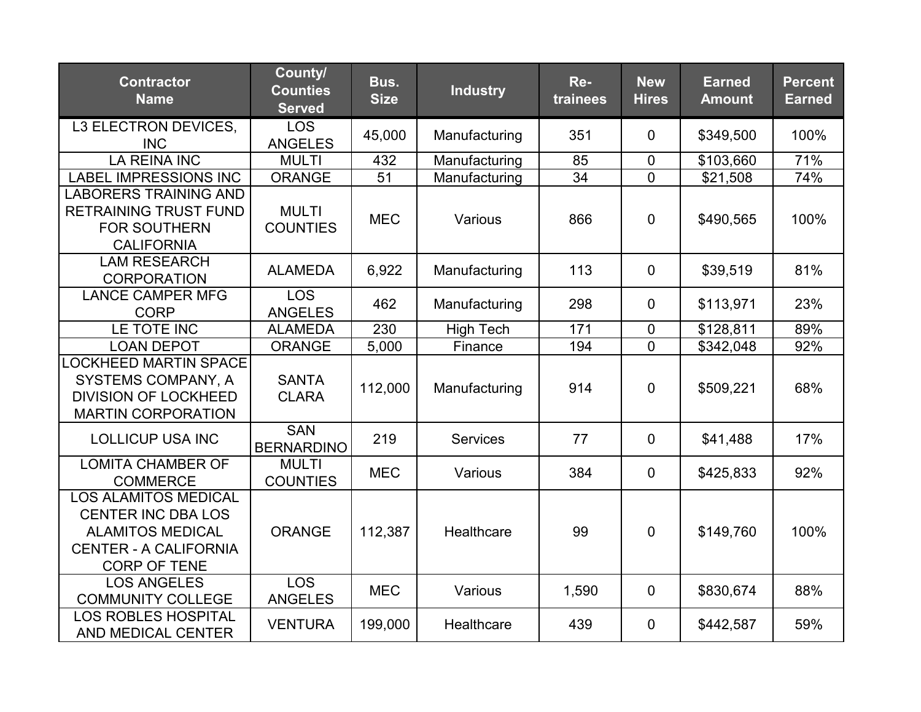| Contractor Name | County/ Counties Served | Bus. Size | Industry | Re-trainees | New Hires | Earned Amount | Percent Earned |
| --- | --- | --- | --- | --- | --- | --- | --- |
| L3 ELECTRON DEVICES, INC | LOS ANGELES | 45,000 | Manufacturing | 351 | 0 | $349,500 | 100% |
| LA REINA INC | MULTI | 432 | Manufacturing | 85 | 0 | $103,660 | 71% |
| LABEL IMPRESSIONS INC | ORANGE | 51 | Manufacturing | 34 | 0 | $21,508 | 74% |
| LABORERS TRAINING AND RETRAINING TRUST FUND FOR SOUTHERN CALIFORNIA | MULTI COUNTIES | MEC | Various | 866 | 0 | $490,565 | 100% |
| LAM RESEARCH CORPORATION | ALAMEDA | 6,922 | Manufacturing | 113 | 0 | $39,519 | 81% |
| LANCE CAMPER MFG CORP | LOS ANGELES | 462 | Manufacturing | 298 | 0 | $113,971 | 23% |
| LE TOTE INC | ALAMEDA | 230 | High Tech | 171 | 0 | $128,811 | 89% |
| LOAN DEPOT | ORANGE | 5,000 | Finance | 194 | 0 | $342,048 | 92% |
| LOCKHEED MARTIN SPACE SYSTEMS COMPANY, A DIVISION OF LOCKHEED MARTIN CORPORATION | SANTA CLARA | 112,000 | Manufacturing | 914 | 0 | $509,221 | 68% |
| LOLLICUP USA INC | SAN BERNARDINO | 219 | Services | 77 | 0 | $41,488 | 17% |
| LOMITA CHAMBER OF COMMERCE | MULTI COUNTIES | MEC | Various | 384 | 0 | $425,833 | 92% |
| LOS ALAMITOS MEDICAL CENTER INC DBA LOS ALAMITOS MEDICAL CENTER - A CALIFORNIA CORP OF TENE | ORANGE | 112,387 | Healthcare | 99 | 0 | $149,760 | 100% |
| LOS ANGELES COMMUNITY COLLEGE | LOS ANGELES | MEC | Various | 1,590 | 0 | $830,674 | 88% |
| LOS ROBLES HOSPITAL AND MEDICAL CENTER | VENTURA | 199,000 | Healthcare | 439 | 0 | $442,587 | 59% |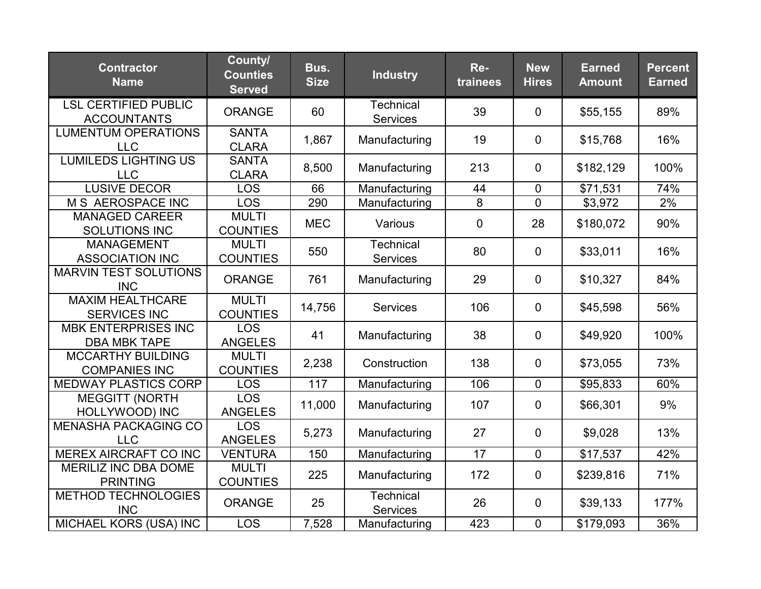| Contractor Name | County/ Counties Served | Bus. Size | Industry | Re-trainees | New Hires | Earned Amount | Percent Earned |
|---|---|---|---|---|---|---|---|
| LSL CERTIFIED PUBLIC ACCOUNTANTS | ORANGE | 60 | Technical Services | 39 | 0 | $55,155 | 89% |
| LUMENTUM OPERATIONS LLC | SANTA CLARA | 1,867 | Manufacturing | 19 | 0 | $15,768 | 16% |
| LUMILEDS LIGHTING US LLC | SANTA CLARA | 8,500 | Manufacturing | 213 | 0 | $182,129 | 100% |
| LUSIVE DECOR | LOS | 66 | Manufacturing | 44 | 0 | $71,531 | 74% |
| M S AEROSPACE INC | LOS | 290 | Manufacturing | 8 | 0 | $3,972 | 2% |
| MANAGED CAREER SOLUTIONS INC | MULTI COUNTIES | MEC | Various | 0 | 28 | $180,072 | 90% |
| MANAGEMENT ASSOCIATION INC | MULTI COUNTIES | 550 | Technical Services | 80 | 0 | $33,011 | 16% |
| MARVIN TEST SOLUTIONS INC | ORANGE | 761 | Manufacturing | 29 | 0 | $10,327 | 84% |
| MAXIM HEALTHCARE SERVICES INC | MULTI COUNTIES | 14,756 | Services | 106 | 0 | $45,598 | 56% |
| MBK ENTERPRISES INC DBA MBK TAPE | LOS ANGELES | 41 | Manufacturing | 38 | 0 | $49,920 | 100% |
| MCCARTHY BUILDING COMPANIES INC | MULTI COUNTIES | 2,238 | Construction | 138 | 0 | $73,055 | 73% |
| MEDWAY PLASTICS CORP | LOS | 117 | Manufacturing | 106 | 0 | $95,833 | 60% |
| MEGGITT (NORTH HOLLYWOOD) INC | LOS ANGELES | 11,000 | Manufacturing | 107 | 0 | $66,301 | 9% |
| MENASHA PACKAGING CO LLC | LOS ANGELES | 5,273 | Manufacturing | 27 | 0 | $9,028 | 13% |
| MEREX AIRCRAFT CO INC | VENTURA | 150 | Manufacturing | 17 | 0 | $17,537 | 42% |
| MERILIZ INC DBA DOME PRINTING | MULTI COUNTIES | 225 | Manufacturing | 172 | 0 | $239,816 | 71% |
| METHOD TECHNOLOGIES INC | ORANGE | 25 | Technical Services | 26 | 0 | $39,133 | 177% |
| MICHAEL KORS (USA) INC | LOS | 7,528 | Manufacturing | 423 | 0 | $179,093 | 36% |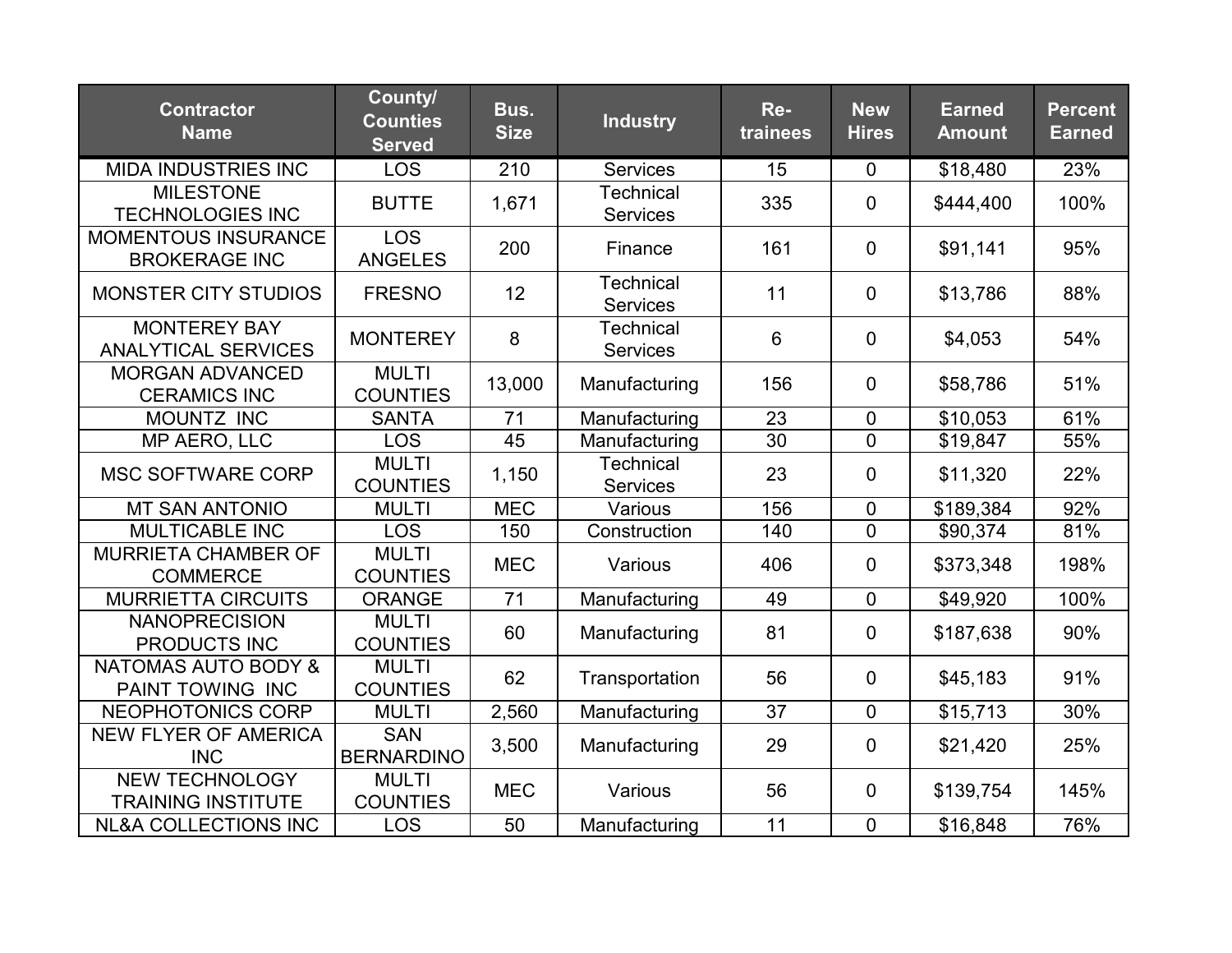| Contractor Name | County/ Counties Served | Bus. Size | Industry | Re-trainees | New Hires | Earned Amount | Percent Earned |
|---|---|---|---|---|---|---|---|
| MIDA INDUSTRIES INC | LOS | 210 | Services | 15 | 0 | $18,480 | 23% |
| MILESTONE TECHNOLOGIES INC | BUTTE | 1,671 | Technical Services | 335 | 0 | $444,400 | 100% |
| MOMENTOUS INSURANCE BROKERAGE INC | LOS ANGELES | 200 | Finance | 161 | 0 | $91,141 | 95% |
| MONSTER CITY STUDIOS | FRESNO | 12 | Technical Services | 11 | 0 | $13,786 | 88% |
| MONTEREY BAY ANALYTICAL SERVICES | MONTEREY | 8 | Technical Services | 6 | 0 | $4,053 | 54% |
| MORGAN ADVANCED CERAMICS INC | MULTI COUNTIES | 13,000 | Manufacturing | 156 | 0 | $58,786 | 51% |
| MOUNTZ INC | SANTA | 71 | Manufacturing | 23 | 0 | $10,053 | 61% |
| MP AERO, LLC | LOS | 45 | Manufacturing | 30 | 0 | $19,847 | 55% |
| MSC SOFTWARE CORP | MULTI COUNTIES | 1,150 | Technical Services | 23 | 0 | $11,320 | 22% |
| MT SAN ANTONIO | MULTI | MEC | Various | 156 | 0 | $189,384 | 92% |
| MULTICABLE INC | LOS | 150 | Construction | 140 | 0 | $90,374 | 81% |
| MURRIETA CHAMBER OF COMMERCE | MULTI COUNTIES | MEC | Various | 406 | 0 | $373,348 | 198% |
| MURRIETTA CIRCUITS | ORANGE | 71 | Manufacturing | 49 | 0 | $49,920 | 100% |
| NANOPRECISION PRODUCTS INC | MULTI COUNTIES | 60 | Manufacturing | 81 | 0 | $187,638 | 90% |
| NATOMAS AUTO BODY & PAINT TOWING INC | MULTI COUNTIES | 62 | Transportation | 56 | 0 | $45,183 | 91% |
| NEOPHOTONICS CORP | MULTI | 2,560 | Manufacturing | 37 | 0 | $15,713 | 30% |
| NEW FLYER OF AMERICA INC | SAN BERNARDINO | 3,500 | Manufacturing | 29 | 0 | $21,420 | 25% |
| NEW TECHNOLOGY TRAINING INSTITUTE | MULTI COUNTIES | MEC | Various | 56 | 0 | $139,754 | 145% |
| NL&A COLLECTIONS INC | LOS | 50 | Manufacturing | 11 | 0 | $16,848 | 76% |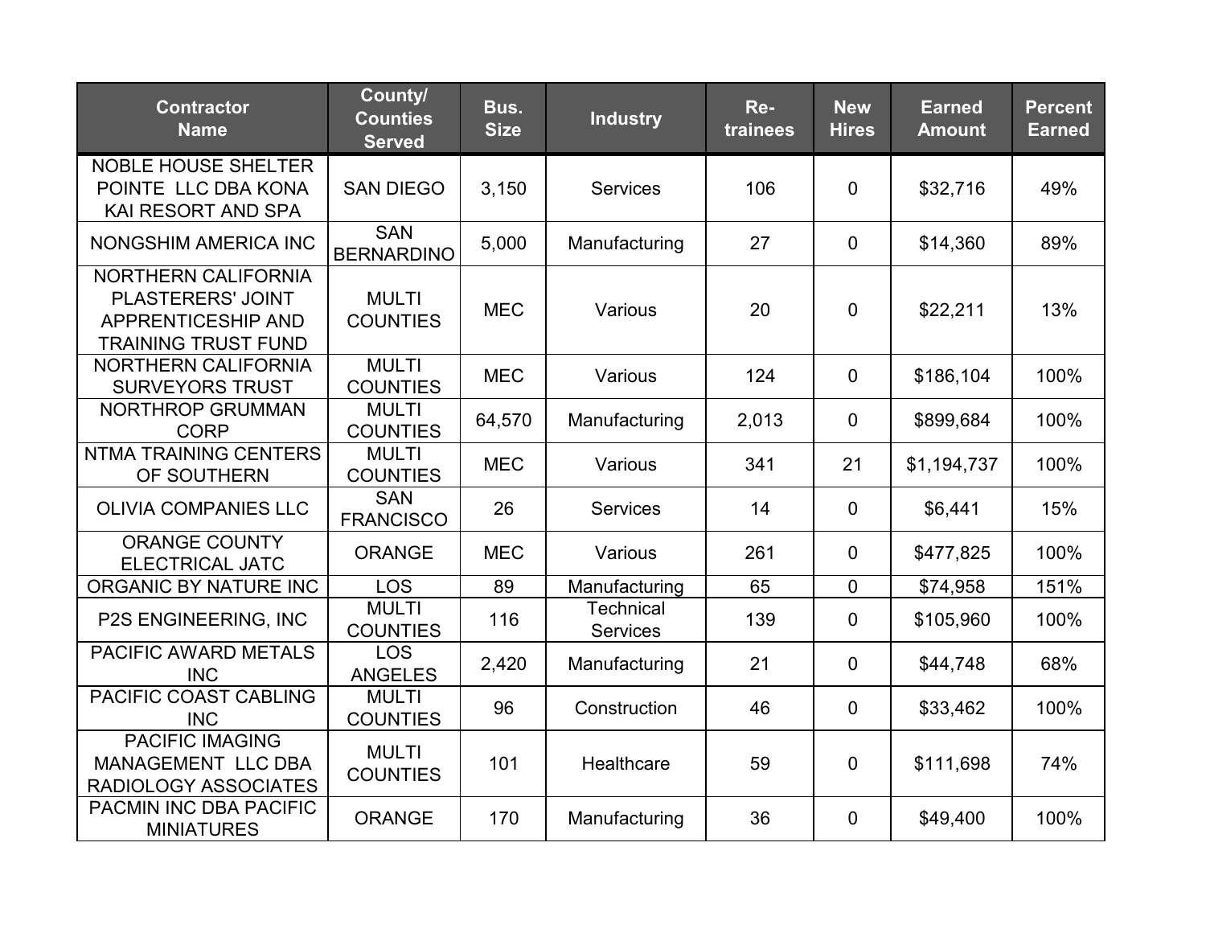| Contractor Name | County/ Counties Served | Bus. Size | Industry | Re-trainees | New Hires | Earned Amount | Percent Earned |
|---|---|---|---|---|---|---|---|
| NOBLE HOUSE SHELTER POINTE LLC DBA KONA KAI RESORT AND SPA | SAN DIEGO | 3,150 | Services | 106 | 0 | $32,716 | 49% |
| NONGSHIM AMERICA INC | SAN BERNARDINO | 5,000 | Manufacturing | 27 | 0 | $14,360 | 89% |
| NORTHERN CALIFORNIA PLASTERERS' JOINT APPRENTICESHIP AND TRAINING TRUST FUND | MULTI COUNTIES | MEC | Various | 20 | 0 | $22,211 | 13% |
| NORTHERN CALIFORNIA SURVEYORS TRUST | MULTI COUNTIES | MEC | Various | 124 | 0 | $186,104 | 100% |
| NORTHROP GRUMMAN CORP | MULTI COUNTIES | 64,570 | Manufacturing | 2,013 | 0 | $899,684 | 100% |
| NTMA TRAINING CENTERS OF SOUTHERN | MULTI COUNTIES | MEC | Various | 341 | 21 | $1,194,737 | 100% |
| OLIVIA COMPANIES LLC | SAN FRANCISCO | 26 | Services | 14 | 0 | $6,441 | 15% |
| ORANGE COUNTY ELECTRICAL JATC | ORANGE | MEC | Various | 261 | 0 | $477,825 | 100% |
| ORGANIC BY NATURE INC | LOS | 89 | Manufacturing | 65 | 0 | $74,958 | 151% |
| P2S ENGINEERING, INC | MULTI COUNTIES | 116 | Technical Services | 139 | 0 | $105,960 | 100% |
| PACIFIC AWARD METALS INC | LOS ANGELES | 2,420 | Manufacturing | 21 | 0 | $44,748 | 68% |
| PACIFIC COAST CABLING INC | MULTI COUNTIES | 96 | Construction | 46 | 0 | $33,462 | 100% |
| PACIFIC IMAGING MANAGEMENT LLC DBA RADIOLOGY ASSOCIATES | MULTI COUNTIES | 101 | Healthcare | 59 | 0 | $111,698 | 74% |
| PACMIN INC DBA PACIFIC MINIATURES | ORANGE | 170 | Manufacturing | 36 | 0 | $49,400 | 100% |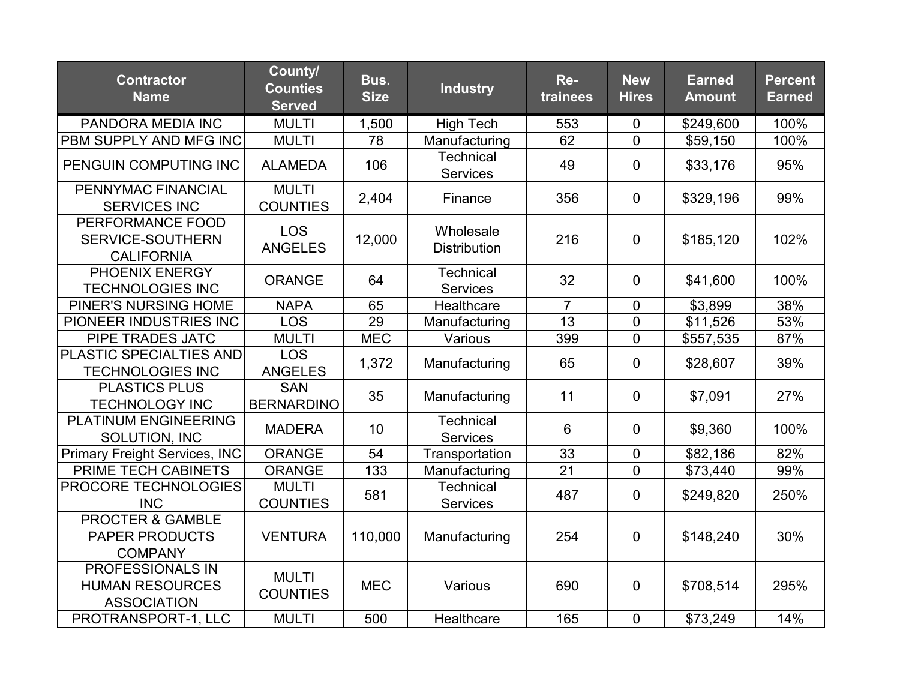| Contractor Name | County/ Counties Served | Bus. Size | Industry | Re-trainees | New Hires | Earned Amount | Percent Earned |
|---|---|---|---|---|---|---|---|
| PANDORA MEDIA INC | MULTI | 1,500 | High Tech | 553 | 0 | $249,600 | 100% |
| PBM SUPPLY AND MFG INC | MULTI | 78 | Manufacturing | 62 | 0 | $59,150 | 100% |
| PENGUIN COMPUTING INC | ALAMEDA | 106 | Technical Services | 49 | 0 | $33,176 | 95% |
| PENNYMAC FINANCIAL SERVICES INC | MULTI COUNTIES | 2,404 | Finance | 356 | 0 | $329,196 | 99% |
| PERFORMANCE FOOD SERVICE-SOUTHERN CALIFORNIA | LOS ANGELES | 12,000 | Wholesale Distribution | 216 | 0 | $185,120 | 102% |
| PHOENIX ENERGY TECHNOLOGIES INC | ORANGE | 64 | Technical Services | 32 | 0 | $41,600 | 100% |
| PINER'S NURSING HOME | NAPA | 65 | Healthcare | 7 | 0 | $3,899 | 38% |
| PIONEER INDUSTRIES INC | LOS | 29 | Manufacturing | 13 | 0 | $11,526 | 53% |
| PIPE TRADES JATC | MULTI | MEC | Various | 399 | 0 | $557,535 | 87% |
| PLASTIC SPECIALTIES AND TECHNOLOGIES INC | LOS ANGELES | 1,372 | Manufacturing | 65 | 0 | $28,607 | 39% |
| PLASTICS PLUS TECHNOLOGY INC | SAN BERNARDINO | 35 | Manufacturing | 11 | 0 | $7,091 | 27% |
| PLATINUM ENGINEERING SOLUTION, INC | MADERA | 10 | Technical Services | 6 | 0 | $9,360 | 100% |
| Primary Freight Services, INC | ORANGE | 54 | Transportation | 33 | 0 | $82,186 | 82% |
| PRIME TECH CABINETS | ORANGE | 133 | Manufacturing | 21 | 0 | $73,440 | 99% |
| PROCORE TECHNOLOGIES INC | MULTI COUNTIES | 581 | Technical Services | 487 | 0 | $249,820 | 250% |
| PROCTER & GAMBLE PAPER PRODUCTS COMPANY | VENTURA | 110,000 | Manufacturing | 254 | 0 | $148,240 | 30% |
| PROFESSIONALS IN HUMAN RESOURCES ASSOCIATION | MULTI COUNTIES | MEC | Various | 690 | 0 | $708,514 | 295% |
| PROTRANSPORT-1, LLC | MULTI | 500 | Healthcare | 165 | 0 | $73,249 | 14% |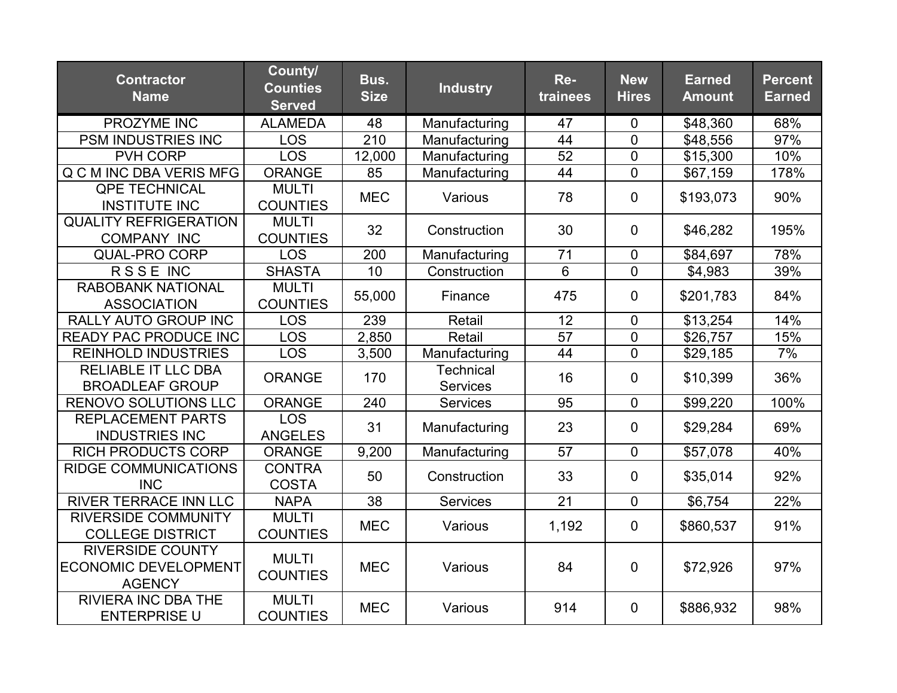| Contractor Name | County/ Counties Served | Bus. Size | Industry | Re-trainees | New Hires | Earned Amount | Percent Earned |
|---|---|---|---|---|---|---|---|
| PROZYME INC | ALAMEDA | 48 | Manufacturing | 47 | 0 | $48,360 | 68% |
| PSM INDUSTRIES INC | LOS | 210 | Manufacturing | 44 | 0 | $48,556 | 97% |
| PVH CORP | LOS | 12,000 | Manufacturing | 52 | 0 | $15,300 | 10% |
| Q C M INC DBA VERIS MFG | ORANGE | 85 | Manufacturing | 44 | 0 | $67,159 | 178% |
| QPE TECHNICAL INSTITUTE INC | MULTI COUNTIES | MEC | Various | 78 | 0 | $193,073 | 90% |
| QUALITY REFRIGERATION COMPANY INC | MULTI COUNTIES | 32 | Construction | 30 | 0 | $46,282 | 195% |
| QUAL-PRO CORP | LOS | 200 | Manufacturing | 71 | 0 | $84,697 | 78% |
| R S S E INC | SHASTA | 10 | Construction | 6 | 0 | $4,983 | 39% |
| RABOBANK NATIONAL ASSOCIATION | MULTI COUNTIES | 55,000 | Finance | 475 | 0 | $201,783 | 84% |
| RALLY AUTO GROUP INC | LOS | 239 | Retail | 12 | 0 | $13,254 | 14% |
| READY PAC PRODUCE INC | LOS | 2,850 | Retail | 57 | 0 | $26,757 | 15% |
| REINHOLD INDUSTRIES | LOS | 3,500 | Manufacturing | 44 | 0 | $29,185 | 7% |
| RELIABLE IT LLC DBA BROADLEAF GROUP | ORANGE | 170 | Technical Services | 16 | 0 | $10,399 | 36% |
| RENOVO SOLUTIONS LLC | ORANGE | 240 | Services | 95 | 0 | $99,220 | 100% |
| REPLACEMENT PARTS INDUSTRIES INC | LOS ANGELES | 31 | Manufacturing | 23 | 0 | $29,284 | 69% |
| RICH PRODUCTS CORP | ORANGE | 9,200 | Manufacturing | 57 | 0 | $57,078 | 40% |
| RIDGE COMMUNICATIONS INC | CONTRA COSTA | 50 | Construction | 33 | 0 | $35,014 | 92% |
| RIVER TERRACE INN LLC | NAPA | 38 | Services | 21 | 0 | $6,754 | 22% |
| RIVERSIDE COMMUNITY COLLEGE DISTRICT | MULTI COUNTIES | MEC | Various | 1,192 | 0 | $860,537 | 91% |
| RIVERSIDE COUNTY ECONOMIC DEVELOPMENT AGENCY | MULTI COUNTIES | MEC | Various | 84 | 0 | $72,926 | 97% |
| RIVIERA INC DBA THE ENTERPRISE U | MULTI COUNTIES | MEC | Various | 914 | 0 | $886,932 | 98% |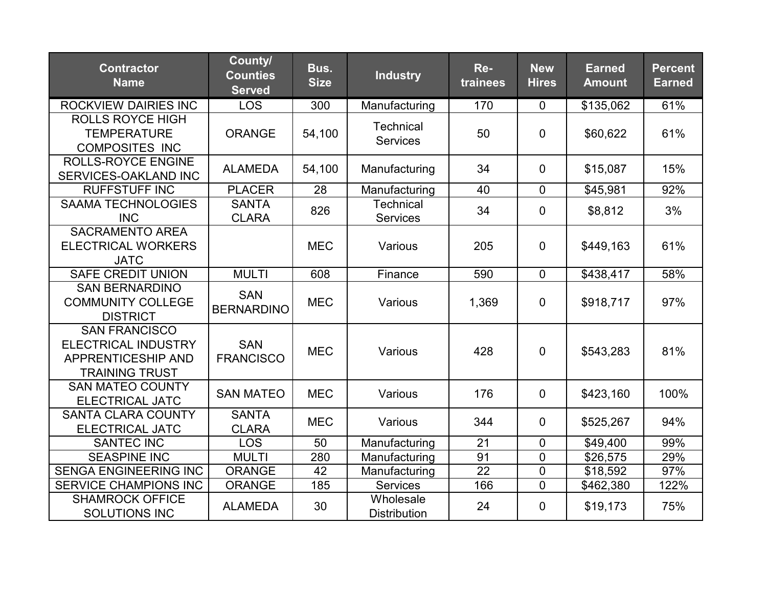| Contractor Name | County/ Counties Served | Bus. Size | Industry | Re-trainees | New Hires | Earned Amount | Percent Earned |
|---|---|---|---|---|---|---|---|
| ROCKVIEW DAIRIES INC | LOS | 300 | Manufacturing | 170 | 0 | $135,062 | 61% |
| ROLLS ROYCE HIGH TEMPERATURE COMPOSITES INC | ORANGE | 54,100 | Technical Services | 50 | 0 | $60,622 | 61% |
| ROLLS-ROYCE ENGINE SERVICES-OAKLAND INC | ALAMEDA | 54,100 | Manufacturing | 34 | 0 | $15,087 | 15% |
| RUFFSTUFF INC | PLACER | 28 | Manufacturing | 40 | 0 | $45,981 | 92% |
| SAAMA TECHNOLOGIES INC | SANTA CLARA | 826 | Technical Services | 34 | 0 | $8,812 | 3% |
| SACRAMENTO AREA ELECTRICAL WORKERS JATC | | MEC | Various | 205 | 0 | $449,163 | 61% |
| SAFE CREDIT UNION | MULTI | 608 | Finance | 590 | 0 | $438,417 | 58% |
| SAN BERNARDINO COMMUNITY COLLEGE DISTRICT | SAN BERNARDINO | MEC | Various | 1,369 | 0 | $918,717 | 97% |
| SAN FRANCISCO ELECTRICAL INDUSTRY APPRENTICESHIP AND TRAINING TRUST | SAN FRANCISCO | MEC | Various | 428 | 0 | $543,283 | 81% |
| SAN MATEO COUNTY ELECTRICAL JATC | SAN MATEO | MEC | Various | 176 | 0 | $423,160 | 100% |
| SANTA CLARA COUNTY ELECTRICAL JATC | SANTA CLARA | MEC | Various | 344 | 0 | $525,267 | 94% |
| SANTEC INC | LOS | 50 | Manufacturing | 21 | 0 | $49,400 | 99% |
| SEASPINE INC | MULTI | 280 | Manufacturing | 91 | 0 | $26,575 | 29% |
| SENGA ENGINEERING INC | ORANGE | 42 | Manufacturing | 22 | 0 | $18,592 | 97% |
| SERVICE CHAMPIONS INC | ORANGE | 185 | Services | 166 | 0 | $462,380 | 122% |
| SHAMROCK OFFICE SOLUTIONS INC | ALAMEDA | 30 | Wholesale Distribution | 24 | 0 | $19,173 | 75% |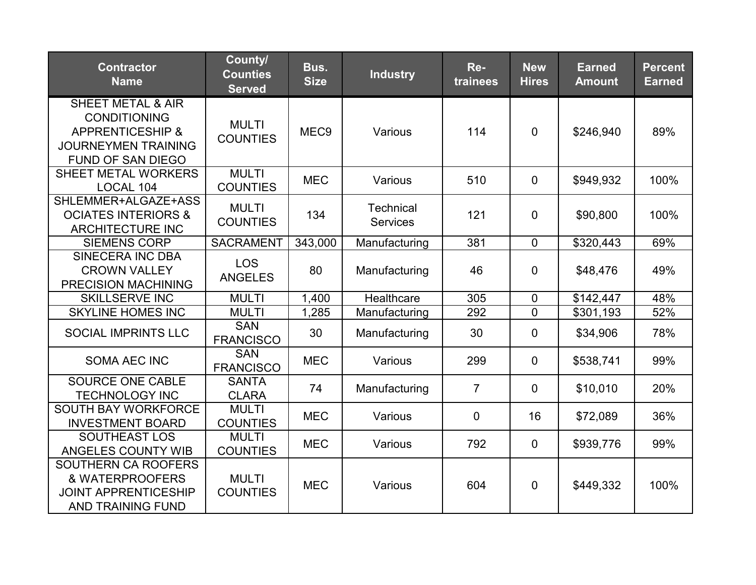| Contractor Name | County/ Counties Served | Bus. Size | Industry | Re-trainees | New Hires | Earned Amount | Percent Earned |
|---|---|---|---|---|---|---|---|
| SHEET METAL & AIR CONDITIONING APPRENTICESHIP & JOURNEYMEN TRAINING FUND OF SAN DIEGO | MULTI COUNTIES | MEC9 | Various | 114 | 0 | $246,940 | 89% |
| SHEET METAL WORKERS LOCAL 104 | MULTI COUNTIES | MEC | Various | 510 | 0 | $949,932 | 100% |
| SHLEMMER+ALGAZE+ASSOCIATES INTERIORS & ARCHITECTURE INC | MULTI COUNTIES | 134 | Technical Services | 121 | 0 | $90,800 | 100% |
| SIEMENS CORP | SACRAMENT | 343,000 | Manufacturing | 381 | 0 | $320,443 | 69% |
| SINECERA INC DBA CROWN VALLEY PRECISION MACHINING | LOS ANGELES | 80 | Manufacturing | 46 | 0 | $48,476 | 49% |
| SKILLSERVE INC | MULTI | 1,400 | Healthcare | 305 | 0 | $142,447 | 48% |
| SKYLINE HOMES INC | MULTI | 1,285 | Manufacturing | 292 | 0 | $301,193 | 52% |
| SOCIAL IMPRINTS LLC | SAN FRANCISCO | 30 | Manufacturing | 30 | 0 | $34,906 | 78% |
| SOMA AEC INC | SAN FRANCISCO | MEC | Various | 299 | 0 | $538,741 | 99% |
| SOURCE ONE CABLE TECHNOLOGY INC | SANTA CLARA | 74 | Manufacturing | 7 | 0 | $10,010 | 20% |
| SOUTH BAY WORKFORCE INVESTMENT BOARD | MULTI COUNTIES | MEC | Various | 0 | 16 | $72,089 | 36% |
| SOUTHEAST LOS ANGELES COUNTY WIB | MULTI COUNTIES | MEC | Various | 792 | 0 | $939,776 | 99% |
| SOUTHERN CA ROOFERS & WATERPROOFERS JOINT APPRENTICESHIP AND TRAINING FUND | MULTI COUNTIES | MEC | Various | 604 | 0 | $449,332 | 100% |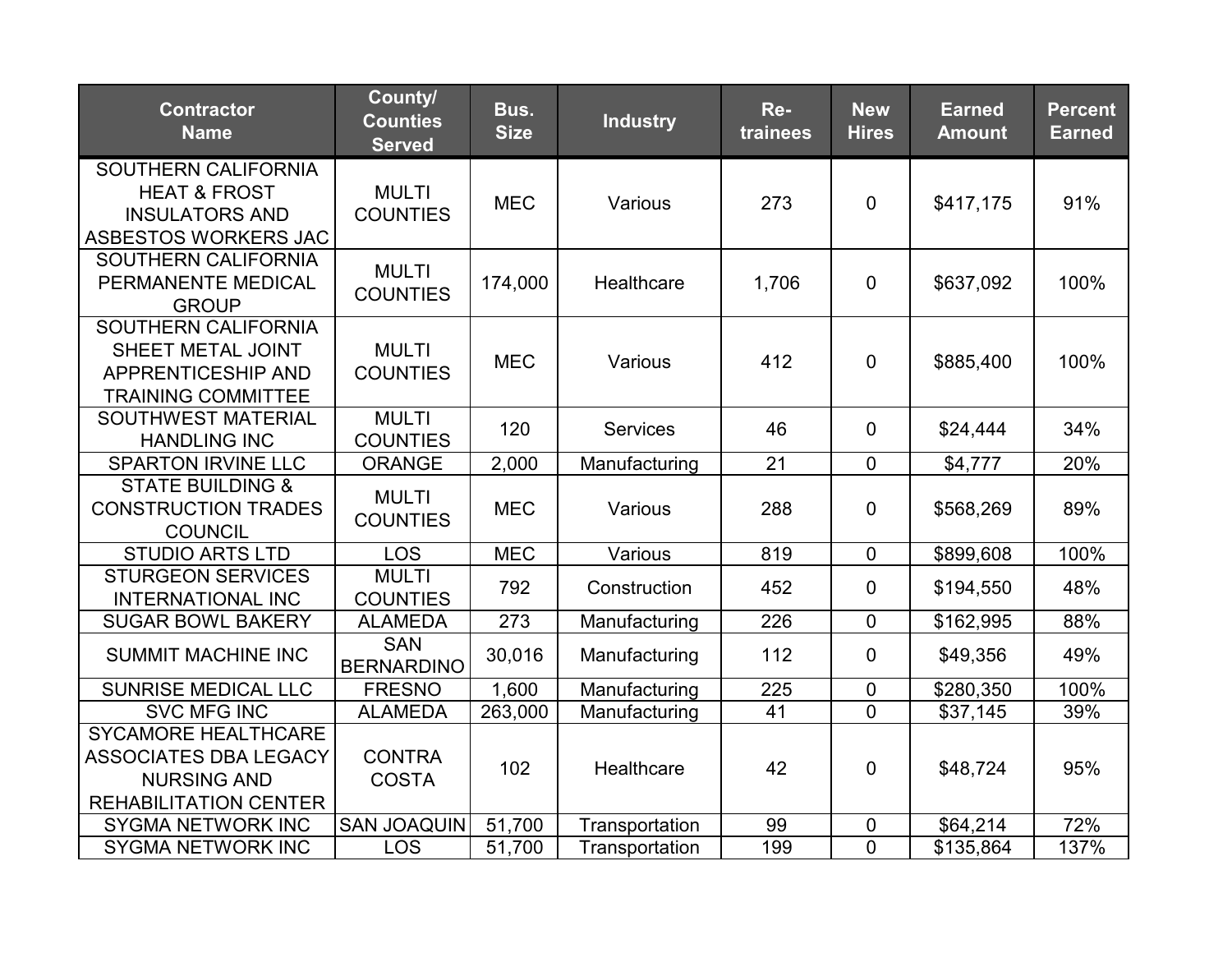| Contractor Name | County/ Counties Served | Bus. Size | Industry | Re-trainees | New Hires | Earned Amount | Percent Earned |
|---|---|---|---|---|---|---|---|
| SOUTHERN CALIFORNIA HEAT & FROST INSULATORS AND ASBESTOS WORKERS JAC | MULTI COUNTIES | MEC | Various | 273 | 0 | $417,175 | 91% |
| SOUTHERN CALIFORNIA PERMANENTE MEDICAL GROUP | MULTI COUNTIES | 174,000 | Healthcare | 1,706 | 0 | $637,092 | 100% |
| SOUTHERN CALIFORNIA SHEET METAL JOINT APPRENTICESHIP AND TRAINING COMMITTEE | MULTI COUNTIES | MEC | Various | 412 | 0 | $885,400 | 100% |
| SOUTHWEST MATERIAL HANDLING INC | MULTI COUNTIES | 120 | Services | 46 | 0 | $24,444 | 34% |
| SPARTON IRVINE LLC | ORANGE | 2,000 | Manufacturing | 21 | 0 | $4,777 | 20% |
| STATE BUILDING & CONSTRUCTION TRADES COUNCIL | MULTI COUNTIES | MEC | Various | 288 | 0 | $568,269 | 89% |
| STUDIO ARTS LTD | LOS | MEC | Various | 819 | 0 | $899,608 | 100% |
| STURGEON SERVICES INTERNATIONAL INC | MULTI COUNTIES | 792 | Construction | 452 | 0 | $194,550 | 48% |
| SUGAR BOWL BAKERY | ALAMEDA | 273 | Manufacturing | 226 | 0 | $162,995 | 88% |
| SUMMIT MACHINE INC | SAN BERNARDINO | 30,016 | Manufacturing | 112 | 0 | $49,356 | 49% |
| SUNRISE MEDICAL LLC | FRESNO | 1,600 | Manufacturing | 225 | 0 | $280,350 | 100% |
| SVC MFG INC | ALAMEDA | 263,000 | Manufacturing | 41 | 0 | $37,145 | 39% |
| SYCAMORE HEALTHCARE ASSOCIATES DBA LEGACY NURSING AND REHABILITATION CENTER | CONTRA COSTA | 102 | Healthcare | 42 | 0 | $48,724 | 95% |
| SYGMA NETWORK INC | SAN JOAQUIN | 51,700 | Transportation | 99 | 0 | $64,214 | 72% |
| SYGMA NETWORK INC | LOS | 51,700 | Transportation | 199 | 0 | $135,864 | 137% |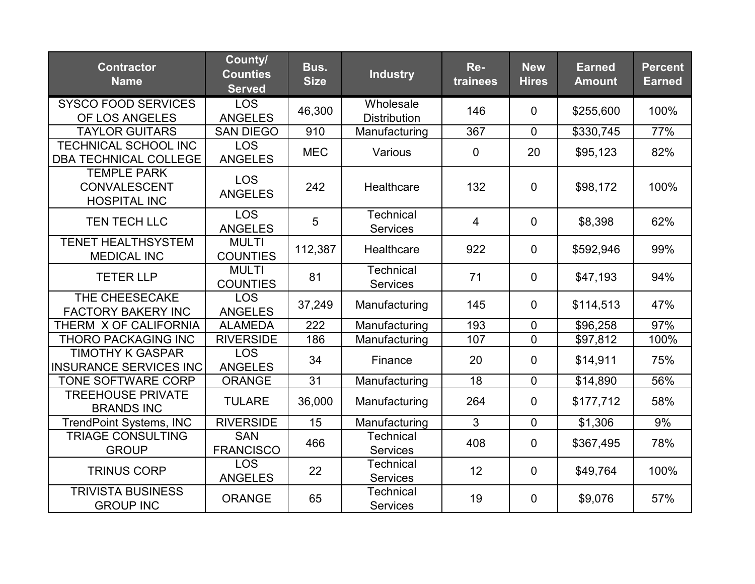| Contractor Name | County/ Counties Served | Bus. Size | Industry | Re-trainees | New Hires | Earned Amount | Percent Earned |
|---|---|---|---|---|---|---|---|
| SYSCO FOOD SERVICES OF LOS ANGELES | LOS ANGELES | 46,300 | Wholesale Distribution | 146 | 0 | $255,600 | 100% |
| TAYLOR GUITARS | SAN DIEGO | 910 | Manufacturing | 367 | 0 | $330,745 | 77% |
| TECHNICAL SCHOOL INC DBA TECHNICAL COLLEGE | LOS ANGELES | MEC | Various | 0 | 20 | $95,123 | 82% |
| TEMPLE PARK CONVALESCENT HOSPITAL INC | LOS ANGELES | 242 | Healthcare | 132 | 0 | $98,172 | 100% |
| TEN TECH LLC | LOS ANGELES | 5 | Technical Services | 4 | 0 | $8,398 | 62% |
| TENET HEALTHSYSTEM MEDICAL INC | MULTI COUNTIES | 112,387 | Healthcare | 922 | 0 | $592,946 | 99% |
| TETER LLP | MULTI COUNTIES | 81 | Technical Services | 71 | 0 | $47,193 | 94% |
| THE CHEESECAKE FACTORY BAKERY INC | LOS ANGELES | 37,249 | Manufacturing | 145 | 0 | $114,513 | 47% |
| THERM X OF CALIFORNIA | ALAMEDA | 222 | Manufacturing | 193 | 0 | $96,258 | 97% |
| THORO PACKAGING INC | RIVERSIDE | 186 | Manufacturing | 107 | 0 | $97,812 | 100% |
| TIMOTHY K GASPAR INSURANCE SERVICES INC | LOS ANGELES | 34 | Finance | 20 | 0 | $14,911 | 75% |
| TONE SOFTWARE CORP | ORANGE | 31 | Manufacturing | 18 | 0 | $14,890 | 56% |
| TREEHOUSE PRIVATE BRANDS INC | TULARE | 36,000 | Manufacturing | 264 | 0 | $177,712 | 58% |
| TrendPoint Systems, INC | RIVERSIDE | 15 | Manufacturing | 3 | 0 | $1,306 | 9% |
| TRIAGE CONSULTING GROUP | SAN FRANCISCO | 466 | Technical Services | 408 | 0 | $367,495 | 78% |
| TRINUS CORP | LOS ANGELES | 22 | Technical Services | 12 | 0 | $49,764 | 100% |
| TRIVISTA BUSINESS GROUP INC | ORANGE | 65 | Technical Services | 19 | 0 | $9,076 | 57% |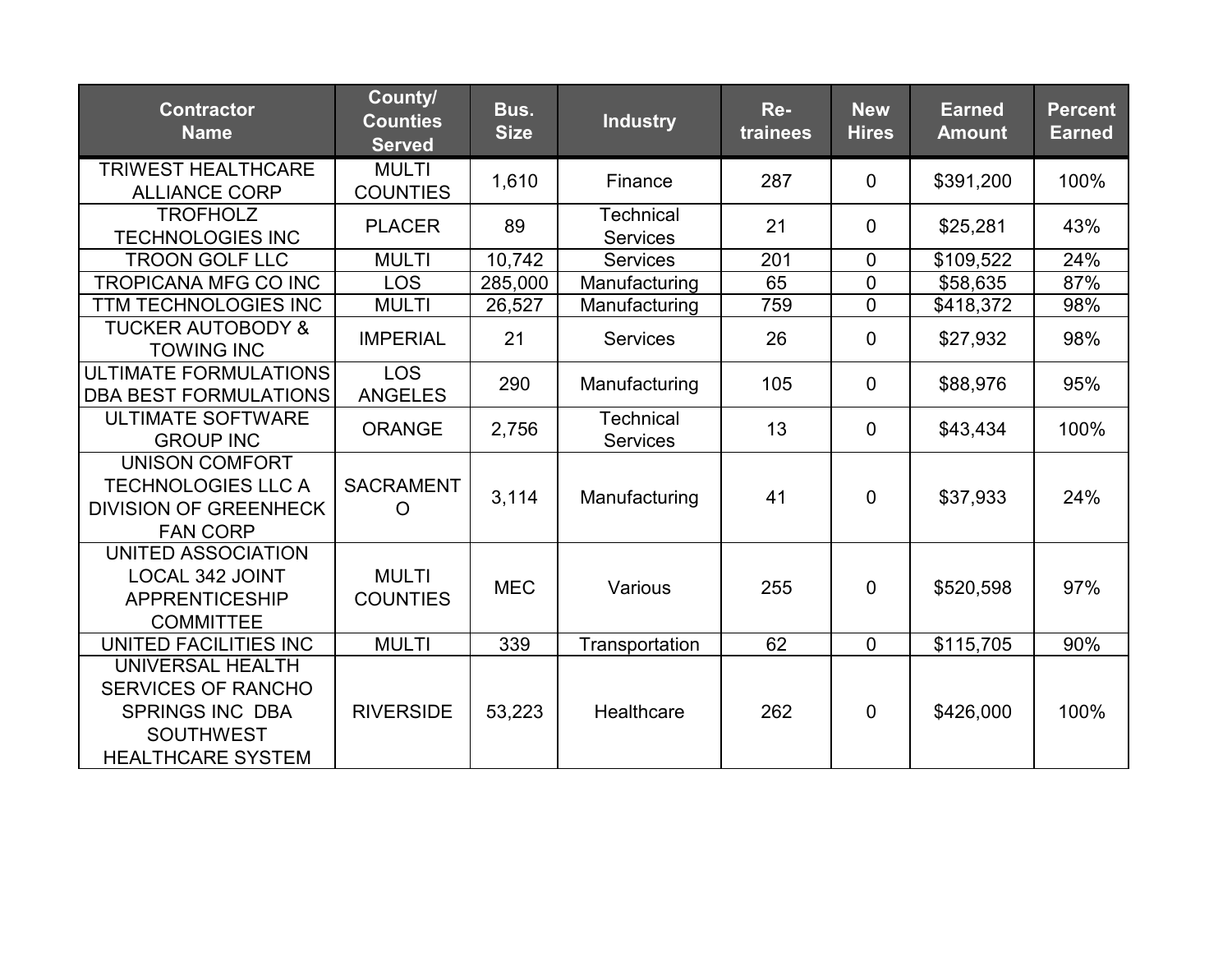| Contractor Name | County/ Counties Served | Bus. Size | Industry | Re-trainees | New Hires | Earned Amount | Percent Earned |
|---|---|---|---|---|---|---|---|
| TRIWEST HEALTHCARE ALLIANCE CORP | MULTI COUNTIES | 1,610 | Finance | 287 | 0 | $391,200 | 100% |
| TROFHOLZ TECHNOLOGIES INC | PLACER | 89 | Technical Services | 21 | 0 | $25,281 | 43% |
| TROON GOLF LLC | MULTI | 10,742 | Services | 201 | 0 | $109,522 | 24% |
| TROPICANA MFG CO INC | LOS | 285,000 | Manufacturing | 65 | 0 | $58,635 | 87% |
| TTM TECHNOLOGIES INC | MULTI | 26,527 | Manufacturing | 759 | 0 | $418,372 | 98% |
| TUCKER AUTOBODY & TOWING INC | IMPERIAL | 21 | Services | 26 | 0 | $27,932 | 98% |
| ULTIMATE FORMULATIONS DBA BEST FORMULATIONS | LOS ANGELES | 290 | Manufacturing | 105 | 0 | $88,976 | 95% |
| ULTIMATE SOFTWARE GROUP INC | ORANGE | 2,756 | Technical Services | 13 | 0 | $43,434 | 100% |
| UNISON COMFORT TECHNOLOGIES LLC A DIVISION OF GREENHECK FAN CORP | SACRAMENTO | 3,114 | Manufacturing | 41 | 0 | $37,933 | 24% |
| UNITED ASSOCIATION LOCAL 342 JOINT APPRENTICESHIP COMMITTEE | MULTI COUNTIES | MEC | Various | 255 | 0 | $520,598 | 97% |
| UNITED FACILITIES INC | MULTI | 339 | Transportation | 62 | 0 | $115,705 | 90% |
| UNIVERSAL HEALTH SERVICES OF RANCHO SPRINGS INC DBA SOUTHWEST HEALTHCARE SYSTEM | RIVERSIDE | 53,223 | Healthcare | 262 | 0 | $426,000 | 100% |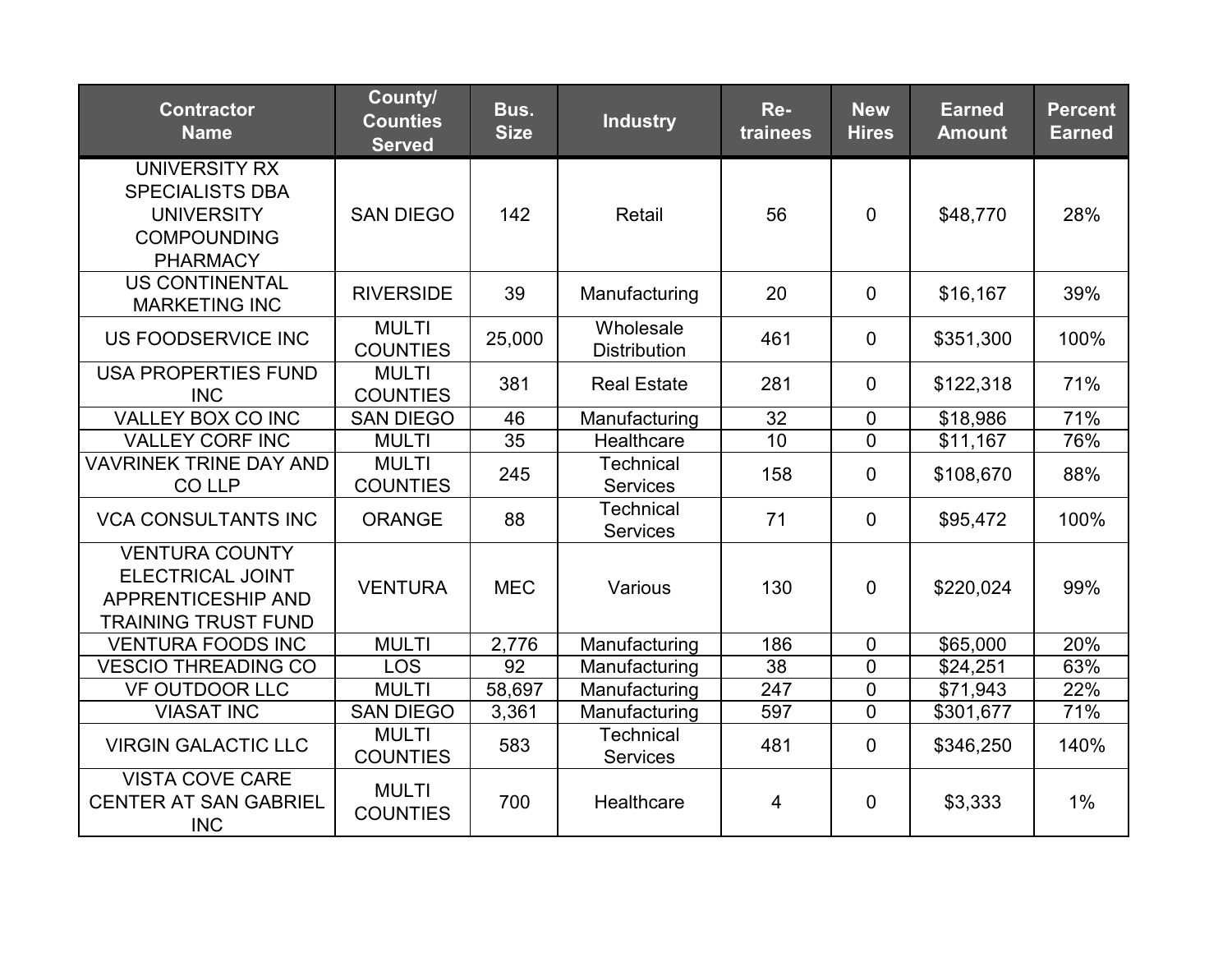| Contractor Name | County/ Counties Served | Bus. Size | Industry | Re-trainees | New Hires | Earned Amount | Percent Earned |
|---|---|---|---|---|---|---|---|
| UNIVERSITY RX SPECIALISTS DBA UNIVERSITY COMPOUNDING PHARMACY | SAN DIEGO | 142 | Retail | 56 | 0 | $48,770 | 28% |
| US CONTINENTAL MARKETING INC | RIVERSIDE | 39 | Manufacturing | 20 | 0 | $16,167 | 39% |
| US FOODSERVICE INC | MULTI COUNTIES | 25,000 | Wholesale Distribution | 461 | 0 | $351,300 | 100% |
| USA PROPERTIES FUND INC | MULTI COUNTIES | 381 | Real Estate | 281 | 0 | $122,318 | 71% |
| VALLEY BOX CO INC | SAN DIEGO | 46 | Manufacturing | 32 | 0 | $18,986 | 71% |
| VALLEY CORF INC | MULTI | 35 | Healthcare | 10 | 0 | $11,167 | 76% |
| VAVRINEK TRINE DAY AND CO LLP | MULTI COUNTIES | 245 | Technical Services | 158 | 0 | $108,670 | 88% |
| VCA CONSULTANTS INC | ORANGE | 88 | Technical Services | 71 | 0 | $95,472 | 100% |
| VENTURA COUNTY ELECTRICAL JOINT APPRENTICESHIP AND TRAINING TRUST FUND | VENTURA | MEC | Various | 130 | 0 | $220,024 | 99% |
| VENTURA FOODS INC | MULTI | 2,776 | Manufacturing | 186 | 0 | $65,000 | 20% |
| VESCIO THREADING CO | LOS | 92 | Manufacturing | 38 | 0 | $24,251 | 63% |
| VF OUTDOOR LLC | MULTI | 58,697 | Manufacturing | 247 | 0 | $71,943 | 22% |
| VIASAT INC | SAN DIEGO | 3,361 | Manufacturing | 597 | 0 | $301,677 | 71% |
| VIRGIN GALACTIC LLC | MULTI COUNTIES | 583 | Technical Services | 481 | 0 | $346,250 | 140% |
| VISTA COVE CARE CENTER AT SAN GABRIEL INC | MULTI COUNTIES | 700 | Healthcare | 4 | 0 | $3,333 | 1% |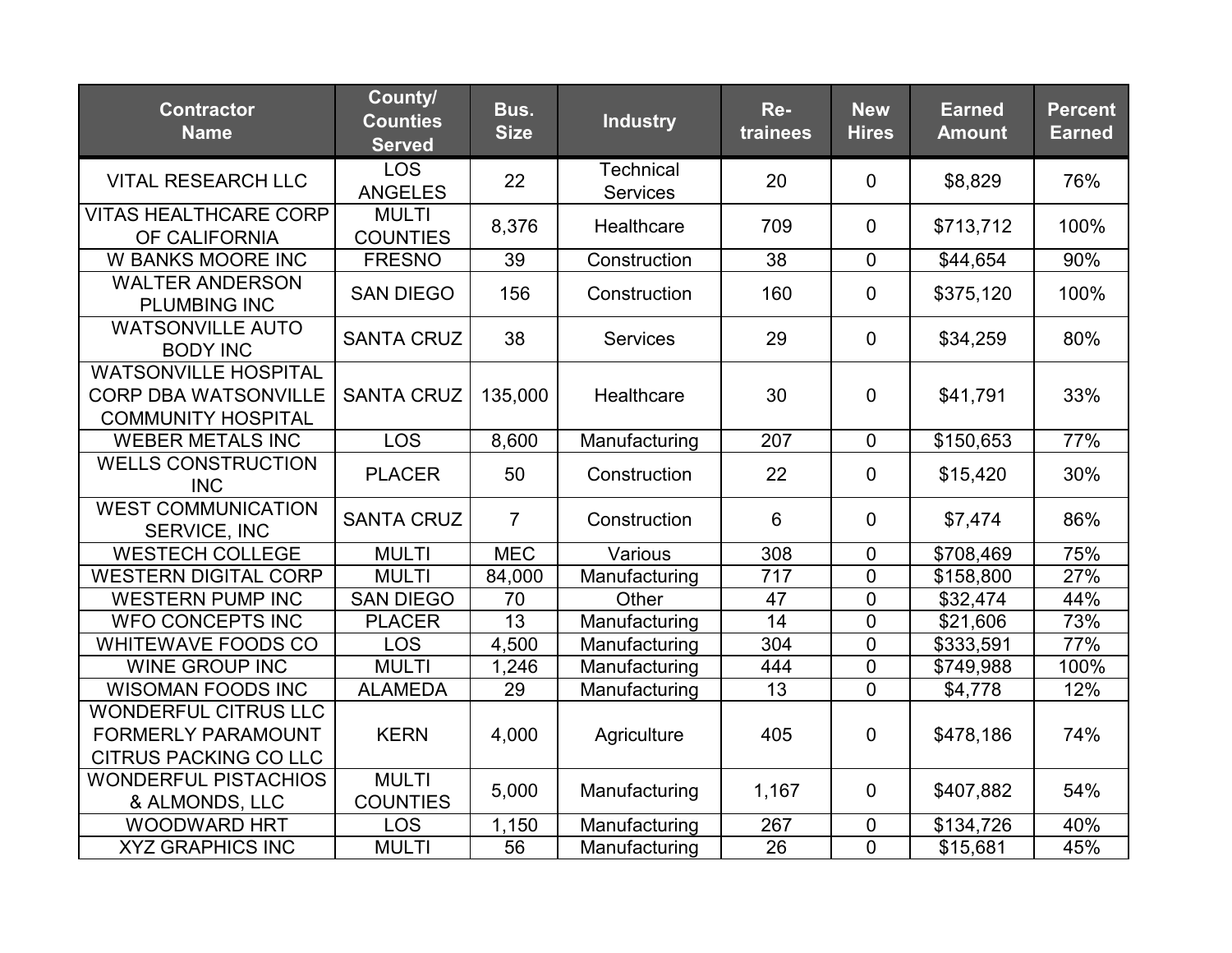| Contractor Name | County/ Counties Served | Bus. Size | Industry | Re-trainees | New Hires | Earned Amount | Percent Earned |
|---|---|---|---|---|---|---|---|
| VITAL RESEARCH LLC | LOS ANGELES | 22 | Technical Services | 20 | 0 | $8,829 | 76% |
| VITAS HEALTHCARE CORP OF CALIFORNIA | MULTI COUNTIES | 8,376 | Healthcare | 709 | 0 | $713,712 | 100% |
| W BANKS MOORE INC | FRESNO | 39 | Construction | 38 | 0 | $44,654 | 90% |
| WALTER ANDERSON PLUMBING INC | SAN DIEGO | 156 | Construction | 160 | 0 | $375,120 | 100% |
| WATSONVILLE AUTO BODY INC | SANTA CRUZ | 38 | Services | 29 | 0 | $34,259 | 80% |
| WATSONVILLE HOSPITAL CORP DBA WATSONVILLE COMMUNITY HOSPITAL | SANTA CRUZ | 135,000 | Healthcare | 30 | 0 | $41,791 | 33% |
| WEBER METALS INC | LOS | 8,600 | Manufacturing | 207 | 0 | $150,653 | 77% |
| WELLS CONSTRUCTION INC | PLACER | 50 | Construction | 22 | 0 | $15,420 | 30% |
| WEST COMMUNICATION SERVICE, INC | SANTA CRUZ | 7 | Construction | 6 | 0 | $7,474 | 86% |
| WESTECH COLLEGE | MULTI | MEC | Various | 308 | 0 | $708,469 | 75% |
| WESTERN DIGITAL CORP | MULTI | 84,000 | Manufacturing | 717 | 0 | $158,800 | 27% |
| WESTERN PUMP INC | SAN DIEGO | 70 | Other | 47 | 0 | $32,474 | 44% |
| WFO CONCEPTS INC | PLACER | 13 | Manufacturing | 14 | 0 | $21,606 | 73% |
| WHITEWAVE FOODS CO | LOS | 4,500 | Manufacturing | 304 | 0 | $333,591 | 77% |
| WINE GROUP INC | MULTI | 1,246 | Manufacturing | 444 | 0 | $749,988 | 100% |
| WISOMAN FOODS INC | ALAMEDA | 29 | Manufacturing | 13 | 0 | $4,778 | 12% |
| WONDERFUL CITRUS LLC FORMERLY PARAMOUNT CITRUS PACKING CO LLC | KERN | 4,000 | Agriculture | 405 | 0 | $478,186 | 74% |
| WONDERFUL PISTACHIOS & ALMONDS, LLC | MULTI COUNTIES | 5,000 | Manufacturing | 1,167 | 0 | $407,882 | 54% |
| WOODWARD HRT | LOS | 1,150 | Manufacturing | 267 | 0 | $134,726 | 40% |
| XYZ GRAPHICS INC | MULTI | 56 | Manufacturing | 26 | 0 | $15,681 | 45% |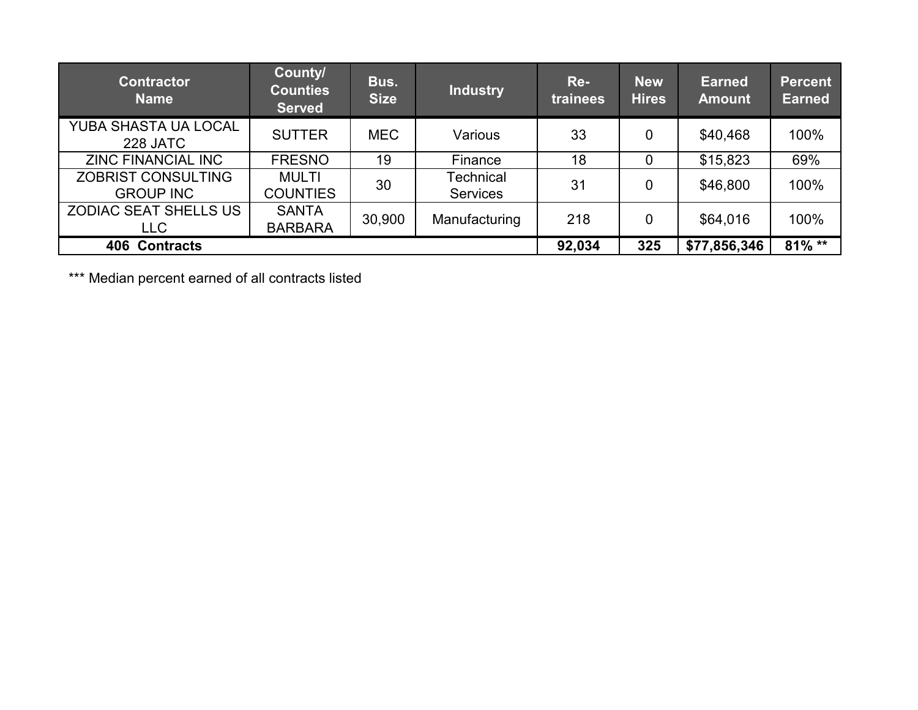| Contractor Name | County/ Counties Served | Bus. Size | Industry | Re-trainees | New Hires | Earned Amount | Percent Earned |
|---|---|---|---|---|---|---|---|
| YUBA SHASTA UA LOCAL 228 JATC | SUTTER | MEC | Various | 33 | 0 | $40,468 | 100% |
| ZINC FINANCIAL INC | FRESNO | 19 | Finance | 18 | 0 | $15,823 | 69% |
| ZOBRIST CONSULTING GROUP INC | MULTI COUNTIES | 30 | Technical Services | 31 | 0 | $46,800 | 100% |
| ZODIAC SEAT SHELLS US LLC | SANTA BARBARA | 30,900 | Manufacturing | 218 | 0 | $64,016 | 100% |
| **406 Contracts** | | | | **92,034** | **325** | **$77,856,346** | **81% **** |

*** Median percent earned of all contracts listed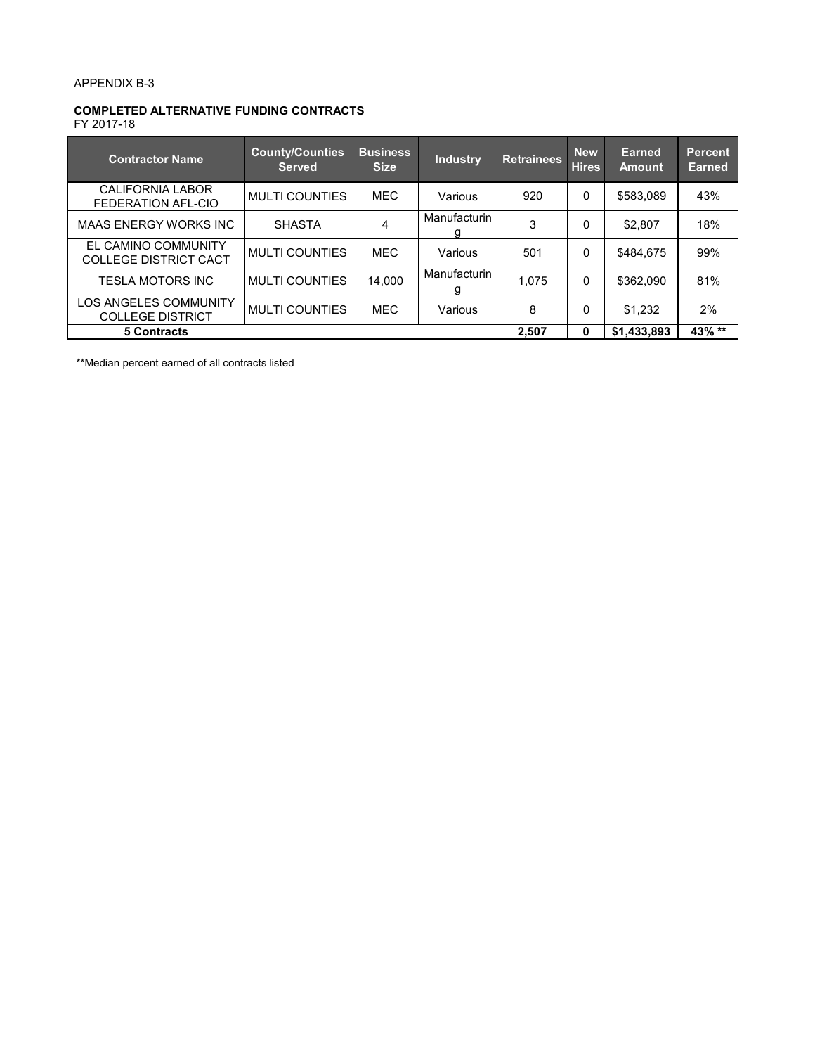APPENDIX B-3

**COMPLETED ALTERNATIVE FUNDING CONTRACTS**
FY 2017-18

| Contractor Name | County/Counties Served | Business Size | Industry | Retrainees | New Hires | Earned Amount | Percent Earned |
|---|---|---|---|---|---|---|---|
| CALIFORNIA LABOR FEDERATION AFL-CIO | MULTI COUNTIES | MEC | Various | 920 | 0 | $583,089 | 43% |
| MAAS ENERGY WORKS INC | SHASTA | 4 | Manufacturing | 3 | 0 | $2,807 | 18% |
| EL CAMINO COMMUNITY COLLEGE DISTRICT CACT | MULTI COUNTIES | MEC | Various | 501 | 0 | $484,675 | 99% |
| TESLA MOTORS INC | MULTI COUNTIES | 14,000 | Manufacturing | 1,075 | 0 | $362,090 | 81% |
| LOS ANGELES COMMUNITY COLLEGE DISTRICT | MULTI COUNTIES | MEC | Various | 8 | 0 | $1,232 | 2% |
| **5 Contracts** | | | | **2,507** | **0** | **$1,433,893** | **43% \*\*** |

**Median percent earned of all contracts listed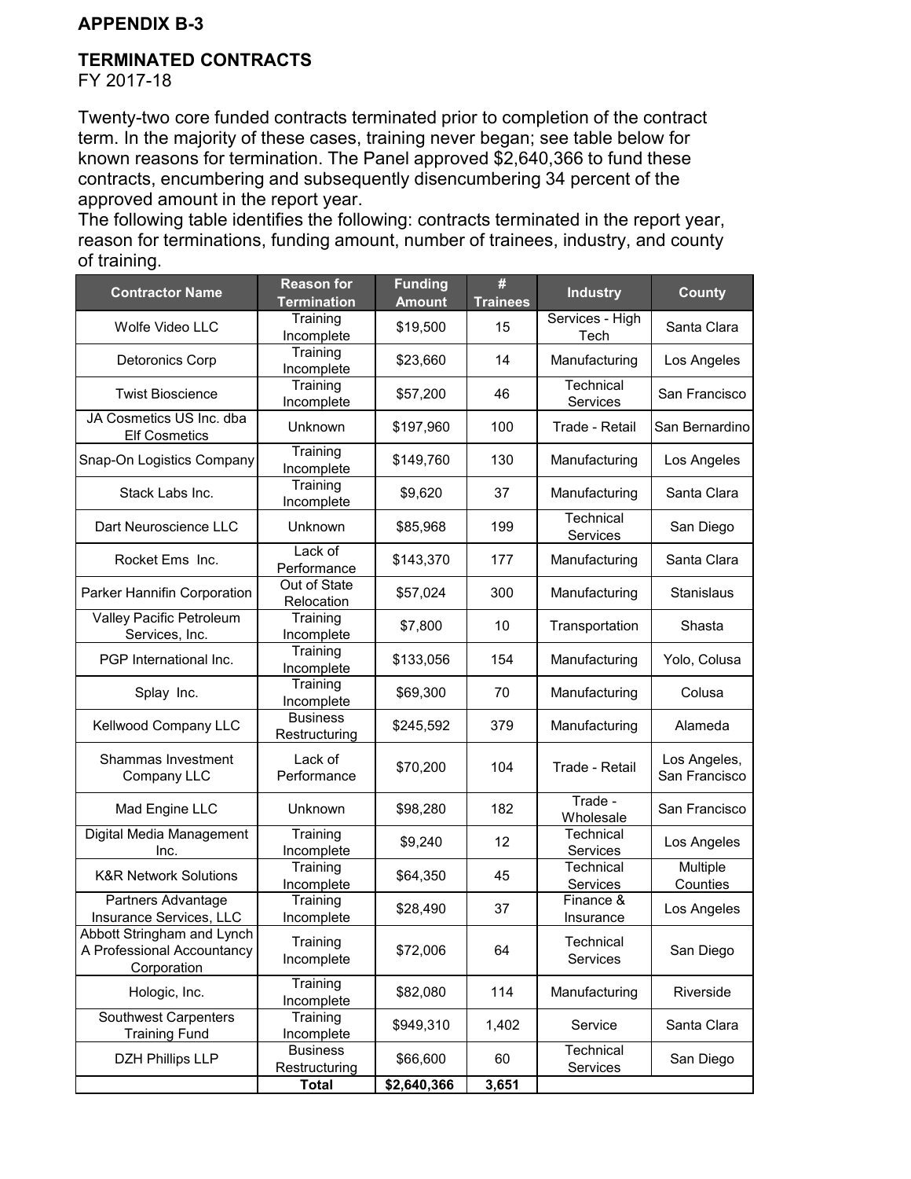## APPENDIX B-3

### TERMINATED CONTRACTS

FY 2017-18

Twenty-two core funded contracts terminated prior to completion of the contract term. In the majority of these cases, training never began; see table below for known reasons for termination. The Panel approved $2,640,366 to fund these contracts, encumbering and subsequently disencumbering 34 percent of the approved amount in the report year.

The following table identifies the following: contracts terminated in the report year, reason for terminations, funding amount, number of trainees, industry, and county of training.

| Contractor Name | Reason for Termination | Funding Amount | # Trainees | Industry | County |
|---|---|---|---|---|---|
| Wolfe Video LLC | Training Incomplete | $19,500 | 15 | Services - High Tech | Santa Clara |
| Detoronics Corp | Training Incomplete | $23,660 | 14 | Manufacturing | Los Angeles |
| Twist Bioscience | Training Incomplete | $57,200 | 46 | Technical Services | San Francisco |
| JA Cosmetics US Inc. dba Elf Cosmetics | Unknown | $197,960 | 100 | Trade - Retail | San Bernardino |
| Snap-On Logistics Company | Training Incomplete | $149,760 | 130 | Manufacturing | Los Angeles |
| Stack Labs Inc. | Training Incomplete | $9,620 | 37 | Manufacturing | Santa Clara |
| Dart Neuroscience LLC | Unknown | $85,968 | 199 | Technical Services | San Diego |
| Rocket Ems Inc. | Lack of Performance | $143,370 | 177 | Manufacturing | Santa Clara |
| Parker Hannifin Corporation | Out of State Relocation | $57,024 | 300 | Manufacturing | Stanislaus |
| Valley Pacific Petroleum Services, Inc. | Training Incomplete | $7,800 | 10 | Transportation | Shasta |
| PGP International Inc. | Training Incomplete | $133,056 | 154 | Manufacturing | Yolo, Colusa |
| Splay Inc. | Training Incomplete | $69,300 | 70 | Manufacturing | Colusa |
| Kellwood Company LLC | Business Restructuring | $245,592 | 379 | Manufacturing | Alameda |
| Shammas Investment Company LLC | Lack of Performance | $70,200 | 104 | Trade - Retail | Los Angeles, San Francisco |
| Mad Engine LLC | Unknown | $98,280 | 182 | Trade - Wholesale | San Francisco |
| Digital Media Management Inc. | Training Incomplete | $9,240 | 12 | Technical Services | Los Angeles |
| K&R Network Solutions | Training Incomplete | $64,350 | 45 | Technical Services | Multiple Counties |
| Partners Advantage Insurance Services, LLC | Training Incomplete | $28,490 | 37 | Finance & Insurance | Los Angeles |
| Abbott Stringham and Lynch A Professional Accountancy Corporation | Training Incomplete | $72,006 | 64 | Technical Services | San Diego |
| Hologic, Inc. | Training Incomplete | $82,080 | 114 | Manufacturing | Riverside |
| Southwest Carpenters Training Fund | Training Incomplete | $949,310 | 1,402 | Service | Santa Clara |
| DZH Phillips LLP | Business Restructuring | $66,600 | 60 | Technical Services | San Diego |
| | **Total** | **$2,640,366** | **3,651** | | |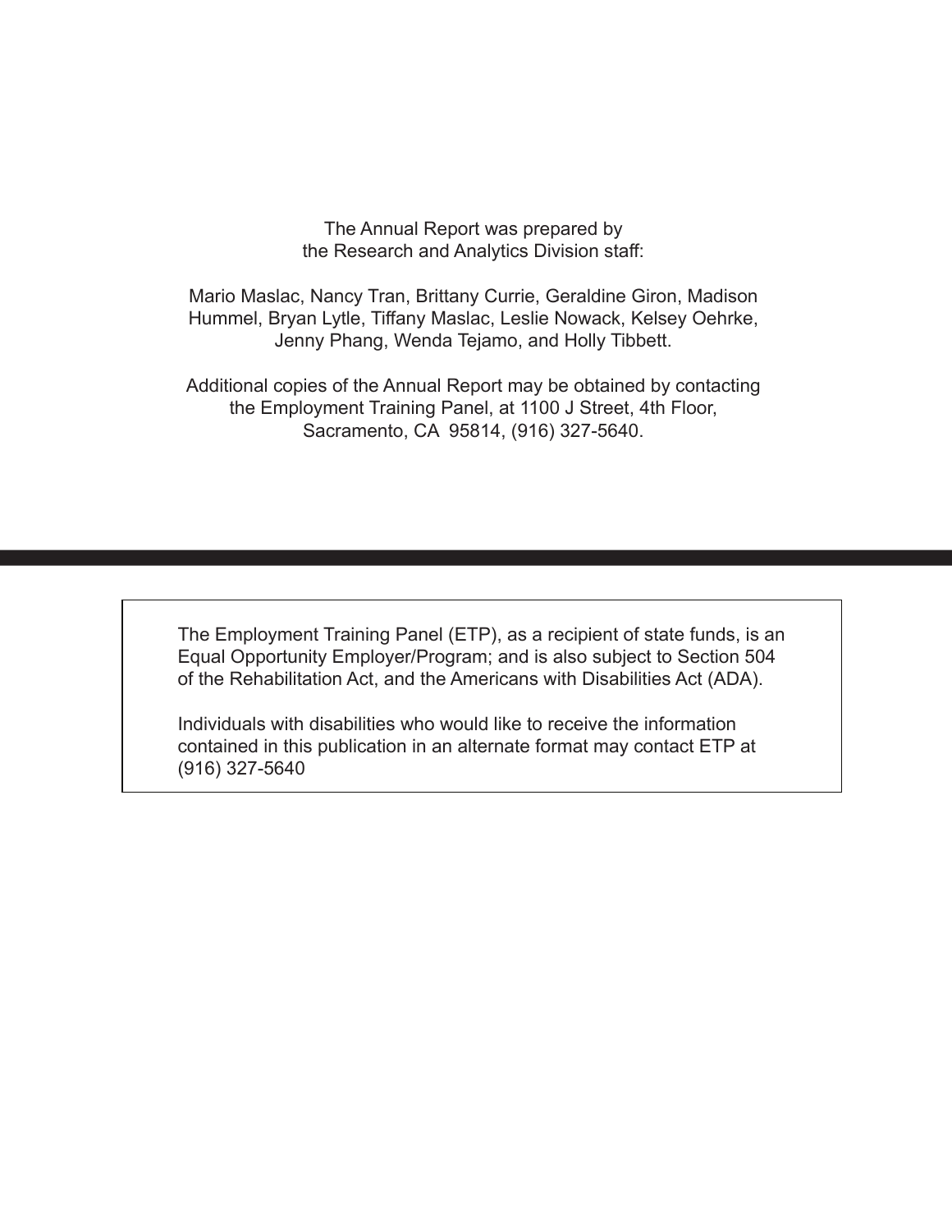The Annual Report was prepared by
the Research and Analytics Division staff:

Mario Maslac, Nancy Tran, Brittany Currie, Geraldine Giron, Madison Hummel, Bryan Lytle, Tiffany Maslac, Leslie Nowack, Kelsey Oehrke, Jenny Phang, Wenda Tejamo, and Holly Tibbett.

Additional copies of the Annual Report may be obtained by contacting the Employment Training Panel, at 1100 J Street, 4th Floor, Sacramento, CA 95814, (916) 327-5640.

---

The Employment Training Panel (ETP), as a recipient of state funds, is an Equal Opportunity Employer/Program; and is also subject to Section 504 of the Rehabilitation Act, and the Americans with Disabilities Act (ADA).

Individuals with disabilities who would like to receive the information contained in this publication in an alternate format may contact ETP at (916) 327-5640